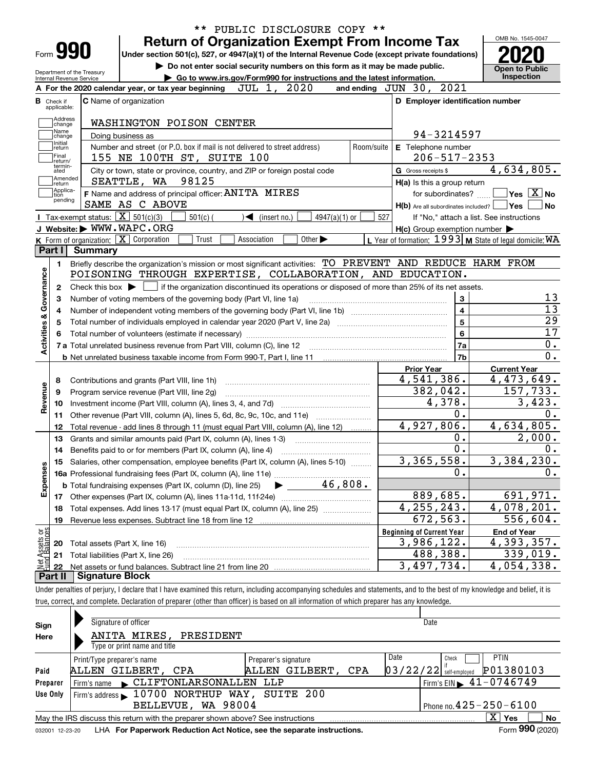\*\* PUBLIC DISCLOSURE COPY \*\*

# Form 990 — Return of Organization Exempt From Income Tax

Under section 501(c), 527, or 4947(a)(1) of the Internal Revenue Code (except private foundations)

▶ Do not enter social security numbers on this form as it may be made public.

▶ Go to www.irs.gov/Form990 for instructions and the latest information.

Department of the Treasury
Internal Revenue Service

OMB No. 1545-0047

**2020**

**Open to Public Inspection**

**A** For the 2020 calendar year, or tax year beginning JUL 1, 2020 and ending JUN 30, 2021

**B** Check if applicable: Address change, Name change, Initial return, Final return/terminated, Amended return, Application pending

**C** Name of organization: WASHINGTON POISON CENTER

Doing business as

Number and street (or P.O. box if mail is not delivered to street address): 155 NE 100TH ST, SUITE 100 — Room/suite

City or town, state or province, country, and ZIP or foreign postal code: SEATTLE, WA 98125

**D** Employer identification number: 94-3214597

**E** Telephone number: 206-517-2353

**G** Gross receipts $ 4,634,805.

**F** Name and address of principal officer: ANITA MIRES, SAME AS C ABOVE

**H(a)** Is this a group return for subordinates? ☐ Yes ☒ No

**H(b)** Are all subordinates included? ☐ Yes ☐ No — If "No," attach a list. See instructions

**H(c)** Group exemption number ▶

**I** Tax-exempt status: ☒ 501(c)(3) ☐ 501(c) ( ) ◀ (insert no.) ☐ 4947(a)(1) or ☐ 527

**J** Website: ▶ WWW.WAPC.ORG

**K** Form of organization: ☒ Corporation ☐ Trust ☐ Association ☐ Other ▶

**L** Year of formation: 1993 **M** State of legal domicile: WA

## Part I Summary

**Activities & Governance**

1 Briefly describe the organization's mission or most significant activities: TO PREVENT AND REDUCE HARM FROM POISONING THROUGH EXPERTISE, COLLABORATION, AND EDUCATION.

2 Check this box ▶ ☐ if the organization discontinued its operations or disposed of more than 25% of its net assets.

| Line | Description | | Value |
|---|---|---|---|
| 3 | Number of voting members of the governing body (Part VI, line 1a) | 3 | 13 |
| 4 | Number of independent voting members of the governing body (Part VI, line 1b) | 4 | 13 |
| 5 | Total number of individuals employed in calendar year 2020 (Part V, line 2a) | 5 | 29 |
| 6 | Total number of volunteers (estimate if necessary) | 6 | 17 |
| 7a | Total unrelated business revenue from Part VIII, column (C), line 12 | 7a | 0. |
| b | Net unrelated business taxable income from Form 990-T, Part I, line 11 | 7b | 0. |

| Line | Description | Prior Year | Current Year |
|---|---|---|---|
| | **Revenue** | | |
| 8 | Contributions and grants (Part VIII, line 1h) | 4,541,386. | 4,473,649. |
| 9 | Program service revenue (Part VIII, line 2g) | 382,042. | 157,733. |
| 10 | Investment income (Part VIII, column (A), lines 3, 4, and 7d) | 4,378. | 3,423. |
| 11 | Other revenue (Part VIII, column (A), lines 5, 6d, 8c, 9c, 10c, and 11e) | 0. | 0. |
| 12 | Total revenue - add lines 8 through 11 (must equal Part VIII, column (A), line 12) | 4,927,806. | 4,634,805. |
| | **Expenses** | | |
| 13 | Grants and similar amounts paid (Part IX, column (A), lines 1-3) | 0. | 2,000. |
| 14 | Benefits paid to or for members (Part IX, column (A), line 4) | 0. | 0. |
| 15 | Salaries, other compensation, employee benefits (Part IX, column (A), lines 5-10) | 3,365,558. | 3,384,230. |
| 16a | Professional fundraising fees (Part IX, column (A), line 11e) | 0. | 0. |
| b | Total fundraising expenses (Part IX, column (D), line 25) ▶ 46,808. | | |
| 17 | Other expenses (Part IX, column (A), lines 11a-11d, 11f-24e) | 889,685. | 691,971. |
| 18 | Total expenses. Add lines 13-17 (must equal Part IX, column (A), line 25) | 4,255,243. | 4,078,201. |
| 19 | Revenue less expenses. Subtract line 18 from line 12 | 672,563. | 556,604. |

| Line | Net Assets or Fund Balances | Beginning of Current Year | End of Year |
|---|---|---|---|
| 20 | Total assets (Part X, line 16) | 3,986,122. | 4,393,357. |
| 21 | Total liabilities (Part X, line 26) | 488,388. | 339,019. |
| 22 | Net assets or fund balances. Subtract line 21 from line 20 | 3,497,734. | 4,054,338. |

## Part II Signature Block

Under penalties of perjury, I declare that I have examined this return, including accompanying schedules and statements, and to the best of my knowledge and belief, it is true, correct, and complete. Declaration of preparer (other than officer) is based on all information of which preparer has any knowledge.

**Sign Here**

Signature of officer — Date

ANITA MIRES, PRESIDENT
Type or print name and title

**Paid Preparer Use Only**

| Print/Type preparer's name | Preparer's signature | Date | Check if self-employed | PTIN |
|---|---|---|---|---|
| ALLEN GILBERT, CPA | ALLEN GILBERT, CPA | 03/22/22 | ☐ | P01380103 |

Firm's name ▶ CLIFTONLARSONALLEN LLP — Firm's EIN ▶ 41-0746749

Firm's address ▶ 10700 NORTHUP WAY, SUITE 200, BELLEVUE, WA 98004 — Phone no. 425-250-6100

May the IRS discuss this return with the preparer shown above? See instructions ☒ Yes ☐ No

032001 12-23-20 LHA For Paperwork Reduction Act Notice, see the separate instructions. Form **990** (2020)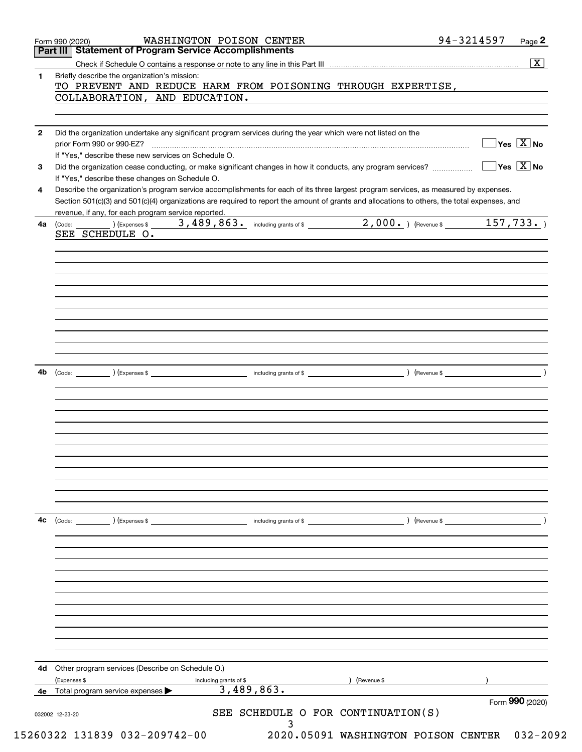Form 990 (2020) WASHINGTON POISON CENTER 94-3214597 Page **2**

## Part III Statement of Program Service Accomplishments

Check if Schedule O contains a response or note to any line in this Part III .................... [X]

**1** Briefly describe the organization's mission:

TO PREVENT AND REDUCE HARM FROM POISONING THROUGH EXPERTISE, COLLABORATION, AND EDUCATION.

**2** Did the organization undertake any significant program services during the year which were not listed on the prior Form 990 or 990-EZ? .................... [ ] Yes [X] No

If "Yes," describe these new services on Schedule O.

**3** Did the organization cease conducting, or make significant changes in how it conducts, any program services? .................... [ ] Yes [X] No

If "Yes," describe these changes on Schedule O.

**4** Describe the organization's program service accomplishments for each of its three largest program services, as measured by expenses. Section 501(c)(3) and 501(c)(4) organizations are required to report the amount of grants and allocations to others, the total expenses, and revenue, if any, for each program service reported.

**4a** (Code: ) (Expenses $ 3,489,863. including grants of $ 2,000. ) (Revenue $ 157,733. )

SEE SCHEDULE O.

**4b** (Code: ) (Expenses $ including grants of $ ) (Revenue $ )

**4c** (Code: ) (Expenses $ including grants of $ ) (Revenue $ )

**4d** Other program services (Describe on Schedule O.)

(Expenses $ including grants of $ ) (Revenue $ )

**4e** Total program service expenses ▶ 3,489,863.

Form **990** (2020)

032002 12-23-20

SEE SCHEDULE O FOR CONTINUATION(S)

15260322 131839 032-209742-00 2020.05091 WASHINGTON POISON CENTER 032-2092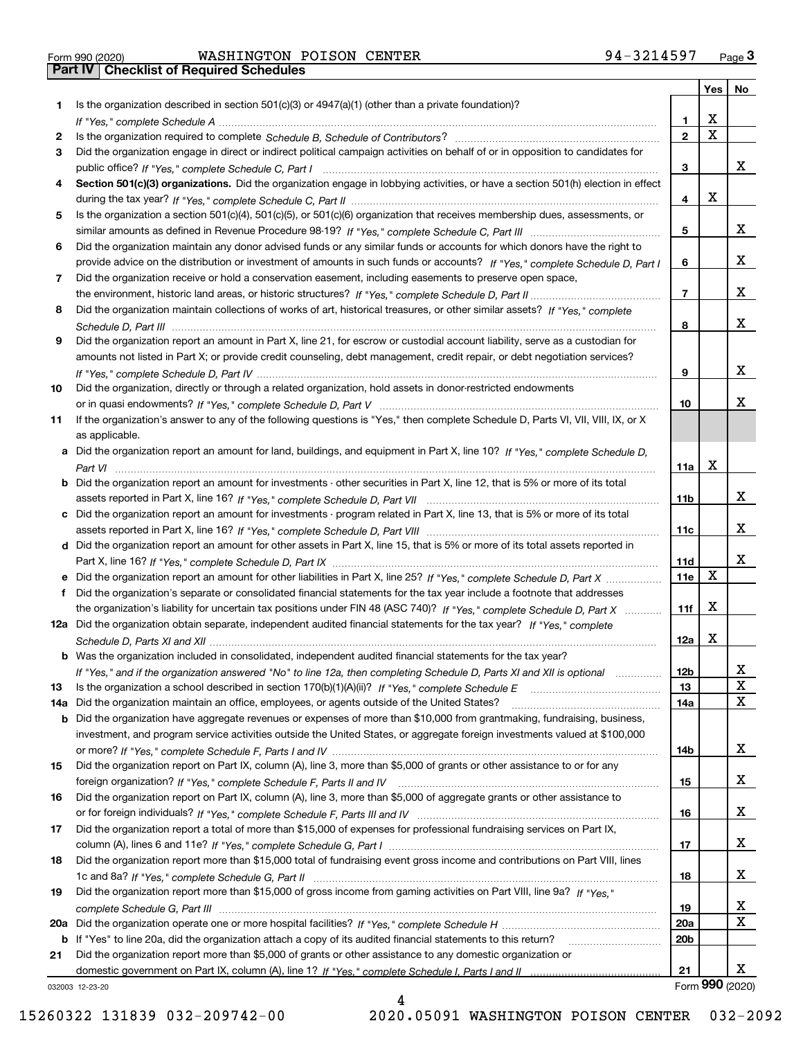Form 990 (2020) WASHINGTON POISON CENTER 94-3214597 Page **3**

## Part IV | Checklist of Required Schedules

| | | | Yes | No |
|---|---|---|---|---|
| **1** | Is the organization described in section 501(c)(3) or 4947(a)(1) (other than a private foundation)? *If "Yes," complete Schedule A* | **1** | X | |
| **2** | Is the organization required to complete *Schedule B, Schedule of Contributors*? | **2** | X | |
| **3** | Did the organization engage in direct or indirect political campaign activities on behalf of or in opposition to candidates for public office? *If "Yes," complete Schedule C, Part I* | **3** | | X |
| **4** | **Section 501(c)(3) organizations.** Did the organization engage in lobbying activities, or have a section 501(h) election in effect during the tax year? *If "Yes," complete Schedule C, Part II* | **4** | X | |
| **5** | Is the organization a section 501(c)(4), 501(c)(5), or 501(c)(6) organization that receives membership dues, assessments, or similar amounts as defined in Revenue Procedure 98-19? *If "Yes," complete Schedule C, Part III* | **5** | | X |
| **6** | Did the organization maintain any donor advised funds or any similar funds or accounts for which donors have the right to provide advice on the distribution or investment of amounts in such funds or accounts? *If "Yes," complete Schedule D, Part I* | **6** | | X |
| **7** | Did the organization receive or hold a conservation easement, including easements to preserve open space, the environment, historic land areas, or historic structures? *If "Yes," complete Schedule D, Part II* | **7** | | X |
| **8** | Did the organization maintain collections of works of art, historical treasures, or other similar assets? *If "Yes," complete Schedule D, Part III* | **8** | | X |
| **9** | Did the organization report an amount in Part X, line 21, for escrow or custodial account liability, serve as a custodian for amounts not listed in Part X; or provide credit counseling, debt management, credit repair, or debt negotiation services? *If "Yes," complete Schedule D, Part IV* | **9** | | X |
| **10** | Did the organization, directly or through a related organization, hold assets in donor-restricted endowments or in quasi endowments? *If "Yes," complete Schedule D, Part V* | **10** | | X |
| **11** | If the organization's answer to any of the following questions is "Yes," then complete Schedule D, Parts VI, VII, VIII, IX, or X as applicable. | | | |
| **a** | Did the organization report an amount for land, buildings, and equipment in Part X, line 10? *If "Yes," complete Schedule D, Part VI* | **11a** | X | |
| **b** | Did the organization report an amount for investments - other securities in Part X, line 12, that is 5% or more of its total assets reported in Part X, line 16? *If "Yes," complete Schedule D, Part VII* | **11b** | | X |
| **c** | Did the organization report an amount for investments - program related in Part X, line 13, that is 5% or more of its total assets reported in Part X, line 16? *If "Yes," complete Schedule D, Part VIII* | **11c** | | X |
| **d** | Did the organization report an amount for other assets in Part X, line 15, that is 5% or more of its total assets reported in Part X, line 16? *If "Yes," complete Schedule D, Part IX* | **11d** | | X |
| **e** | Did the organization report an amount for other liabilities in Part X, line 25? *If "Yes," complete Schedule D, Part X* | **11e** | X | |
| **f** | Did the organization's separate or consolidated financial statements for the tax year include a footnote that addresses the organization's liability for uncertain tax positions under FIN 48 (ASC 740)? *If "Yes," complete Schedule D, Part X* | **11f** | X | |
| **12a** | Did the organization obtain separate, independent audited financial statements for the tax year? *If "Yes," complete Schedule D, Parts XI and XII* | **12a** | X | |
| **b** | Was the organization included in consolidated, independent audited financial statements for the tax year? *If "Yes," and if the organization answered "No" to line 12a, then completing Schedule D, Parts XI and XII is optional* | **12b** | | X |
| **13** | Is the organization a school described in section 170(b)(1)(A)(ii)? *If "Yes," complete Schedule E* | **13** | | X |
| **14a** | Did the organization maintain an office, employees, or agents outside of the United States? | **14a** | | X |
| **b** | Did the organization have aggregate revenues or expenses of more than $10,000 from grantmaking, fundraising, business, investment, and program service activities outside the United States, or aggregate foreign investments valued at $100,000 or more? *If "Yes," complete Schedule F, Parts I and IV* | **14b** | | X |
| **15** | Did the organization report on Part IX, column (A), line 3, more than $5,000 of grants or other assistance to or for any foreign organization? *If "Yes," complete Schedule F, Parts II and IV* | **15** | | X |
| **16** | Did the organization report on Part IX, column (A), line 3, more than $5,000 of aggregate grants or other assistance to or for foreign individuals? *If "Yes," complete Schedule F, Parts III and IV* | **16** | | X |
| **17** | Did the organization report a total of more than $15,000 of expenses for professional fundraising services on Part IX, column (A), lines 6 and 11e? *If "Yes," complete Schedule G, Part I* | **17** | | X |
| **18** | Did the organization report more than $15,000 total of fundraising event gross income and contributions on Part VIII, lines 1c and 8a? *If "Yes," complete Schedule G, Part II* | **18** | | X |
| **19** | Did the organization report more than $15,000 of gross income from gaming activities on Part VIII, line 9a? *If "Yes," complete Schedule G, Part III* | **19** | | X |
| **20a** | Did the organization operate one or more hospital facilities? *If "Yes," complete Schedule H* | **20a** | | X |
| **b** | If "Yes" to line 20a, did the organization attach a copy of its audited financial statements to this return? | **20b** | | |
| **21** | Did the organization report more than $5,000 of grants or other assistance to any domestic organization or domestic government on Part IX, column (A), line 1? *If "Yes," complete Schedule I, Parts I and II* | **21** | | X |

032003 12-23-20 Form **990** (2020)

15260322 131839 032-209742-00 2020.05091 WASHINGTON POISON CENTER 032-2092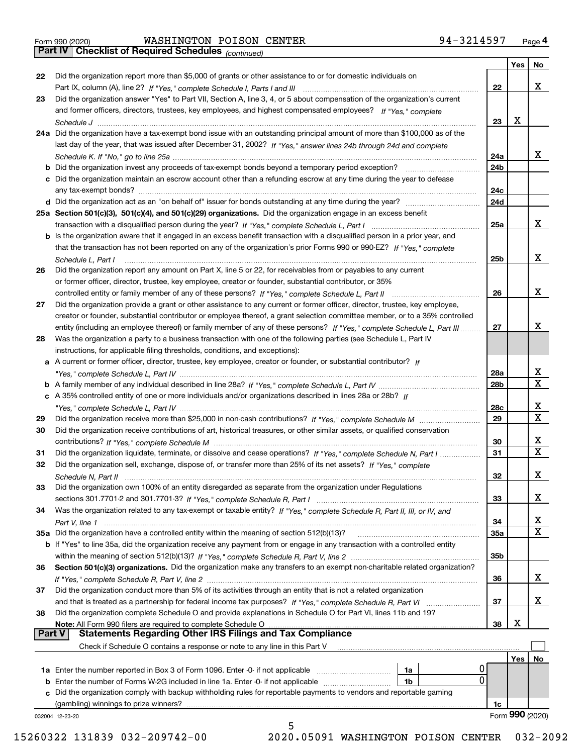Form 990 (2020) WASHINGTON POISON CENTER 94-3214597

## Part IV Checklist of Required Schedules *(continued)*

| | | | Yes | No |
|---|---|---|---|---|
| 22 | Did the organization report more than $5,000 of grants or other assistance to or for domestic individuals on Part IX, column (A), line 2? *If "Yes," complete Schedule I, Parts I and III* | 22 | | X |
| 23 | Did the organization answer "Yes" to Part VII, Section A, line 3, 4, or 5 about compensation of the organization's current and former officers, directors, trustees, key employees, and highest compensated employees? *If "Yes," complete Schedule J* | 23 | X | |
| 24a | Did the organization have a tax-exempt bond issue with an outstanding principal amount of more than $100,000 as of the last day of the year, that was issued after December 31, 2002? *If "Yes," answer lines 24b through 24d and complete Schedule K. If "No," go to line 25a* | 24a | | X |
| b | Did the organization invest any proceeds of tax-exempt bonds beyond a temporary period exception? | 24b | | |
| c | Did the organization maintain an escrow account other than a refunding escrow at any time during the year to defease any tax-exempt bonds? | 24c | | |
| d | Did the organization act as an "on behalf of" issuer for bonds outstanding at any time during the year? | 24d | | |
| 25a | **Section 501(c)(3), 501(c)(4), and 501(c)(29) organizations.** Did the organization engage in an excess benefit transaction with a disqualified person during the year? *If "Yes," complete Schedule L, Part I* | 25a | | X |
| b | Is the organization aware that it engaged in an excess benefit transaction with a disqualified person in a prior year, and that the transaction has not been reported on any of the organization's prior Forms 990 or 990-EZ? *If "Yes," complete Schedule L, Part I* | 25b | | X |
| 26 | Did the organization report any amount on Part X, line 5 or 22, for receivables from or payables to any current or former officer, director, trustee, key employee, creator or founder, substantial contributor, or 35% controlled entity or family member of any of these persons? *If "Yes," complete Schedule L, Part II* | 26 | | X |
| 27 | Did the organization provide a grant or other assistance to any current or former officer, director, trustee, key employee, creator or founder, substantial contributor or employee thereof, a grant selection committee member, or to a 35% controlled entity (including an employee thereof) or family member of any of these persons? *If "Yes," complete Schedule L, Part III* | 27 | | X |
| 28 | Was the organization a party to a business transaction with one of the following parties (see Schedule L, Part IV instructions, for applicable filing thresholds, conditions, and exceptions): | | | |
| a | A current or former officer, director, trustee, key employee, creator or founder, or substantial contributor? *If "Yes," complete Schedule L, Part IV* | 28a | | X |
| b | A family member of any individual described in line 28a? *If "Yes," complete Schedule L, Part IV* | 28b | | X |
| c | A 35% controlled entity of one or more individuals and/or organizations described in lines 28a or 28b? *If "Yes," complete Schedule L, Part IV* | 28c | | X |
| 29 | Did the organization receive more than $25,000 in non-cash contributions? *If "Yes," complete Schedule M* | 29 | | X |
| 30 | Did the organization receive contributions of art, historical treasures, or other similar assets, or qualified conservation contributions? *If "Yes," complete Schedule M* | 30 | | X |
| 31 | Did the organization liquidate, terminate, or dissolve and cease operations? *If "Yes," complete Schedule N, Part I* | 31 | | X |
| 32 | Did the organization sell, exchange, dispose of, or transfer more than 25% of its net assets? *If "Yes," complete Schedule N, Part II* | 32 | | X |
| 33 | Did the organization own 100% of an entity disregarded as separate from the organization under Regulations sections 301.7701-2 and 301.7701-3? *If "Yes," complete Schedule R, Part I* | 33 | | X |
| 34 | Was the organization related to any tax-exempt or taxable entity? *If "Yes," complete Schedule R, Part II, III, or IV, and Part V, line 1* | 34 | | X |
| 35a | Did the organization have a controlled entity within the meaning of section 512(b)(13)? | 35a | | X |
| b | If "Yes" to line 35a, did the organization receive any payment from or engage in any transaction with a controlled entity within the meaning of section 512(b)(13)? *If "Yes," complete Schedule R, Part V, line 2* | 35b | | |
| 36 | **Section 501(c)(3) organizations.** Did the organization make any transfers to an exempt non-charitable related organization? *If "Yes," complete Schedule R, Part V, line 2* | 36 | | X |
| 37 | Did the organization conduct more than 5% of its activities through an entity that is not a related organization and that is treated as a partnership for federal income tax purposes? *If "Yes," complete Schedule R, Part VI* | 37 | | X |
| 38 | Did the organization complete Schedule O and provide explanations in Schedule O for Part VI, lines 11b and 19? **Note:** All Form 990 filers are required to complete Schedule O | 38 | X | |

## Part V Statements Regarding Other IRS Filings and Tax Compliance

Check if Schedule O contains a response or note to any line in this Part V ☐

| | | | | | Yes | No |
|---|---|---|---|---|---|---|
| 1a | Enter the number reported in Box 3 of Form 1096. Enter -0- if not applicable | 1a | 0 | | | |
| b | Enter the number of Forms W-2G included in line 1a. Enter -0- if not applicable | 1b | 0 | | | |
| c | Did the organization comply with backup withholding rules for reportable payments to vendors and reportable gaming (gambling) winnings to prize winners? | | | 1c | | |

032004 12-23-20 Form 990 (2020)

15260322 131839 032-209742-00 2020.05091 WASHINGTON POISON CENTER 032-2092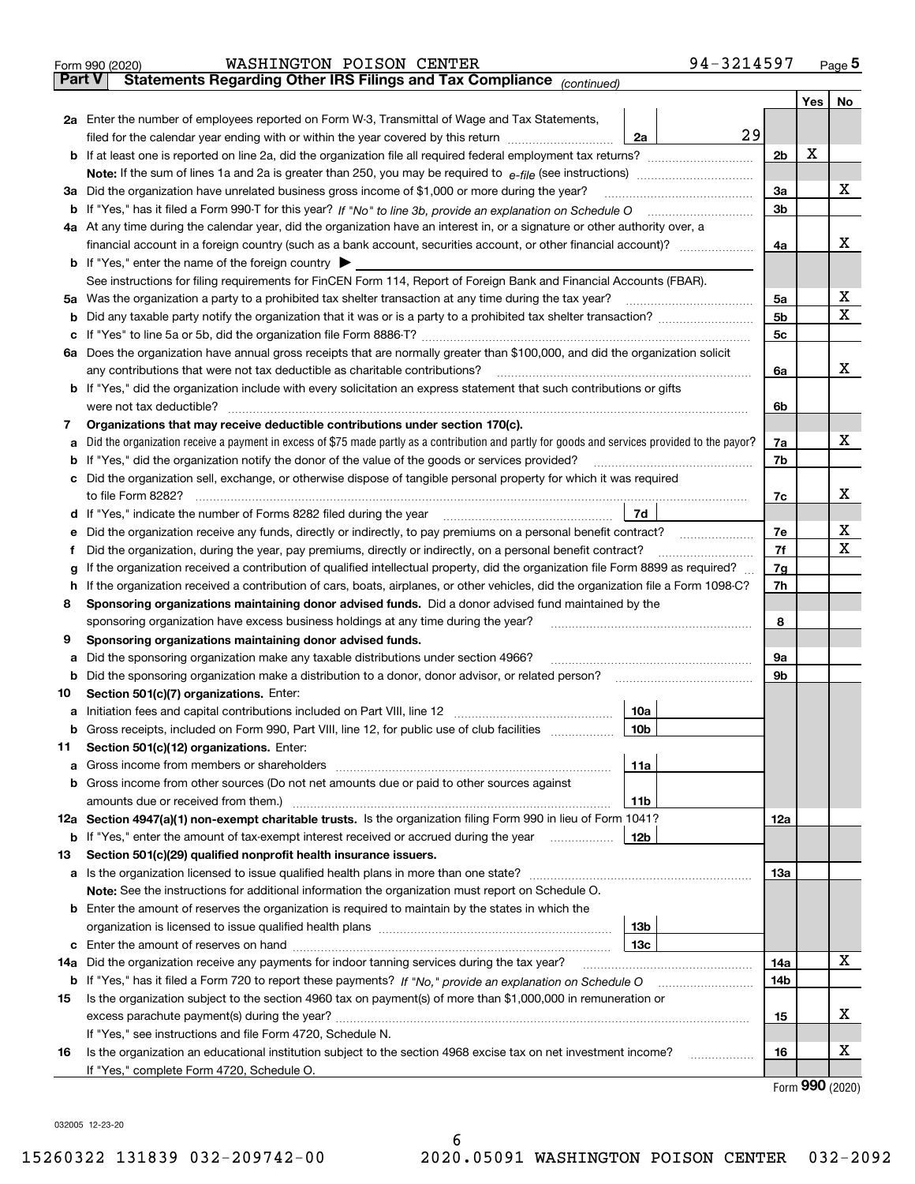Form 990 (2020) WASHINGTON POISON CENTER 94-3214597

## Part V Statements Regarding Other IRS Filings and Tax Compliance *(continued)*

| | | | | Yes | No |
|---|---|---|---|---|---|
| **2a** | Enter the number of employees reported on Form W-3, Transmittal of Wage and Tax Statements, filed for the calendar year ending with or within the year covered by this return | 2a 29 | | | |
| **b** | If at least one is reported on line 2a, did the organization file all required federal employment tax returns? | | 2b | X | |
| | **Note:** If the sum of lines 1a and 2a is greater than 250, you may be required to *e-file* (see instructions) | | | | |
| **3a** | Did the organization have unrelated business gross income of $1,000 or more during the year? | | 3a | | X |
| **b** | If "Yes," has it filed a Form 990-T for this year? *If "No" to line 3b, provide an explanation on Schedule O* | | 3b | | |
| **4a** | At any time during the calendar year, did the organization have an interest in, or a signature or other authority over, a financial account in a foreign country (such as a bank account, securities account, or other financial account)? | | 4a | | X |
| **b** | If "Yes," enter the name of the foreign country ▶ | | | | |
| | See instructions for filing requirements for FinCEN Form 114, Report of Foreign Bank and Financial Accounts (FBAR). | | | | |
| **5a** | Was the organization a party to a prohibited tax shelter transaction at any time during the tax year? | | 5a | | X |
| **b** | Did any taxable party notify the organization that it was or is a party to a prohibited tax shelter transaction? | | 5b | | X |
| **c** | If "Yes" to line 5a or 5b, did the organization file Form 8886-T? | | 5c | | |
| **6a** | Does the organization have annual gross receipts that are normally greater than $100,000, and did the organization solicit any contributions that were not tax deductible as charitable contributions? | | 6a | | X |
| **b** | If "Yes," did the organization include with every solicitation an express statement that such contributions or gifts were not tax deductible? | | 6b | | |
| **7** | **Organizations that may receive deductible contributions under section 170(c).** | | | | |
| **a** | Did the organization receive a payment in excess of $75 made partly as a contribution and partly for goods and services provided to the payor? | | 7a | | X |
| **b** | If "Yes," did the organization notify the donor of the value of the goods or services provided? | | 7b | | |
| **c** | Did the organization sell, exchange, or otherwise dispose of tangible personal property for which it was required to file Form 8282? | | 7c | | X |
| **d** | If "Yes," indicate the number of Forms 8282 filed during the year | 7d | | | |
| **e** | Did the organization receive any funds, directly or indirectly, to pay premiums on a personal benefit contract? | | 7e | | X |
| **f** | Did the organization, during the year, pay premiums, directly or indirectly, on a personal benefit contract? | | 7f | | X |
| **g** | If the organization received a contribution of qualified intellectual property, did the organization file Form 8899 as required? | | 7g | | |
| **h** | If the organization received a contribution of cars, boats, airplanes, or other vehicles, did the organization file a Form 1098-C? | | 7h | | |
| **8** | **Sponsoring organizations maintaining donor advised funds.** Did a donor advised fund maintained by the sponsoring organization have excess business holdings at any time during the year? | | 8 | | |
| **9** | **Sponsoring organizations maintaining donor advised funds.** | | | | |
| **a** | Did the sponsoring organization make any taxable distributions under section 4966? | | 9a | | |
| **b** | Did the sponsoring organization make a distribution to a donor, donor advisor, or related person? | | 9b | | |
| **10** | **Section 501(c)(7) organizations.** Enter: | | | | |
| **a** | Initiation fees and capital contributions included on Part VIII, line 12 | 10a | | | |
| **b** | Gross receipts, included on Form 990, Part VIII, line 12, for public use of club facilities | 10b | | | |
| **11** | **Section 501(c)(12) organizations.** Enter: | | | | |
| **a** | Gross income from members or shareholders | 11a | | | |
| **b** | Gross income from other sources (Do not net amounts due or paid to other sources against amounts due or received from them.) | 11b | | | |
| **12a** | **Section 4947(a)(1) non-exempt charitable trusts.** Is the organization filing Form 990 in lieu of Form 1041? | | 12a | | |
| **b** | If "Yes," enter the amount of tax-exempt interest received or accrued during the year | 12b | | | |
| **13** | **Section 501(c)(29) qualified nonprofit health insurance issuers.** | | | | |
| **a** | Is the organization licensed to issue qualified health plans in more than one state? | | 13a | | |
| | **Note:** See the instructions for additional information the organization must report on Schedule O. | | | | |
| **b** | Enter the amount of reserves the organization is required to maintain by the states in which the organization is licensed to issue qualified health plans | 13b | | | |
| **c** | Enter the amount of reserves on hand | 13c | | | |
| **14a** | Did the organization receive any payments for indoor tanning services during the tax year? | | 14a | | X |
| **b** | If "Yes," has it filed a Form 720 to report these payments? *If "No," provide an explanation on Schedule O* | | 14b | | |
| **15** | Is the organization subject to the section 4960 tax on payment(s) of more than $1,000,000 in remuneration or excess parachute payment(s) during the year? | | 15 | | X |
| | If "Yes," see instructions and file Form 4720, Schedule N. | | | | |
| **16** | Is the organization an educational institution subject to the section 4968 excise tax on net investment income? | | 16 | | X |
| | If "Yes," complete Form 4720, Schedule O. | | | | |

Form **990** (2020)

032005 12-23-20

15260322 131839 032-209742-00 2020.05091 WASHINGTON POISON CENTER 032-2092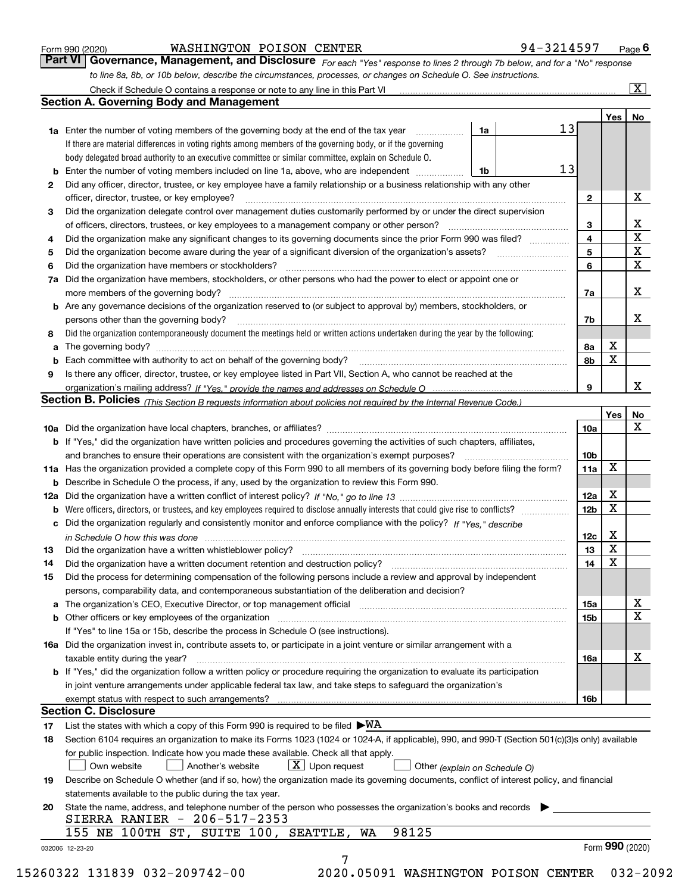Form 990 (2020) WASHINGTON POISON CENTER 94-3214597

## Part VI Governance, Management, and Disclosure

*For each "Yes" response to lines 2 through 7b below, and for a "No" response to line 8a, 8b, or 10b below, describe the circumstances, processes, or changes on Schedule O. See instructions.*

Check if Schedule O contains a response or note to any line in this Part VI [X]

### Section A. Governing Body and Management

| | | | | Yes | No |
|---|---|---|---|---|---|
| 1a | Enter the number of voting members of the governing body at the end of the tax year | 1a | 13 | | |
| | If there are material differences in voting rights among members of the governing body, or if the governing body delegated broad authority to an executive committee or similar committee, explain on Schedule O. | | | | |
| b | Enter the number of voting members included on line 1a, above, who are independent | 1b | 13 | | |
| 2 | Did any officer, director, trustee, or key employee have a family relationship or a business relationship with any other officer, director, trustee, or key employee? | 2 | | | X |
| 3 | Did the organization delegate control over management duties customarily performed by or under the direct supervision of officers, directors, trustees, or key employees to a management company or other person? | 3 | | | X |
| 4 | Did the organization make any significant changes to its governing documents since the prior Form 990 was filed? | 4 | | | X |
| 5 | Did the organization become aware during the year of a significant diversion of the organization's assets? | 5 | | | X |
| 6 | Did the organization have members or stockholders? | 6 | | | X |
| 7a | Did the organization have members, stockholders, or other persons who had the power to elect or appoint one or more members of the governing body? | 7a | | | X |
| b | Are any governance decisions of the organization reserved to (or subject to approval by) members, stockholders, or persons other than the governing body? | 7b | | | X |
| 8 | Did the organization contemporaneously document the meetings held or written actions undertaken during the year by the following: | | | | |
| a | The governing body? | 8a | | X | |
| b | Each committee with authority to act on behalf of the governing body? | 8b | | X | |
| 9 | Is there any officer, director, trustee, or key employee listed in Part VII, Section A, who cannot be reached at the organization's mailing address? *If "Yes," provide the names and addresses on Schedule O* | 9 | | | X |

### Section B. Policies *(This Section B requests information about policies not required by the Internal Revenue Code.)*

| | | | Yes | No |
|---|---|---|---|---|
| 10a | Did the organization have local chapters, branches, or affiliates? | 10a | | X |
| b | If "Yes," did the organization have written policies and procedures governing the activities of such chapters, affiliates, and branches to ensure their operations are consistent with the organization's exempt purposes? | 10b | | |
| 11a | Has the organization provided a complete copy of this Form 990 to all members of its governing body before filing the form? | 11a | X | |
| b | Describe in Schedule O the process, if any, used by the organization to review this Form 990. | | | |
| 12a | Did the organization have a written conflict of interest policy? *If "No," go to line 13* | 12a | X | |
| b | Were officers, directors, or trustees, and key employees required to disclose annually interests that could give rise to conflicts? | 12b | X | |
| c | Did the organization regularly and consistently monitor and enforce compliance with the policy? *If "Yes," describe in Schedule O how this was done* | 12c | X | |
| 13 | Did the organization have a written whistleblower policy? | 13 | X | |
| 14 | Did the organization have a written document retention and destruction policy? | 14 | X | |
| 15 | Did the process for determining compensation of the following persons include a review and approval by independent persons, comparability data, and contemporaneous substantiation of the deliberation and decision? | | | |
| a | The organization's CEO, Executive Director, or top management official | 15a | | X |
| b | Other officers or key employees of the organization | 15b | | X |
| | If "Yes" to line 15a or 15b, describe the process in Schedule O (see instructions). | | | |
| 16a | Did the organization invest in, contribute assets to, or participate in a joint venture or similar arrangement with a taxable entity during the year? | 16a | | X |
| b | If "Yes," did the organization follow a written policy or procedure requiring the organization to evaluate its participation in joint venture arrangements under applicable federal tax law, and take steps to safeguard the organization's exempt status with respect to such arrangements? | 16b | | |

### Section C. Disclosure

17 List the states with which a copy of this Form 990 is required to be filed ▶WA

18 Section 6104 requires an organization to make its Forms 1023 (1024 or 1024-A, if applicable), 990, and 990-T (Section 501(c)(3)s only) available for public inspection. Indicate how you made these available. Check all that apply.

[ ] Own website [ ] Another's website [X] Upon request [ ] Other *(explain on Schedule O)*

19 Describe on Schedule O whether (and if so, how) the organization made its governing documents, conflict of interest policy, and financial statements available to the public during the tax year.

20 State the name, address, and telephone number of the person who possesses the organization's books and records ▶

SIERRA RANIER - 206-517-2353
155 NE 100TH ST, SUITE 100, SEATTLE, WA 98125

032006 12-23-20 Form **990** (2020)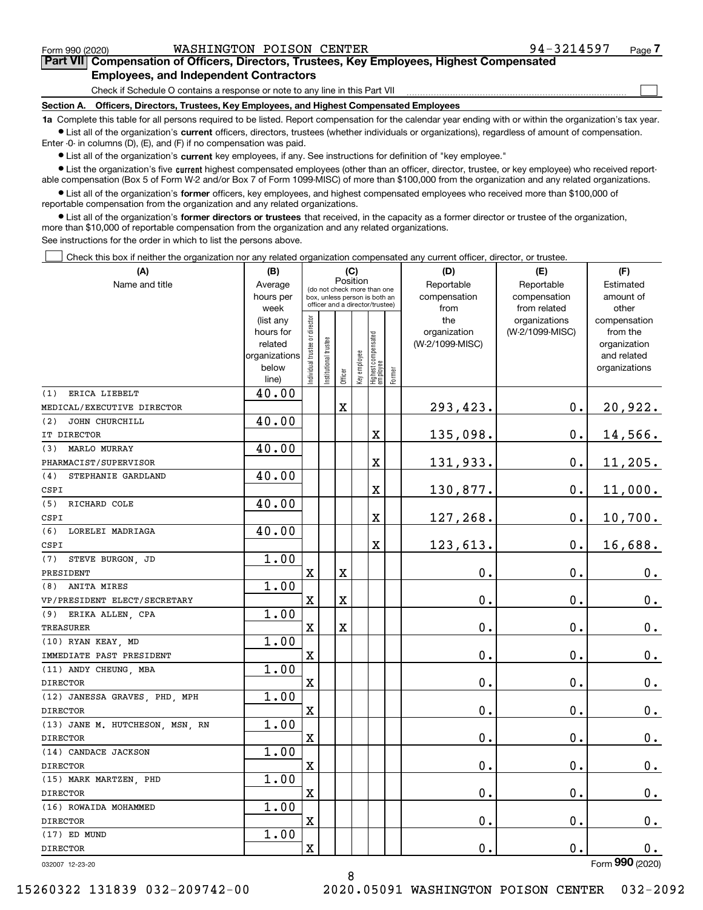Form 990 (2020) WASHINGTON POISON CENTER 94-3214597

## Part VII Compensation of Officers, Directors, Trustees, Key Employees, Highest Compensated Employees, and Independent Contractors

Check if Schedule O contains a response or note to any line in this Part VII ☐

### Section A. Officers, Directors, Trustees, Key Employees, and Highest Compensated Employees

**1a** Complete this table for all persons required to be listed. Report compensation for the calendar year ending with or within the organization's tax year.

- List all of the organization's **current** officers, directors, trustees (whether individuals or organizations), regardless of amount of compensation. Enter -0- in columns (D), (E), and (F) if no compensation was paid.
- List all of the organization's **current** key employees, if any. See instructions for definition of "key employee."
- List the organization's five **current** highest compensated employees (other than an officer, director, trustee, or key employee) who received reportable compensation (Box 5 of Form W-2 and/or Box 7 of Form 1099-MISC) of more than $100,000 from the organization and any related organizations.
- List all of the organization's **former** officers, key employees, and highest compensated employees who received more than $100,000 of reportable compensation from the organization and any related organizations.
- List all of the organization's **former directors or trustees** that received, in the capacity as a former director or trustee of the organization, more than $10,000 of reportable compensation from the organization and any related organizations.

See instructions for the order in which to list the persons above.

☐ Check this box if neither the organization nor any related organization compensated any current officer, director, or trustee.

| (A) Name and title | (B) Average hours per week (list any hours for related organizations below line) | (C) Position: Individual trustee or director | Institutional trustee | Officer | Key employee | Highest compensated employee | Former | (D) Reportable compensation from the organization (W-2/1099-MISC) | (E) Reportable compensation from related organizations (W-2/1099-MISC) | (F) Estimated amount of other compensation from the organization and related organizations |
|---|---|---|---|---|---|---|---|---|---|---|
| (1) ERICA LIEBELT<br>MEDICAL/EXECUTIVE DIRECTOR | 40.00 | | | X | | | | 293,423. | 0. | 20,922. |
| (2) JOHN CHURCHILL<br>IT DIRECTOR | 40.00 | | | | | X | | 135,098. | 0. | 14,566. |
| (3) MARLO MURRAY<br>PHARMACIST/SUPERVISOR | 40.00 | | | | | X | | 131,933. | 0. | 11,205. |
| (4) STEPHANIE GARDLAND<br>CSPI | 40.00 | | | | | X | | 130,877. | 0. | 11,000. |
| (5) RICHARD COLE<br>CSPI | 40.00 | | | | | X | | 127,268. | 0. | 10,700. |
| (6) LORELEI MADRIAGA<br>CSPI | 40.00 | | | | | X | | 123,613. | 0. | 16,688. |
| (7) STEVE BURGON, JD<br>PRESIDENT | 1.00 | X | | X | | | | 0. | 0. | 0. |
| (8) ANITA MIRES<br>VP/PRESIDENT ELECT/SECRETARY | 1.00 | X | | X | | | | 0. | 0. | 0. |
| (9) ERIKA ALLEN, CPA<br>TREASURER | 1.00 | X | | X | | | | 0. | 0. | 0. |
| (10) RYAN KEAY, MD<br>IMMEDIATE PAST PRESIDENT | 1.00 | X | | | | | | 0. | 0. | 0. |
| (11) ANDY CHEUNG, MBA<br>DIRECTOR | 1.00 | X | | | | | | 0. | 0. | 0. |
| (12) JANESSA GRAVES, PHD, MPH<br>DIRECTOR | 1.00 | X | | | | | | 0. | 0. | 0. |
| (13) JANE M. HUTCHESON, MSN, RN<br>DIRECTOR | 1.00 | X | | | | | | 0. | 0. | 0. |
| (14) CANDACE JACKSON<br>DIRECTOR | 1.00 | X | | | | | | 0. | 0. | 0. |
| (15) MARK MARTZEN, PHD<br>DIRECTOR | 1.00 | X | | | | | | 0. | 0. | 0. |
| (16) ROWAIDA MOHAMMED<br>DIRECTOR | 1.00 | X | | | | | | 0. | 0. | 0. |
| (17) ED MUND<br>DIRECTOR | 1.00 | X | | | | | | 0. | 0. | 0. |

032007 12-23-20 Form 990 (2020)

15260322 131839 032-209742-00 2020.05091 WASHINGTON POISON CENTER 032-2092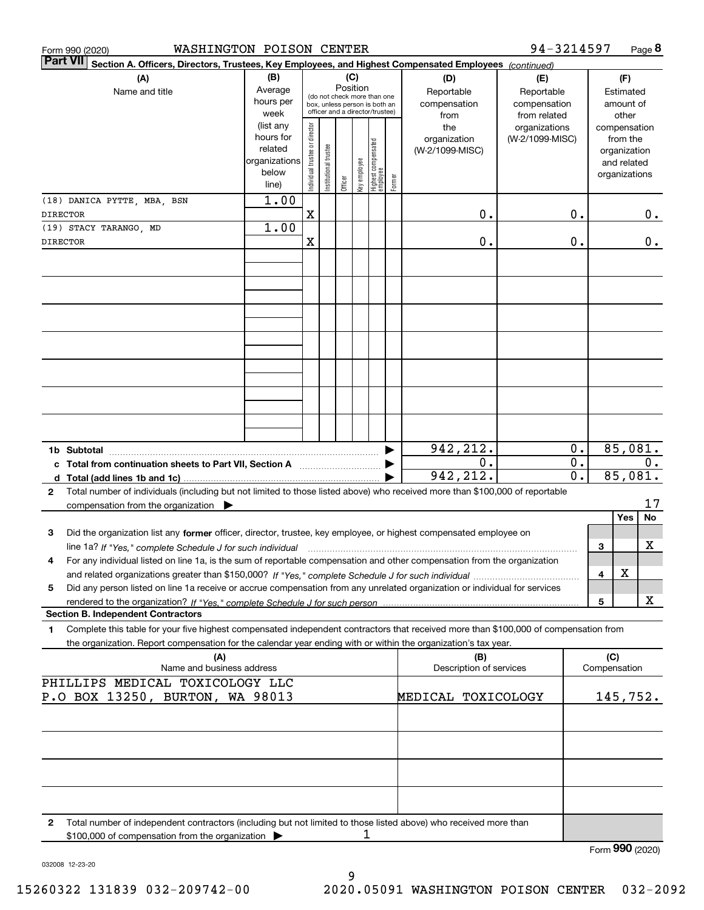Form 990 (2020) WASHINGTON POISON CENTER 94-3214597

**Part VII** **Section A. Officers, Directors, Trustees, Key Employees, and Highest Compensated Employees** *(continued)*

| (A) Name and title | (B) Average hours per week (list any hours for related organizations below line) | (C) Position: Individual trustee or director | Institutional trustee | Officer | Key employee | Highest compensated employee | Former | (D) Reportable compensation from the organization (W-2/1099-MISC) | (E) Reportable compensation from related organizations (W-2/1099-MISC) | (F) Estimated amount of other compensation from the organization and related organizations |
|---|---|---|---|---|---|---|---|---|---|---|
| (18) DANICA PYTTE, MBA, BSN<br>DIRECTOR | 1.00 | X | | | | | | 0. | 0. | 0. |
| (19) STACY TARANGO, MD<br>DIRECTOR | 1.00 | X | | | | | | 0. | 0. | 0. |
| **1b Subtotal** | | | | | | | | 942,212. | 0. | 85,081. |
| **c Total from continuation sheets to Part VII, Section A** | | | | | | | | 0. | 0. | 0. |
| **d Total (add lines 1b and 1c)** | | | | | | | | 942,212. | 0. | 85,081. |

**2** Total number of individuals (including but not limited to those listed above) who received more than $100,000 of reportable compensation from the organization ▶ 17

| | | | Yes | No |
|---|---|---|---|---|
| **3** | Did the organization list any **former** officer, director, trustee, key employee, or highest compensated employee on line 1a? *If "Yes," complete Schedule J for such individual* | 3 | | X |
| **4** | For any individual listed on line 1a, is the sum of reportable compensation and other compensation from the organization and related organizations greater than $150,000? *If "Yes," complete Schedule J for such individual* | 4 | X | |
| **5** | Did any person listed on line 1a receive or accrue compensation from any unrelated organization or individual for services rendered to the organization? *If "Yes," complete Schedule J for such person* | 5 | | X |

**Section B. Independent Contractors**

**1** Complete this table for your five highest compensated independent contractors that received more than $100,000 of compensation from the organization. Report compensation for the calendar year ending with or within the organization's tax year.

| (A) Name and business address | (B) Description of services | (C) Compensation |
|---|---|---|
| PHILLIPS MEDICAL TOXICOLOGY LLC<br>P.O BOX 13250, BURTON, WA 98013 | MEDICAL TOXICOLOGY | 145,752. |

**2** Total number of independent contractors (including but not limited to those listed above) who received more than $100,000 of compensation from the organization ▶ 1

Form **990** (2020)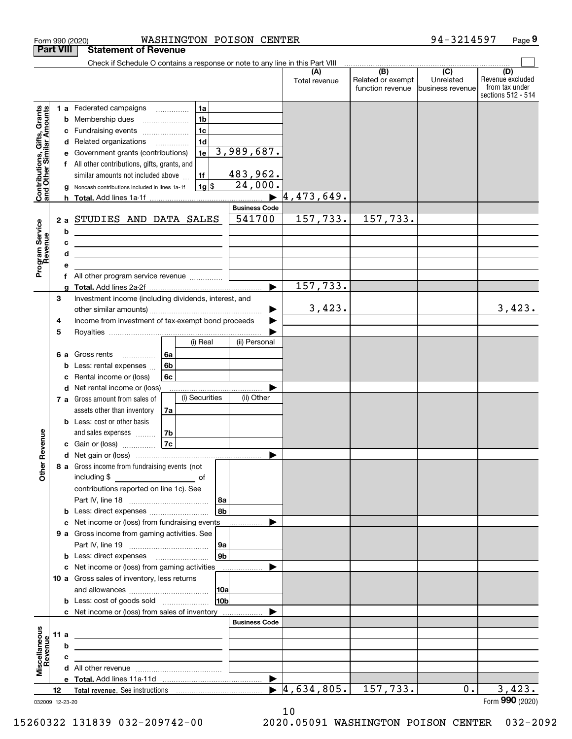Form 990 (2020) WASHINGTON POISON CENTER 94-3214597

## Part VIII Statement of Revenue

Check if Schedule O contains a response or note to any line in this Part VIII

| | | | | (A) Total revenue | (B) Related or exempt function revenue | (C) Unrelated business revenue | (D) Revenue excluded from tax under sections 512 - 514 |
|---|---|---|---|---|---|---|---|
| **Contributions, Gifts, Grants and Other Similar Amounts** | 1 a | Federated campaigns | 1a | | | | |
| | b | Membership dues | 1b | | | | |
| | c | Fundraising events | 1c | | | | |
| | d | Related organizations | 1d | | | | |
| | e | Government grants (contributions) | 1e 3,989,687. | | | | |
| | f | All other contributions, gifts, grants, and similar amounts not included above | 1f 483,962. | | | | |
| | g | Noncash contributions included in lines 1a-1f | 1g $ 24,000. | | | | |
| | h | **Total.** Add lines 1a-1f | ▶ | 4,473,649. | | | |
| | | | **Business Code** | | | | |
| **Program Service Revenue** | 2 a | STUDIES AND DATA SALES | 541700 | 157,733. | 157,733. | | |
| | b | | | | | | |
| | c | | | | | | |
| | d | | | | | | |
| | e | | | | | | |
| | f | All other program service revenue | | | | | |
| | g | **Total.** Add lines 2a-2f | ▶ | 157,733. | | | |
| **Other Revenue** | 3 | Investment income (including dividends, interest, and other similar amounts) | ▶ | 3,423. | | | 3,423. |
| | 4 | Income from investment of tax-exempt bond proceeds | ▶ | | | | |
| | 5 | Royalties | ▶ | | | | |
| | | | (i) Real / (ii) Personal | | | | |
| | 6 a | Gross rents | 6a | | | | |
| | b | Less: rental expenses | 6b | | | | |
| | c | Rental income or (loss) | 6c | | | | |
| | d | Net rental income or (loss) | ▶ | | | | |
| | | | (i) Securities / (ii) Other | | | | |
| | 7 a | Gross amount from sales of assets other than inventory | 7a | | | | |
| | b | Less: cost or other basis and sales expenses | 7b | | | | |
| | c | Gain or (loss) | 7c | | | | |
| | d | Net gain or (loss) | ▶ | | | | |
| | 8 a | Gross income from fundraising events (not including $ ___ of contributions reported on line 1c). See Part IV, line 18 | 8a | | | | |
| | b | Less: direct expenses | 8b | | | | |
| | c | Net income or (loss) from fundraising events | ▶ | | | | |
| | 9 a | Gross income from gaming activities. See Part IV, line 19 | 9a | | | | |
| | b | Less: direct expenses | 9b | | | | |
| | c | Net income or (loss) from gaming activities | ▶ | | | | |
| | 10 a | Gross sales of inventory, less returns and allowances | 10a | | | | |
| | b | Less: cost of goods sold | 10b | | | | |
| | c | Net income or (loss) from sales of inventory | ▶ | | | | |
| | | | **Business Code** | | | | |
| **Miscellaneous Revenue** | 11 a | | | | | | |
| | b | | | | | | |
| | c | | | | | | |
| | d | All other revenue | | | | | |
| | e | **Total.** Add lines 11a-11d | ▶ | | | | |
| | 12 | **Total revenue.** See instructions | ▶ | 4,634,805. | 157,733. | 0. | 3,423. |

032009 12-23-20 Form **990** (2020)

15260322 131839 032-209742-00 2020.05091 WASHINGTON POISON CENTER 032-2092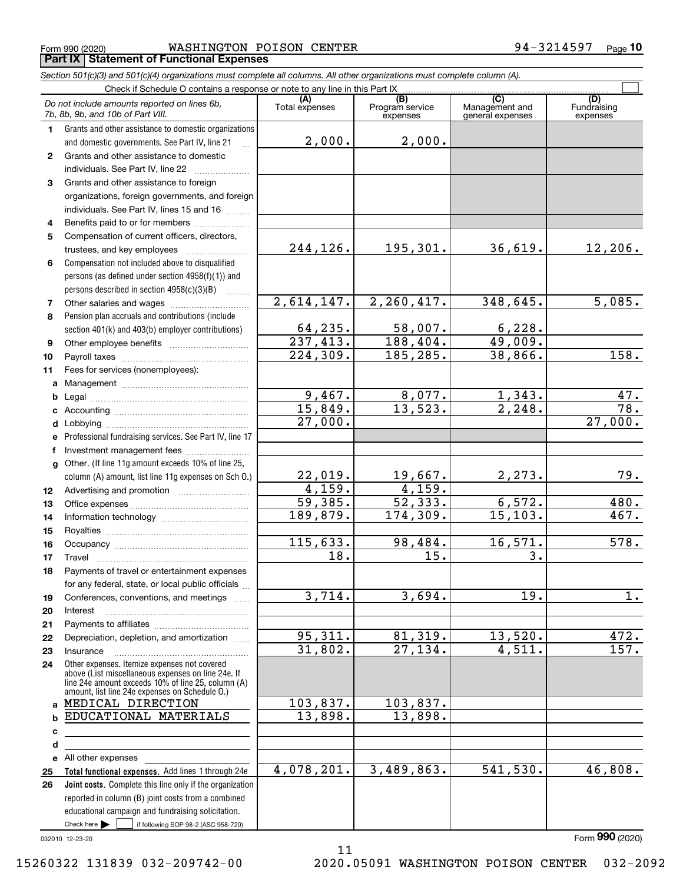Form 990 (2020) WASHINGTON POISON CENTER 94-3214597

## Part IX Statement of Functional Expenses

*Section 501(c)(3) and 501(c)(4) organizations must complete all columns. All other organizations must complete column (A).*

Check if Schedule O contains a response or note to any line in this Part IX ☐

| *Do not include amounts reported on lines 6b, 7b, 8b, 9b, and 10b of Part VIII.* | (A) Total expenses | (B) Program service expenses | (C) Management and general expenses | (D) Fundraising expenses |
|---|---|---|---|---|
| 1 Grants and other assistance to domestic organizations and domestic governments. See Part IV, line 21 | 2,000. | 2,000. | | |
| 2 Grants and other assistance to domestic individuals. See Part IV, line 22 | | | | |
| 3 Grants and other assistance to foreign organizations, foreign governments, and foreign individuals. See Part IV, lines 15 and 16 | | | | |
| 4 Benefits paid to or for members | | | | |
| 5 Compensation of current officers, directors, trustees, and key employees | 244,126. | 195,301. | 36,619. | 12,206. |
| 6 Compensation not included above to disqualified persons (as defined under section 4958(f)(1)) and persons described in section 4958(c)(3)(B) | | | | |
| 7 Other salaries and wages | 2,614,147. | 2,260,417. | 348,645. | 5,085. |
| 8 Pension plan accruals and contributions (include section 401(k) and 403(b) employer contributions) | 64,235. | 58,007. | 6,228. | |
| 9 Other employee benefits | 237,413. | 188,404. | 49,009. | |
| 10 Payroll taxes | 224,309. | 185,285. | 38,866. | 158. |
| 11 Fees for services (nonemployees): | | | | |
| a Management | | | | |
| b Legal | 9,467. | 8,077. | 1,343. | 47. |
| c Accounting | 15,849. | 13,523. | 2,248. | 78. |
| d Lobbying | 27,000. | | | 27,000. |
| e Professional fundraising services. See Part IV, line 17 | | | | |
| f Investment management fees | | | | |
| g Other. (If line 11g amount exceeds 10% of line 25, column (A) amount, list line 11g expenses on Sch O.) | 22,019. | 19,667. | 2,273. | 79. |
| 12 Advertising and promotion | 4,159. | 4,159. | | |
| 13 Office expenses | 59,385. | 52,333. | 6,572. | 480. |
| 14 Information technology | 189,879. | 174,309. | 15,103. | 467. |
| 15 Royalties | | | | |
| 16 Occupancy | 115,633. | 98,484. | 16,571. | 578. |
| 17 Travel | 18. | 15. | 3. | |
| 18 Payments of travel or entertainment expenses for any federal, state, or local public officials | | | | |
| 19 Conferences, conventions, and meetings | 3,714. | 3,694. | 19. | 1. |
| 20 Interest | | | | |
| 21 Payments to affiliates | | | | |
| 22 Depreciation, depletion, and amortization | 95,311. | 81,319. | 13,520. | 472. |
| 23 Insurance | 31,802. | 27,134. | 4,511. | 157. |
| 24 Other expenses. Itemize expenses not covered above (List miscellaneous expenses on line 24e. If line 24e amount exceeds 10% of line 25, column (A) amount, list line 24e expenses on Schedule O.) | | | | |
| a MEDICAL DIRECTION | 103,837. | 103,837. | | |
| b EDUCATIONAL MATERIALS | 13,898. | 13,898. | | |
| c | | | | |
| d | | | | |
| e All other expenses | | | | |
| **25 Total functional expenses.** Add lines 1 through 24e | 4,078,201. | 3,489,863. | 541,530. | 46,808. |
| **26 Joint costs.** Complete this line only if the organization reported in column (B) joint costs from a combined educational campaign and fundraising solicitation. Check here ☐ if following SOP 98-2 (ASC 958-720) | | | | |

032010 12-23-20

Form **990** (2020)

15260322 131839 032-209742-00 2020.05091 WASHINGTON POISON CENTER 032-2092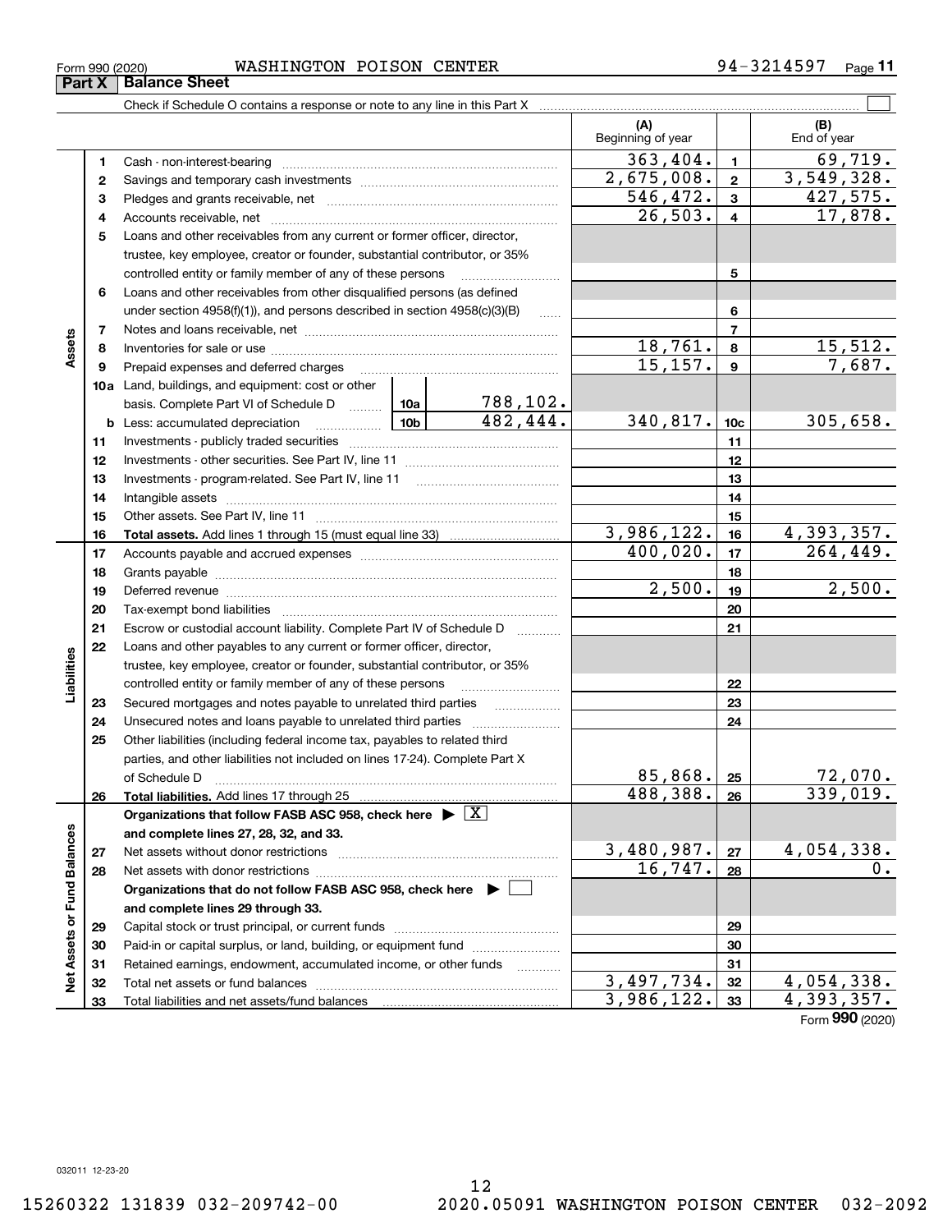Form 990 (2020) WASHINGTON POISON CENTER 94-3214597

## Part X Balance Sheet

Check if Schedule O contains a response or note to any line in this Part X ☐

| Section | Line | Description | | | (A) Beginning of year | | (B) End of year |
|---|---|---|---|---|---|---|---|
| Assets | 1 | Cash - non-interest-bearing | | | 363,404. | 1 | 69,719. |
| | 2 | Savings and temporary cash investments | | | 2,675,008. | 2 | 3,549,328. |
| | 3 | Pledges and grants receivable, net | | | 546,472. | 3 | 427,575. |
| | 4 | Accounts receivable, net | | | 26,503. | 4 | 17,878. |
| | 5 | Loans and other receivables from any current or former officer, director, trustee, key employee, creator or founder, substantial contributor, or 35% controlled entity or family member of any of these persons | | | | 5 | |
| | 6 | Loans and other receivables from other disqualified persons (as defined under section 4958(f)(1)), and persons described in section 4958(c)(3)(B) | | | | 6 | |
| | 7 | Notes and loans receivable, net | | | | 7 | |
| | 8 | Inventories for sale or use | | | 18,761. | 8 | 15,512. |
| | 9 | Prepaid expenses and deferred charges | | | 15,157. | 9 | 7,687. |
| | 10a | Land, buildings, and equipment: cost or other basis. Complete Part VI of Schedule D | 10a | 788,102. | | | |
| | b | Less: accumulated depreciation | 10b | 482,444. | 340,817. | 10c | 305,658. |
| | 11 | Investments - publicly traded securities | | | | 11 | |
| | 12 | Investments - other securities. See Part IV, line 11 | | | | 12 | |
| | 13 | Investments - program-related. See Part IV, line 11 | | | | 13 | |
| | 14 | Intangible assets | | | | 14 | |
| | 15 | Other assets. See Part IV, line 11 | | | | 15 | |
| | 16 | **Total assets.** Add lines 1 through 15 (must equal line 33) | | | 3,986,122. | 16 | 4,393,357. |
| Liabilities | 17 | Accounts payable and accrued expenses | | | 400,020. | 17 | 264,449. |
| | 18 | Grants payable | | | | 18 | |
| | 19 | Deferred revenue | | | 2,500. | 19 | 2,500. |
| | 20 | Tax-exempt bond liabilities | | | | 20 | |
| | 21 | Escrow or custodial account liability. Complete Part IV of Schedule D | | | | 21 | |
| | 22 | Loans and other payables to any current or former officer, director, trustee, key employee, creator or founder, substantial contributor, or 35% controlled entity or family member of any of these persons | | | | 22 | |
| | 23 | Secured mortgages and notes payable to unrelated third parties | | | | 23 | |
| | 24 | Unsecured notes and loans payable to unrelated third parties | | | | 24 | |
| | 25 | Other liabilities (including federal income tax, payables to related third parties, and other liabilities not included on lines 17-24). Complete Part X of Schedule D | | | 85,868. | 25 | 72,070. |
| | 26 | **Total liabilities.** Add lines 17 through 25 | | | 488,388. | 26 | 339,019. |
| Net Assets or Fund Balances | | **Organizations that follow FASB ASC 958, check here ▶ ☒ and complete lines 27, 28, 32, and 33.** | | | | | |
| | 27 | Net assets without donor restrictions | | | 3,480,987. | 27 | 4,054,338. |
| | 28 | Net assets with donor restrictions | | | 16,747. | 28 | 0. |
| | | **Organizations that do not follow FASB ASC 958, check here ▶ ☐ and complete lines 29 through 33.** | | | | | |
| | 29 | Capital stock or trust principal, or current funds | | | | 29 | |
| | 30 | Paid-in or capital surplus, or land, building, or equipment fund | | | | 30 | |
| | 31 | Retained earnings, endowment, accumulated income, or other funds | | | | 31 | |
| | 32 | Total net assets or fund balances | | | 3,497,734. | 32 | 4,054,338. |
| | 33 | Total liabilities and net assets/fund balances | | | 3,986,122. | 33 | 4,393,357. |

Form **990** (2020)

032011 12-23-20

15260322 131839 032-209742-00 2020.05091 WASHINGTON POISON CENTER 032-2092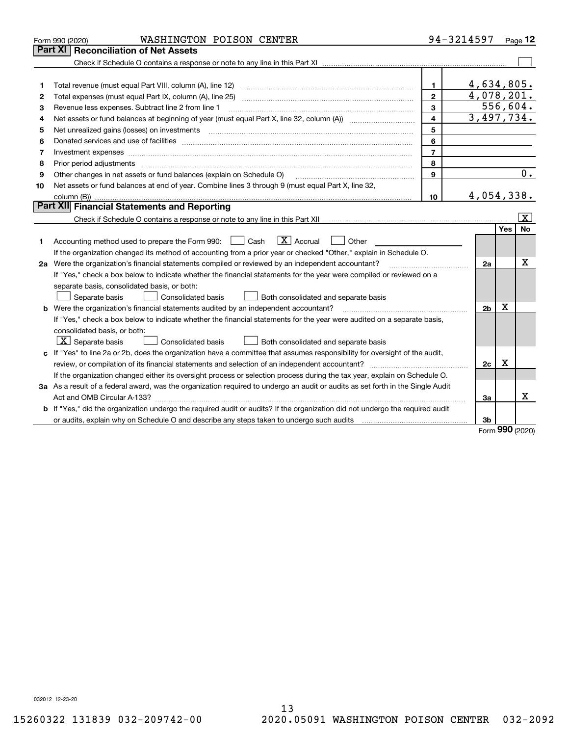Form 990 (2020) WASHINGTON POISON CENTER 94-3214597 Page 12

## Part XI Reconciliation of Net Assets

Check if Schedule O contains a response or note to any line in this Part XI ☐

| | | | |
|---|---|---|---|
| 1 | Total revenue (must equal Part VIII, column (A), line 12) | 1 | 4,634,805. |
| 2 | Total expenses (must equal Part IX, column (A), line 25) | 2 | 4,078,201. |
| 3 | Revenue less expenses. Subtract line 2 from line 1 | 3 | 556,604. |
| 4 | Net assets or fund balances at beginning of year (must equal Part X, line 32, column (A)) | 4 | 3,497,734. |
| 5 | Net unrealized gains (losses) on investments | 5 | |
| 6 | Donated services and use of facilities | 6 | |
| 7 | Investment expenses | 7 | |
| 8 | Prior period adjustments | 8 | |
| 9 | Other changes in net assets or fund balances (explain on Schedule O) | 9 | 0. |
| 10 | Net assets or fund balances at end of year. Combine lines 3 through 9 (must equal Part X, line 32, column (B)) | 10 | 4,054,338. |

## Part XII Financial Statements and Reporting

Check if Schedule O contains a response or note to any line in this Part XII ☒

| | | | Yes | No |
|---|---|---|---|---|
| 1 | Accounting method used to prepare the Form 990: ☐ Cash ☒ Accrual ☐ Other<br>If the organization changed its method of accounting from a prior year or checked "Other," explain in Schedule O. | | | |
| 2a | Were the organization's financial statements compiled or reviewed by an independent accountant?<br>If "Yes," check a box below to indicate whether the financial statements for the year were compiled or reviewed on a separate basis, consolidated basis, or both:<br>☐ Separate basis ☐ Consolidated basis ☐ Both consolidated and separate basis | 2a | | X |
| b | Were the organization's financial statements audited by an independent accountant?<br>If "Yes," check a box below to indicate whether the financial statements for the year were audited on a separate basis, consolidated basis, or both:<br>☒ Separate basis ☐ Consolidated basis ☐ Both consolidated and separate basis | 2b | X | |
| c | If "Yes" to line 2a or 2b, does the organization have a committee that assumes responsibility for oversight of the audit, review, or compilation of its financial statements and selection of an independent accountant?<br>If the organization changed either its oversight process or selection process during the tax year, explain on Schedule O. | 2c | X | |
| 3a | As a result of a federal award, was the organization required to undergo an audit or audits as set forth in the Single Audit Act and OMB Circular A-133? | 3a | | X |
| b | If "Yes," did the organization undergo the required audit or audits? If the organization did not undergo the required audit or audits, explain why on Schedule O and describe any steps taken to undergo such audits | 3b | | |

Form 990 (2020)

032012 12-23-20

15260322 131839 032-209742-00 2020.05091 WASHINGTON POISON CENTER 032-2092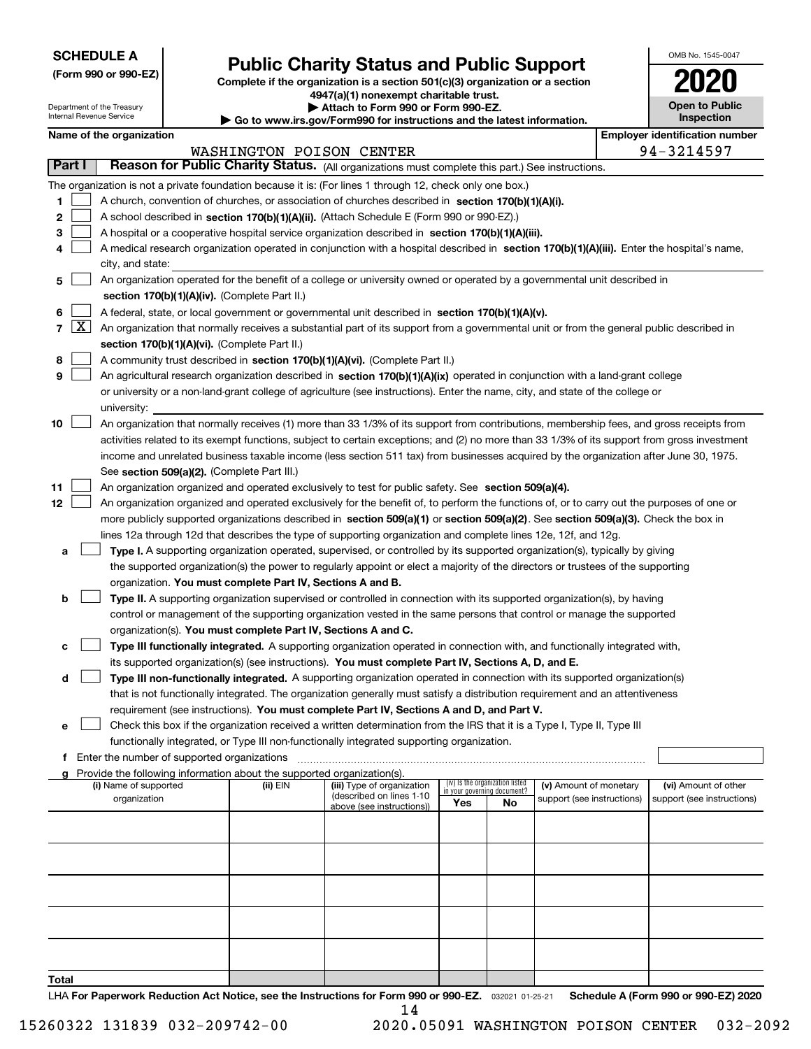**SCHEDULE A**
**(Form 990 or 990-EZ)**

Department of the Treasury
Internal Revenue Service

# Public Charity Status and Public Support

**Complete if the organization is a section 501(c)(3) organization or a section 4947(a)(1) nonexempt charitable trust.**
**▶ Attach to Form 990 or Form 990-EZ.**
**▶ Go to www.irs.gov/Form990 for instructions and the latest information.**

OMB No. 1545-0047
**2020**
**Open to Public Inspection**

**Name of the organization:** WASHINGTON POISON CENTER
**Employer identification number:** 94-3214597

## Part I Reason for Public Charity Status. (All organizations must complete this part.) See instructions.

The organization is not a private foundation because it is: (For lines 1 through 12, check only one box.)

1. [ ] A church, convention of churches, or association of churches described in **section 170(b)(1)(A)(i).**
2. [ ] A school described in **section 170(b)(1)(A)(ii).** (Attach Schedule E (Form 990 or 990-EZ).)
3. [ ] A hospital or a cooperative hospital service organization described in **section 170(b)(1)(A)(iii).**
4. [ ] A medical research organization operated in conjunction with a hospital described in **section 170(b)(1)(A)(iii).** Enter the hospital's name, city, and state:
5. [ ] An organization operated for the benefit of a college or university owned or operated by a governmental unit described in **section 170(b)(1)(A)(iv).** (Complete Part II.)
6. [ ] A federal, state, or local government or governmental unit described in **section 170(b)(1)(A)(v).**
7. [X] An organization that normally receives a substantial part of its support from a governmental unit or from the general public described in **section 170(b)(1)(A)(vi).** (Complete Part II.)
8. [ ] A community trust described in **section 170(b)(1)(A)(vi).** (Complete Part II.)
9. [ ] An agricultural research organization described in **section 170(b)(1)(A)(ix)** operated in conjunction with a land-grant college or university or a non-land-grant college of agriculture (see instructions). Enter the name, city, and state of the college or university:
10. [ ] An organization that normally receives (1) more than 33 1/3% of its support from contributions, membership fees, and gross receipts from activities related to its exempt functions, subject to certain exceptions; and (2) no more than 33 1/3% of its support from gross investment income and unrelated business taxable income (less section 511 tax) from businesses acquired by the organization after June 30, 1975. See **section 509(a)(2).** (Complete Part III.)
11. [ ] An organization organized and operated exclusively to test for public safety. See **section 509(a)(4).**
12. [ ] An organization organized and operated exclusively for the benefit of, to perform the functions of, or to carry out the purposes of one or more publicly supported organizations described in **section 509(a)(1)** or **section 509(a)(2).** See **section 509(a)(3).** Check the box in lines 12a through 12d that describes the type of supporting organization and complete lines 12e, 12f, and 12g.
   - **a** [ ] **Type I.** A supporting organization operated, supervised, or controlled by its supported organization(s), typically by giving the supported organization(s) the power to regularly appoint or elect a majority of the directors or trustees of the supporting organization. **You must complete Part IV, Sections A and B.**
   - **b** [ ] **Type II.** A supporting organization supervised or controlled in connection with its supported organization(s), by having control or management of the supporting organization vested in the same persons that control or manage the supported organization(s). **You must complete Part IV, Sections A and C.**
   - **c** [ ] **Type III functionally integrated.** A supporting organization operated in connection with, and functionally integrated with, its supported organization(s) (see instructions). **You must complete Part IV, Sections A, D, and E.**
   - **d** [ ] **Type III non-functionally integrated.** A supporting organization operated in connection with its supported organization(s) that is not functionally integrated. The organization generally must satisfy a distribution requirement and an attentiveness requirement (see instructions). **You must complete Part IV, Sections A and D, and Part V.**
   - **e** [ ] Check this box if the organization received a written determination from the IRS that it is a Type I, Type II, Type III functionally integrated, or Type III non-functionally integrated supporting organization.
   - **f** Enter the number of supported organizations
   - **g** Provide the following information about the supported organization(s).

| (i) Name of supported organization | (ii) EIN | (iii) Type of organization (described on lines 1-10 above (see instructions)) | (iv) Is the organization listed in your governing document? Yes | No | (v) Amount of monetary support (see instructions) | (vi) Amount of other support (see instructions) |
|---|---|---|---|---|---|---|
| | | | | | | |
| | | | | | | |
| | | | | | | |
| | | | | | | |
| | | | | | | |
| **Total** | | | | | | |

LHA **For Paperwork Reduction Act Notice, see the Instructions for Form 990 or 990-EZ.** 032021 01-25-21 **Schedule A (Form 990 or 990-EZ) 2020**

15260322 131839 032-209742-00 2020.05091 WASHINGTON POISON CENTER 032-2092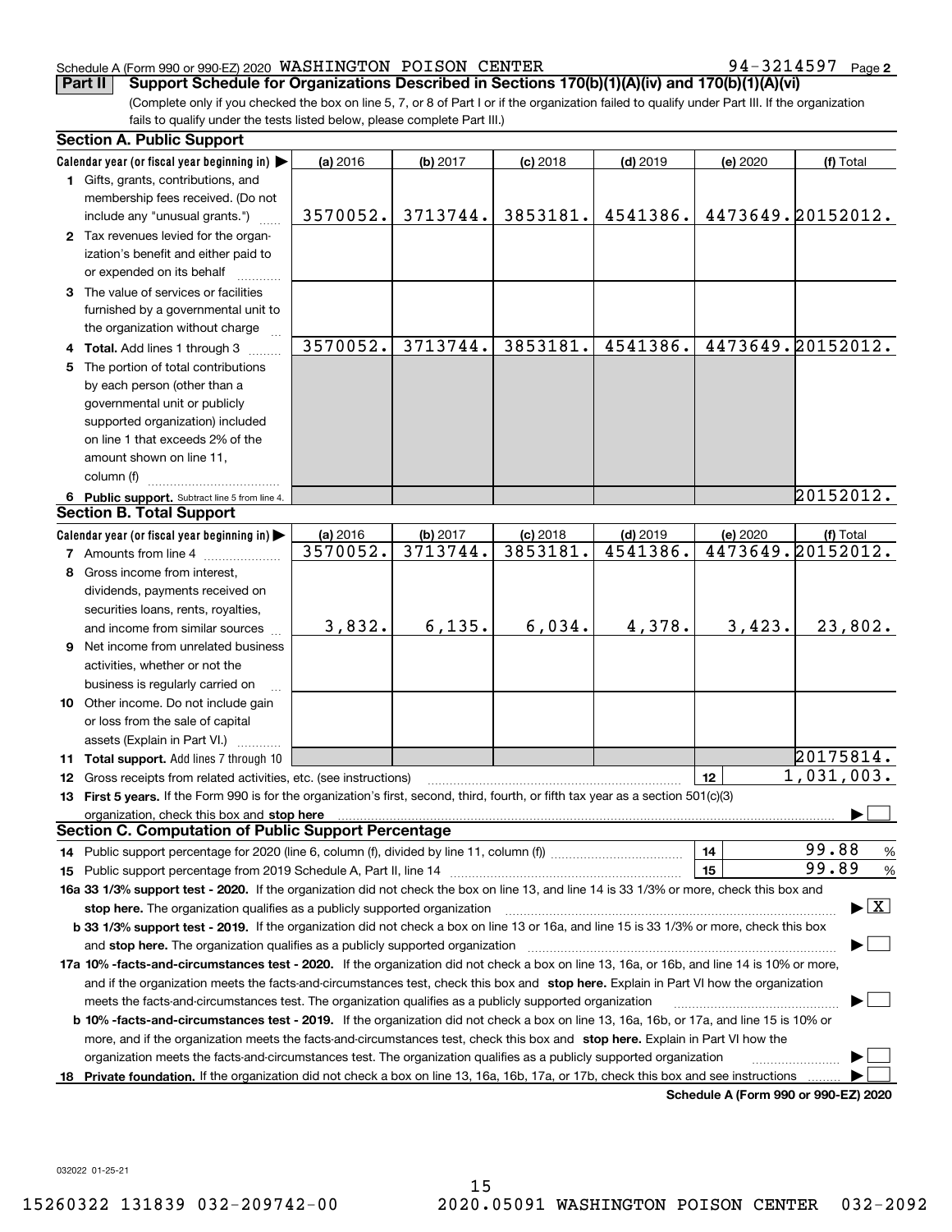Schedule A (Form 990 or 990-EZ) 2020 WASHINGTON POISON CENTER 94-3214597 Page 2

**Part II Support Schedule for Organizations Described in Sections 170(b)(1)(A)(iv) and 170(b)(1)(A)(vi)**

(Complete only if you checked the box on line 5, 7, or 8 of Part I or if the organization failed to qualify under Part III. If the organization fails to qualify under the tests listed below, please complete Part III.)

## Section A. Public Support

| Calendar year (or fiscal year beginning in) ▶ | (a) 2016 | (b) 2017 | (c) 2018 | (d) 2019 | (e) 2020 | (f) Total |
|---|---|---|---|---|---|---|
| **1** Gifts, grants, contributions, and membership fees received. (Do not include any "unusual grants.") | 3570052. | 3713744. | 3853181. | 4541386. | 4473649. | 20152012. |
| **2** Tax revenues levied for the organization's benefit and either paid to or expended on its behalf | | | | | | |
| **3** The value of services or facilities furnished by a governmental unit to the organization without charge | | | | | | |
| **4 Total.** Add lines 1 through 3 | 3570052. | 3713744. | 3853181. | 4541386. | 4473649. | 20152012. |
| **5** The portion of total contributions by each person (other than a governmental unit or publicly supported organization) included on line 1 that exceeds 2% of the amount shown on line 11, column (f) | | | | | | |
| **6 Public support.** Subtract line 5 from line 4. | | | | | | 20152012. |

## Section B. Total Support

| Calendar year (or fiscal year beginning in) ▶ | (a) 2016 | (b) 2017 | (c) 2018 | (d) 2019 | (e) 2020 | (f) Total |
|---|---|---|---|---|---|---|
| **7** Amounts from line 4 | 3570052. | 3713744. | 3853181. | 4541386. | 4473649. | 20152012. |
| **8** Gross income from interest, dividends, payments received on securities loans, rents, royalties, and income from similar sources | 3,832. | 6,135. | 6,034. | 4,378. | 3,423. | 23,802. |
| **9** Net income from unrelated business activities, whether or not the business is regularly carried on | | | | | | |
| **10** Other income. Do not include gain or loss from the sale of capital assets (Explain in Part VI.) | | | | | | |
| **11 Total support.** Add lines 7 through 10 | | | | | | 20175814. |

**12** Gross receipts from related activities, etc. (see instructions) — **12** — 1,031,003.

**13 First 5 years.** If the Form 990 is for the organization's first, second, third, fourth, or fifth tax year as a section 501(c)(3) organization, check this box and **stop here** ▶ ☐

## Section C. Computation of Public Support Percentage

**14** Public support percentage for 2020 (line 6, column (f), divided by line 11, column (f)) — **14** — 99.88 %

**15** Public support percentage from 2019 Schedule A, Part II, line 14 — **15** — 99.89 %

**16a 33 1/3% support test - 2020.** If the organization did not check the box on line 13, and line 14 is 33 1/3% or more, check this box and **stop here.** The organization qualifies as a publicly supported organization ▶ ☒

**b 33 1/3% support test - 2019.** If the organization did not check a box on line 13 or 16a, and line 15 is 33 1/3% or more, check this box and **stop here.** The organization qualifies as a publicly supported organization ▶ ☐

**17a 10% -facts-and-circumstances test - 2020.** If the organization did not check a box on line 13, 16a, or 16b, and line 14 is 10% or more, and if the organization meets the facts-and-circumstances test, check this box and **stop here.** Explain in Part VI how the organization meets the facts-and-circumstances test. The organization qualifies as a publicly supported organization ▶ ☐

**b 10% -facts-and-circumstances test - 2019.** If the organization did not check a box on line 13, 16a, 16b, or 17a, and line 15 is 10% or more, and if the organization meets the facts-and-circumstances test, check this box and **stop here.** Explain in Part VI how the organization meets the facts-and-circumstances test. The organization qualifies as a publicly supported organization ▶ ☐

**18 Private foundation.** If the organization did not check a box on line 13, 16a, 16b, 17a, or 17b, check this box and see instructions ▶ ☐

**Schedule A (Form 990 or 990-EZ) 2020**

032022 01-25-21

15260322 131839 032-209742-00 2020.05091 WASHINGTON POISON CENTER 032-2092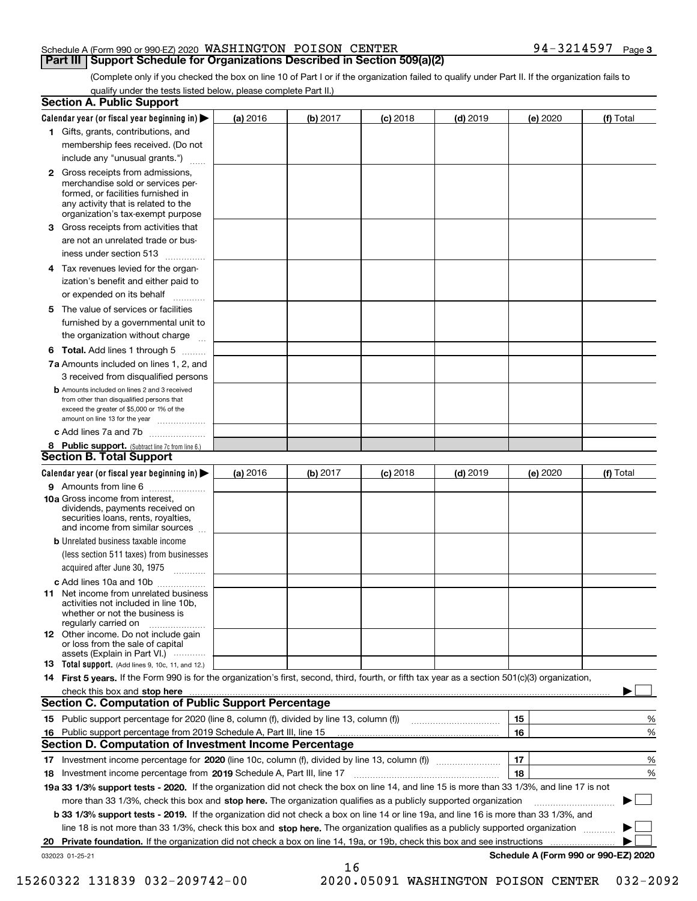Schedule A (Form 990 or 990-EZ) 2020 WASHINGTON POISON CENTER 94-3214597 Page 3

## Part III Support Schedule for Organizations Described in Section 509(a)(2)

(Complete only if you checked the box on line 10 of Part I or if the organization failed to qualify under Part II. If the organization fails to qualify under the tests listed below, please complete Part II.)

### Section A. Public Support

| Calendar year (or fiscal year beginning in) ▶ | (a) 2016 | (b) 2017 | (c) 2018 | (d) 2019 | (e) 2020 | (f) Total |
|---|---|---|---|---|---|---|
| 1 Gifts, grants, contributions, and membership fees received. (Do not include any "unusual grants.") | | | | | | |
| 2 Gross receipts from admissions, merchandise sold or services performed, or facilities furnished in any activity that is related to the organization's tax-exempt purpose | | | | | | |
| 3 Gross receipts from activities that are not an unrelated trade or business under section 513 | | | | | | |
| 4 Tax revenues levied for the organization's benefit and either paid to or expended on its behalf | | | | | | |
| 5 The value of services or facilities furnished by a governmental unit to the organization without charge | | | | | | |
| 6 **Total.** Add lines 1 through 5 | | | | | | |
| 7a Amounts included on lines 1, 2, and 3 received from disqualified persons | | | | | | |
| b Amounts included on lines 2 and 3 received from other than disqualified persons that exceed the greater of $5,000 or 1% of the amount on line 13 for the year | | | | | | |
| c Add lines 7a and 7b | | | | | | |
| 8 **Public support.** (Subtract line 7c from line 6.) | | | | | | |

### Section B. Total Support

| Calendar year (or fiscal year beginning in) ▶ | (a) 2016 | (b) 2017 | (c) 2018 | (d) 2019 | (e) 2020 | (f) Total |
|---|---|---|---|---|---|---|
| 9 Amounts from line 6 | | | | | | |
| 10a Gross income from interest, dividends, payments received on securities loans, rents, royalties, and income from similar sources | | | | | | |
| b Unrelated business taxable income (less section 511 taxes) from businesses acquired after June 30, 1975 | | | | | | |
| c Add lines 10a and 10b | | | | | | |
| 11 Net income from unrelated business activities not included in line 10b, whether or not the business is regularly carried on | | | | | | |
| 12 Other income. Do not include gain or loss from the sale of capital assets (Explain in Part VI.) | | | | | | |
| 13 **Total support.** (Add lines 9, 10c, 11, and 12.) | | | | | | |

14 **First 5 years.** If the Form 990 is for the organization's first, second, third, fourth, or fifth tax year as a section 501(c)(3) organization, check this box and **stop here** ▶ ☐

### Section C. Computation of Public Support Percentage

| | | | |
|---|---|---|---|
| 15 | Public support percentage for 2020 (line 8, column (f), divided by line 13, column (f)) | 15 | % |
| 16 | Public support percentage from 2019 Schedule A, Part III, line 15 | 16 | % |

### Section D. Computation of Investment Income Percentage

| | | | |
|---|---|---|---|
| 17 | Investment income percentage for **2020** (line 10c, column (f), divided by line 13, column (f)) | 17 | % |
| 18 | Investment income percentage from **2019** Schedule A, Part III, line 17 | 18 | % |

**19a 33 1/3% support tests - 2020.** If the organization did not check the box on line 14, and line 15 is more than 33 1/3%, and line 17 is not more than 33 1/3%, check this box and **stop here.** The organization qualifies as a publicly supported organization ▶ ☐

**b 33 1/3% support tests - 2019.** If the organization did not check a box on line 14 or line 19a, and line 16 is more than 33 1/3%, and line 18 is not more than 33 1/3%, check this box and **stop here.** The organization qualifies as a publicly supported organization ▶ ☐

**20 Private foundation.** If the organization did not check a box on line 14, 19a, or 19b, check this box and see instructions ▶ ☐

032023 01-25-21 **Schedule A (Form 990 or 990-EZ) 2020**

15260322 131839 032-209742-00 2020.05091 WASHINGTON POISON CENTER 032-2092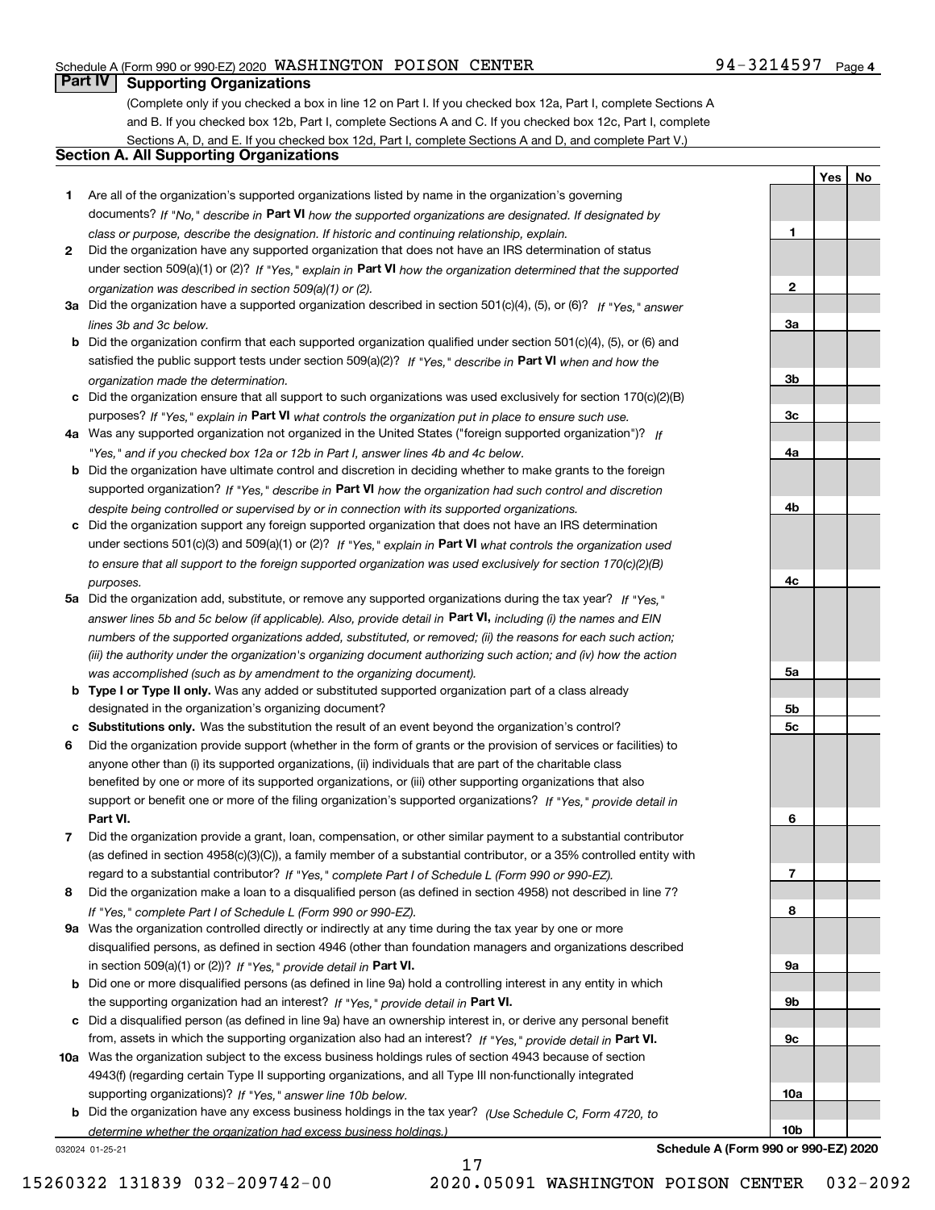Schedule A (Form 990 or 990-EZ) 2020 WASHINGTON POISON CENTER 94-3214597 Page 4

## Part IV Supporting Organizations

(Complete only if you checked a box in line 12 on Part I. If you checked box 12a, Part I, complete Sections A and B. If you checked box 12b, Part I, complete Sections A and C. If you checked box 12c, Part I, complete Sections A, D, and E. If you checked box 12d, Part I, complete Sections A and D, and complete Part V.)

### Section A. All Supporting Organizations

| | | Line | Yes | No |
|---|---|---|---|---|
| **1** | Are all of the organization's supported organizations listed by name in the organization's governing documents? *If "No," describe in* **Part VI** *how the supported organizations are designated. If designated by class or purpose, describe the designation. If historic and continuing relationship, explain.* | **1** | | |
| **2** | Did the organization have any supported organization that does not have an IRS determination of status under section 509(a)(1) or (2)? *If "Yes," explain in* **Part VI** *how the organization determined that the supported organization was described in section 509(a)(1) or (2).* | **2** | | |
| **3a** | Did the organization have a supported organization described in section 501(c)(4), (5), or (6)? *If "Yes," answer lines 3b and 3c below.* | **3a** | | |
| **b** | Did the organization confirm that each supported organization qualified under section 501(c)(4), (5), or (6) and satisfied the public support tests under section 509(a)(2)? *If "Yes," describe in* **Part VI** *when and how the organization made the determination.* | **3b** | | |
| **c** | Did the organization ensure that all support to such organizations was used exclusively for section 170(c)(2)(B) purposes? *If "Yes," explain in* **Part VI** *what controls the organization put in place to ensure such use.* | **3c** | | |
| **4a** | Was any supported organization not organized in the United States ("foreign supported organization")? *If "Yes," and if you checked box 12a or 12b in Part I, answer lines 4b and 4c below.* | **4a** | | |
| **b** | Did the organization have ultimate control and discretion in deciding whether to make grants to the foreign supported organization? *If "Yes," describe in* **Part VI** *how the organization had such control and discretion despite being controlled or supervised by or in connection with its supported organizations.* | **4b** | | |
| **c** | Did the organization support any foreign supported organization that does not have an IRS determination under sections 501(c)(3) and 509(a)(1) or (2)? *If "Yes," explain in* **Part VI** *what controls the organization used to ensure that all support to the foreign supported organization was used exclusively for section 170(c)(2)(B) purposes.* | **4c** | | |
| **5a** | Did the organization add, substitute, or remove any supported organizations during the tax year? *If "Yes," answer lines 5b and 5c below (if applicable). Also, provide detail in* **Part VI,** *including (i) the names and EIN numbers of the supported organizations added, substituted, or removed; (ii) the reasons for each such action; (iii) the authority under the organization's organizing document authorizing such action; and (iv) how the action was accomplished (such as by amendment to the organizing document).* | **5a** | | |
| **b** | **Type I or Type II only.** Was any added or substituted supported organization part of a class already designated in the organization's organizing document? | **5b** | | |
| **c** | **Substitutions only.** Was the substitution the result of an event beyond the organization's control? | **5c** | | |
| **6** | Did the organization provide support (whether in the form of grants or the provision of services or facilities) to anyone other than (i) its supported organizations, (ii) individuals that are part of the charitable class benefited by one or more of its supported organizations, or (iii) other supporting organizations that also support or benefit one or more of the filing organization's supported organizations? *If "Yes," provide detail in* **Part VI.** | **6** | | |
| **7** | Did the organization provide a grant, loan, compensation, or other similar payment to a substantial contributor (as defined in section 4958(c)(3)(C)), a family member of a substantial contributor, or a 35% controlled entity with regard to a substantial contributor? *If "Yes," complete Part I of Schedule L (Form 990 or 990-EZ).* | **7** | | |
| **8** | Did the organization make a loan to a disqualified person (as defined in section 4958) not described in line 7? *If "Yes," complete Part I of Schedule L (Form 990 or 990-EZ).* | **8** | | |
| **9a** | Was the organization controlled directly or indirectly at any time during the tax year by one or more disqualified persons, as defined in section 4946 (other than foundation managers and organizations described in section 509(a)(1) or (2))? *If "Yes," provide detail in* **Part VI.** | **9a** | | |
| **b** | Did one or more disqualified persons (as defined in line 9a) hold a controlling interest in any entity in which the supporting organization had an interest? *If "Yes," provide detail in* **Part VI.** | **9b** | | |
| **c** | Did a disqualified person (as defined in line 9a) have an ownership interest in, or derive any personal benefit from, assets in which the supporting organization also had an interest? *If "Yes," provide detail in* **Part VI.** | **9c** | | |
| **10a** | Was the organization subject to the excess business holdings rules of section 4943 because of section 4943(f) (regarding certain Type II supporting organizations, and all Type III non-functionally integrated supporting organizations)? *If "Yes," answer line 10b below.* | **10a** | | |
| **b** | Did the organization have any excess business holdings in the tax year? *(Use Schedule C, Form 4720, to determine whether the organization had excess business holdings.)* | **10b** | | |

032024 01-25-21 **Schedule A (Form 990 or 990-EZ) 2020**

15260322 131839 032-209742-00 2020.05091 WASHINGTON POISON CENTER 032-2092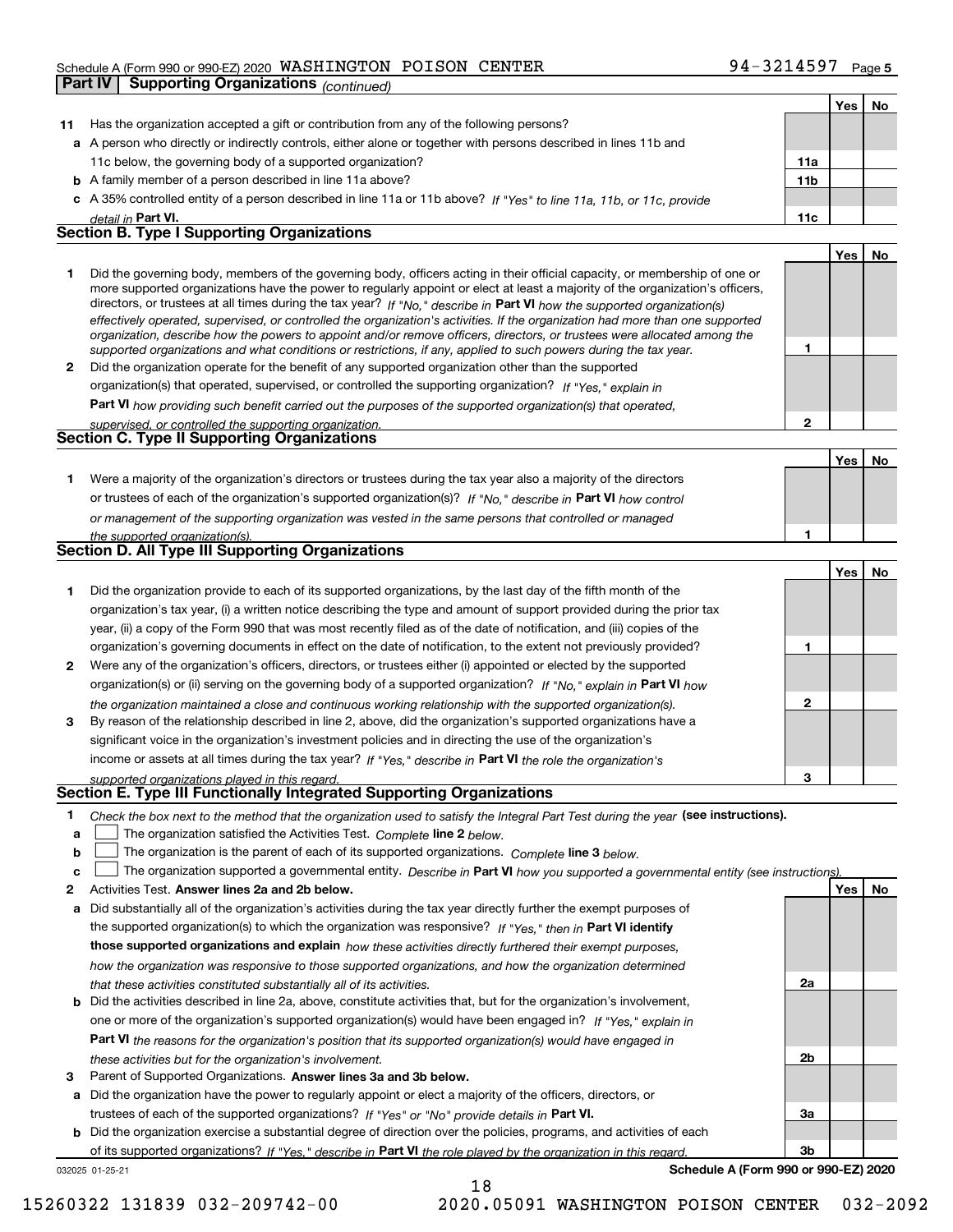Schedule A (Form 990 or 990-EZ) 2020 WASHINGTON POISON CENTER 94-3214597 Page 5

## Part IV Supporting Organizations *(continued)*

| | | | Yes | No |
|---|---|---|---|---|
| **11** | Has the organization accepted a gift or contribution from any of the following persons? | | | |
| **a** | A person who directly or indirectly controls, either alone or together with persons described in lines 11b and 11c below, the governing body of a supported organization? | **11a** | | |
| **b** | A family member of a person described in line 11a above? | **11b** | | |
| **c** | A 35% controlled entity of a person described in line 11a or 11b above? *If "Yes" to line 11a, 11b, or 11c, provide detail in* **Part VI.** | **11c** | | |

### Section B. Type I Supporting Organizations

| | | | Yes | No |
|---|---|---|---|---|
| **1** | Did the governing body, members of the governing body, officers acting in their official capacity, or membership of one or more supported organizations have the power to regularly appoint or elect at least a majority of the organization's officers, directors, or trustees at all times during the tax year? *If "No," describe in* **Part VI** *how the supported organization(s) effectively operated, supervised, or controlled the organization's activities. If the organization had more than one supported organization, describe how the powers to appoint and/or remove officers, directors, or trustees were allocated among the supported organizations and what conditions or restrictions, if any, applied to such powers during the tax year.* | **1** | | |
| **2** | Did the organization operate for the benefit of any supported organization other than the supported organization(s) that operated, supervised, or controlled the supporting organization? *If "Yes," explain in* **Part VI** *how providing such benefit carried out the purposes of the supported organization(s) that operated, supervised, or controlled the supporting organization.* | **2** | | |

### Section C. Type II Supporting Organizations

| | | | Yes | No |
|---|---|---|---|---|
| **1** | Were a majority of the organization's directors or trustees during the tax year also a majority of the directors or trustees of each of the organization's supported organization(s)? *If "No," describe in* **Part VI** *how control or management of the supporting organization was vested in the same persons that controlled or managed the supported organization(s).* | **1** | | |

### Section D. All Type III Supporting Organizations

| | | | Yes | No |
|---|---|---|---|---|
| **1** | Did the organization provide to each of its supported organizations, by the last day of the fifth month of the organization's tax year, (i) a written notice describing the type and amount of support provided during the prior tax year, (ii) a copy of the Form 990 that was most recently filed as of the date of notification, and (iii) copies of the organization's governing documents in effect on the date of notification, to the extent not previously provided? | **1** | | |
| **2** | Were any of the organization's officers, directors, or trustees either (i) appointed or elected by the supported organization(s) or (ii) serving on the governing body of a supported organization? *If "No," explain in* **Part VI** *how the organization maintained a close and continuous working relationship with the supported organization(s).* | **2** | | |
| **3** | By reason of the relationship described in line 2, above, did the organization's supported organizations have a significant voice in the organization's investment policies and in directing the use of the organization's income or assets at all times during the tax year? *If "Yes," describe in* **Part VI** *the role the organization's supported organizations played in this regard.* | **3** | | |

### Section E. Type III Functionally Integrated Supporting Organizations

**1** *Check the box next to the method that the organization used to satisfy the Integral Part Test during the year* **(see instructions).**

- **a** ☐ The organization satisfied the Activities Test. *Complete* **line 2** *below.*
- **b** ☐ The organization is the parent of each of its supported organizations. *Complete* **line 3** *below.*
- **c** ☐ The organization supported a governmental entity. *Describe in* **Part VI** *how you supported a governmental entity (see instructions).*

| | | | Yes | No |
|---|---|---|---|---|
| **2** | Activities Test. **Answer lines 2a and 2b below.** | | | |
| **a** | Did substantially all of the organization's activities during the tax year directly further the exempt purposes of the supported organization(s) to which the organization was responsive? *If "Yes," then in* **Part VI identify those supported organizations and explain** *how these activities directly furthered their exempt purposes, how the organization was responsive to those supported organizations, and how the organization determined that these activities constituted substantially all of its activities.* | **2a** | | |
| **b** | Did the activities described in line 2a, above, constitute activities that, but for the organization's involvement, one or more of the organization's supported organization(s) would have been engaged in? *If "Yes," explain in* **Part VI** *the reasons for the organization's position that its supported organization(s) would have engaged in these activities but for the organization's involvement.* | **2b** | | |
| **3** | Parent of Supported Organizations. **Answer lines 3a and 3b below.** | | | |
| **a** | Did the organization have the power to regularly appoint or elect a majority of the officers, directors, or trustees of each of the supported organizations? *If "Yes" or "No" provide details in* **Part VI.** | **3a** | | |
| **b** | Did the organization exercise a substantial degree of direction over the policies, programs, and activities of each of its supported organizations? *If "Yes," describe in* **Part VI** *the role played by the organization in this regard.* | **3b** | | |

032025 01-25-21 **Schedule A (Form 990 or 990-EZ) 2020**

15260322 131839 032-209742-00 2020.05091 WASHINGTON POISON CENTER 032-2092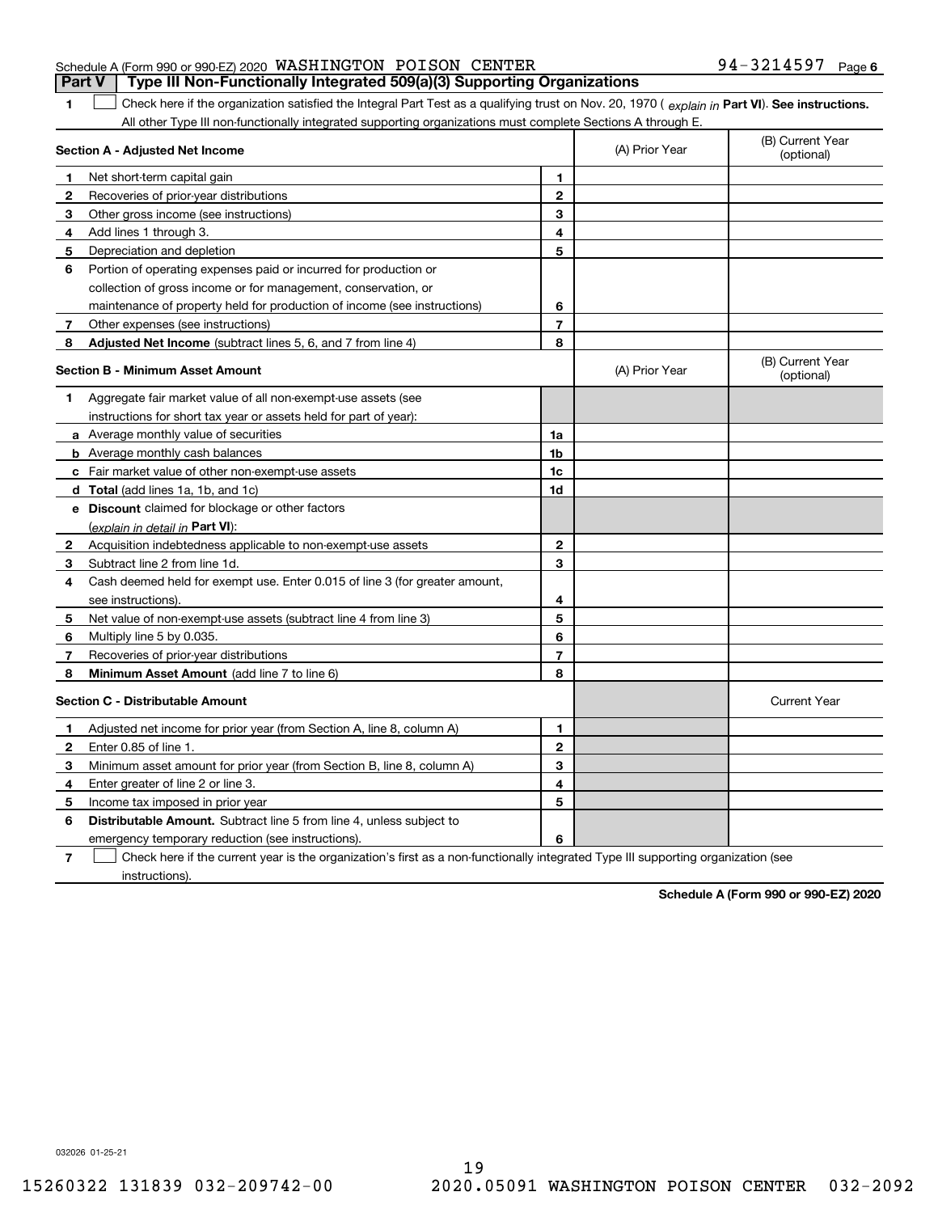Schedule A (Form 990 or 990-EZ) 2020 WASHINGTON POISON CENTER 94-3214597 Page 6

**Part V | Type III Non-Functionally Integrated 509(a)(3) Supporting Organizations**

1 ☐ Check here if the organization satisfied the Integral Part Test as a qualifying trust on Nov. 20, 1970 ( *explain in* **Part VI**). **See instructions.** All other Type III non-functionally integrated supporting organizations must complete Sections A through E.

| **Section A - Adjusted Net Income** | | | (A) Prior Year | (B) Current Year (optional) |
|---|---|---|---|---|
| 1 | Net short-term capital gain | 1 | | |
| 2 | Recoveries of prior-year distributions | 2 | | |
| 3 | Other gross income (see instructions) | 3 | | |
| 4 | Add lines 1 through 3. | 4 | | |
| 5 | Depreciation and depletion | 5 | | |
| 6 | Portion of operating expenses paid or incurred for production or collection of gross income or for management, conservation, or maintenance of property held for production of income (see instructions) | 6 | | |
| 7 | Other expenses (see instructions) | 7 | | |
| 8 | **Adjusted Net Income** (subtract lines 5, 6, and 7 from line 4) | 8 | | |

| **Section B - Minimum Asset Amount** | | | (A) Prior Year | (B) Current Year (optional) |
|---|---|---|---|---|
| 1 | Aggregate fair market value of all non-exempt-use assets (see instructions for short tax year or assets held for part of year): | | | |
| a | Average monthly value of securities | 1a | | |
| b | Average monthly cash balances | 1b | | |
| c | Fair market value of other non-exempt-use assets | 1c | | |
| d | **Total** (add lines 1a, 1b, and 1c) | 1d | | |
| e | **Discount** claimed for blockage or other factors (*explain in detail in* **Part VI**): | | | |
| 2 | Acquisition indebtedness applicable to non-exempt-use assets | 2 | | |
| 3 | Subtract line 2 from line 1d. | 3 | | |
| 4 | Cash deemed held for exempt use. Enter 0.015 of line 3 (for greater amount, see instructions). | 4 | | |
| 5 | Net value of non-exempt-use assets (subtract line 4 from line 3) | 5 | | |
| 6 | Multiply line 5 by 0.035. | 6 | | |
| 7 | Recoveries of prior-year distributions | 7 | | |
| 8 | **Minimum Asset Amount** (add line 7 to line 6) | 8 | | |

| **Section C - Distributable Amount** | | | | Current Year |
|---|---|---|---|---|
| 1 | Adjusted net income for prior year (from Section A, line 8, column A) | 1 | | |
| 2 | Enter 0.85 of line 1. | 2 | | |
| 3 | Minimum asset amount for prior year (from Section B, line 8, column A) | 3 | | |
| 4 | Enter greater of line 2 or line 3. | 4 | | |
| 5 | Income tax imposed in prior year | 5 | | |
| 6 | **Distributable Amount.** Subtract line 5 from line 4, unless subject to emergency temporary reduction (see instructions). | 6 | | |

7 ☐ Check here if the current year is the organization's first as a non-functionally integrated Type III supporting organization (see instructions).

**Schedule A (Form 990 or 990-EZ) 2020**

032026 01-25-21

15260322 131839 032-209742-00 2020.05091 WASHINGTON POISON CENTER 032-2092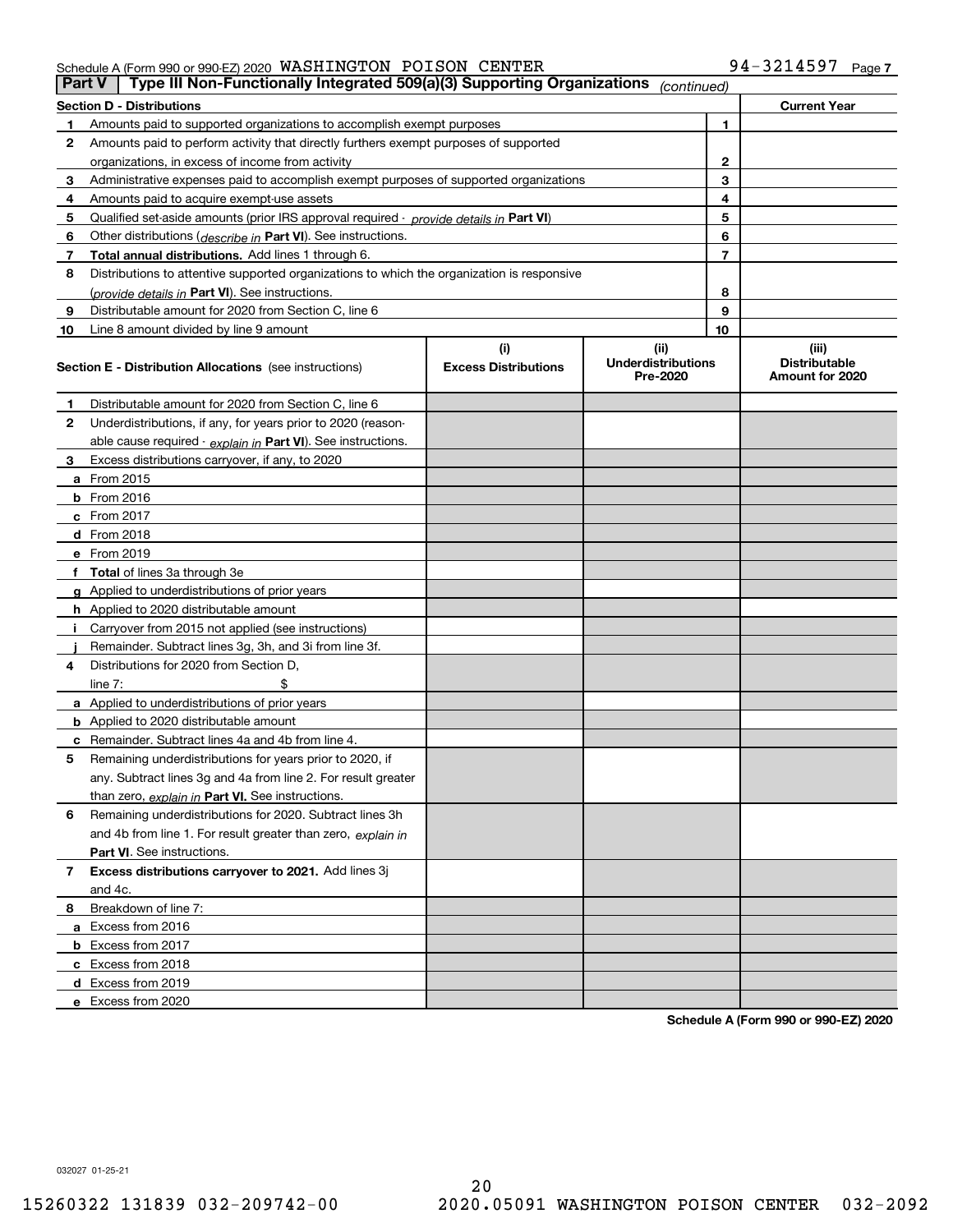Schedule A (Form 990 or 990-EZ) 2020 WASHINGTON POISON CENTER 94-3214597

## Part V | Type III Non-Functionally Integrated 509(a)(3) Supporting Organizations *(continued)*

| Section D - Distributions | | | Current Year |
|---|---|---|---|
| 1 | Amounts paid to supported organizations to accomplish exempt purposes | 1 | |
| 2 | Amounts paid to perform activity that directly furthers exempt purposes of supported organizations, in excess of income from activity | 2 | |
| 3 | Administrative expenses paid to accomplish exempt purposes of supported organizations | 3 | |
| 4 | Amounts paid to acquire exempt-use assets | 4 | |
| 5 | Qualified set-aside amounts (prior IRS approval required - *provide details in* **Part VI**) | 5 | |
| 6 | Other distributions (*describe in* **Part VI**). See instructions. | 6 | |
| 7 | **Total annual distributions.** Add lines 1 through 6. | 7 | |
| 8 | Distributions to attentive supported organizations to which the organization is responsive (*provide details in* **Part VI**). See instructions. | 8 | |
| 9 | Distributable amount for 2020 from Section C, line 6 | 9 | |
| 10 | Line 8 amount divided by line 9 amount | 10 | |

| | Section E - Distribution Allocations (see instructions) | (i) Excess Distributions | (ii) Underdistributions Pre-2020 | (iii) Distributable Amount for 2020 |
|---|---|---|---|---|
| 1 | Distributable amount for 2020 from Section C, line 6 | | | |
| 2 | Underdistributions, if any, for years prior to 2020 (reasonable cause required - *explain in* **Part VI**). See instructions. | | | |
| 3 | Excess distributions carryover, if any, to 2020 | | | |
| a | From 2015 | | | |
| b | From 2016 | | | |
| c | From 2017 | | | |
| d | From 2018 | | | |
| e | From 2019 | | | |
| f | **Total** of lines 3a through 3e | | | |
| g | Applied to underdistributions of prior years | | | |
| h | Applied to 2020 distributable amount | | | |
| i | Carryover from 2015 not applied (see instructions) | | | |
| j | Remainder. Subtract lines 3g, 3h, and 3i from line 3f. | | | |
| 4 | Distributions for 2020 from Section D, line 7: $ | | | |
| a | Applied to underdistributions of prior years | | | |
| b | Applied to 2020 distributable amount | | | |
| c | Remainder. Subtract lines 4a and 4b from line 4. | | | |
| 5 | Remaining underdistributions for years prior to 2020, if any. Subtract lines 3g and 4a from line 2. For result greater than zero, *explain in* **Part VI.** See instructions. | | | |
| 6 | Remaining underdistributions for 2020. Subtract lines 3h and 4b from line 1. For result greater than zero, *explain in* **Part VI**. See instructions. | | | |
| 7 | **Excess distributions carryover to 2021.** Add lines 3j and 4c. | | | |
| 8 | Breakdown of line 7: | | | |
| a | Excess from 2016 | | | |
| b | Excess from 2017 | | | |
| c | Excess from 2018 | | | |
| d | Excess from 2019 | | | |
| e | Excess from 2020 | | | |

**Schedule A (Form 990 or 990-EZ) 2020**

032027 01-25-21

15260322 131839 032-209742-00 2020.05091 WASHINGTON POISON CENTER 032-2092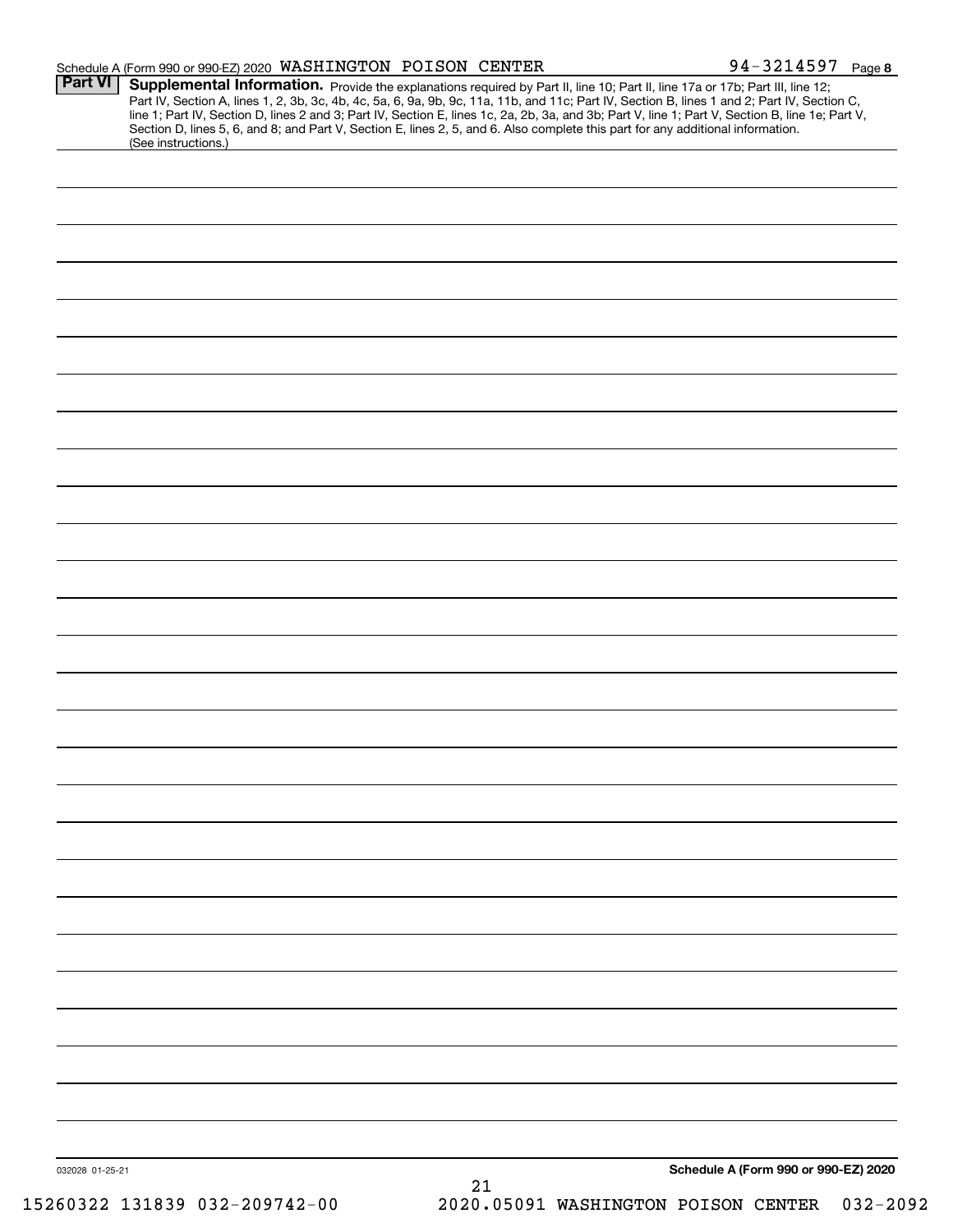Schedule A (Form 990 or 990-EZ) 2020 WASHINGTON POISON CENTER 94-3214597 Page 8

## Part VI Supplemental Information.

Provide the explanations required by Part II, line 10; Part II, line 17a or 17b; Part III, line 12; Part IV, Section A, lines 1, 2, 3b, 3c, 4b, 4c, 5a, 6, 9a, 9b, 9c, 11a, 11b, and 11c; Part IV, Section B, lines 1 and 2; Part IV, Section C, line 1; Part IV, Section D, lines 2 and 3; Part IV, Section E, lines 1c, 2a, 2b, 3a, and 3b; Part V, line 1; Part V, Section B, line 1e; Part V, Section D, lines 5, 6, and 8; and Part V, Section E, lines 2, 5, and 6. Also complete this part for any additional information. (See instructions.)

032028 01-25-21

Schedule A (Form 990 or 990-EZ) 2020

15260322 131839 032-209742-00 2020.05091 WASHINGTON POISON CENTER 032-2092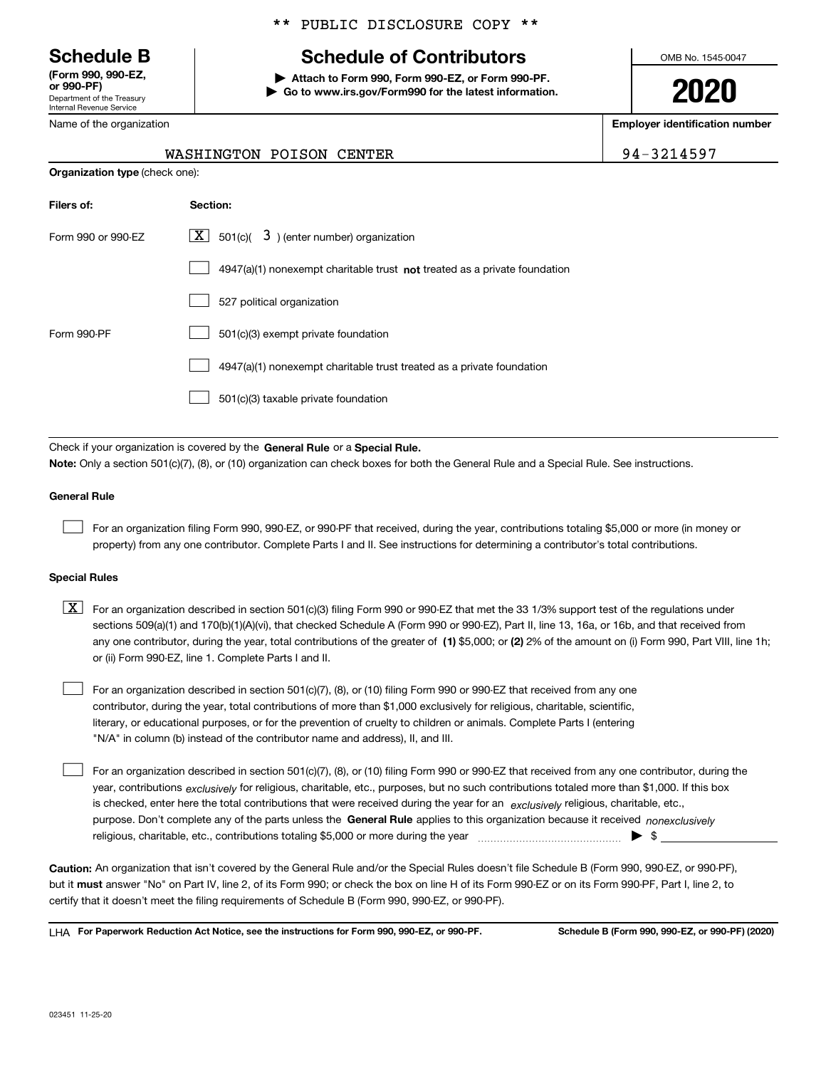** PUBLIC DISCLOSURE COPY **

# Schedule B

**(Form 990, 990-EZ, or 990-PF)**
Department of the Treasury
Internal Revenue Service

## Schedule of Contributors

▶ **Attach to Form 990, Form 990-EZ, or Form 990-PF.**
▶ **Go to www.irs.gov/Form990 for the latest information.**

OMB No. 1545-0047

**2020**

Name of the organization: WASHINGTON POISON CENTER

**Employer identification number:** 94-3214597

**Organization type** (check one):

| Filers of: | Section: |
|---|---|
| Form 990 or 990-EZ | [X] 501(c)( 3 ) (enter number) organization |
| | [ ] 4947(a)(1) nonexempt charitable trust **not** treated as a private foundation |
| | [ ] 527 political organization |
| Form 990-PF | [ ] 501(c)(3) exempt private foundation |
| | [ ] 4947(a)(1) nonexempt charitable trust treated as a private foundation |
| | [ ] 501(c)(3) taxable private foundation |

Check if your organization is covered by the **General Rule** or a **Special Rule.**

**Note:** Only a section 501(c)(7), (8), or (10) organization can check boxes for both the General Rule and a Special Rule. See instructions.

**General Rule**

[ ] For an organization filing Form 990, 990-EZ, or 990-PF that received, during the year, contributions totaling $5,000 or more (in money or property) from any one contributor. Complete Parts I and II. See instructions for determining a contributor's total contributions.

**Special Rules**

[X] For an organization described in section 501(c)(3) filing Form 990 or 990-EZ that met the 33 1/3% support test of the regulations under sections 509(a)(1) and 170(b)(1)(A)(vi), that checked Schedule A (Form 990 or 990-EZ), Part II, line 13, 16a, or 16b, and that received from any one contributor, during the year, total contributions of the greater of **(1)** $5,000; or **(2)** 2% of the amount on (i) Form 990, Part VIII, line 1h; or (ii) Form 990-EZ, line 1. Complete Parts I and II.

[ ] For an organization described in section 501(c)(7), (8), or (10) filing Form 990 or 990-EZ that received from any one contributor, during the year, total contributions of more than $1,000 exclusively for religious, charitable, scientific, literary, or educational purposes, or for the prevention of cruelty to children or animals. Complete Parts I (entering "N/A" in column (b) instead of the contributor name and address), II, and III.

[ ] For an organization described in section 501(c)(7), (8), or (10) filing Form 990 or 990-EZ that received from any one contributor, during the year, contributions *exclusively* for religious, charitable, etc., purposes, but no such contributions totaled more than $1,000. If this box is checked, enter here the total contributions that were received during the year for an *exclusively* religious, charitable, etc., purpose. Don't complete any of the parts unless the **General Rule** applies to this organization because it received *nonexclusively* religious, charitable, etc., contributions totaling $5,000 or more during the year ▶ $ ____________

**Caution:** An organization that isn't covered by the General Rule and/or the Special Rules doesn't file Schedule B (Form 990, 990-EZ, or 990-PF), but it **must** answer "No" on Part IV, line 2, of its Form 990; or check the box on line H of its Form 990-EZ or on its Form 990-PF, Part I, line 2, to certify that it doesn't meet the filing requirements of Schedule B (Form 990, 990-EZ, or 990-PF).

LHA **For Paperwork Reduction Act Notice, see the instructions for Form 990, 990-EZ, or 990-PF.** **Schedule B (Form 990, 990-EZ, or 990-PF) (2020)**

023451 11-25-20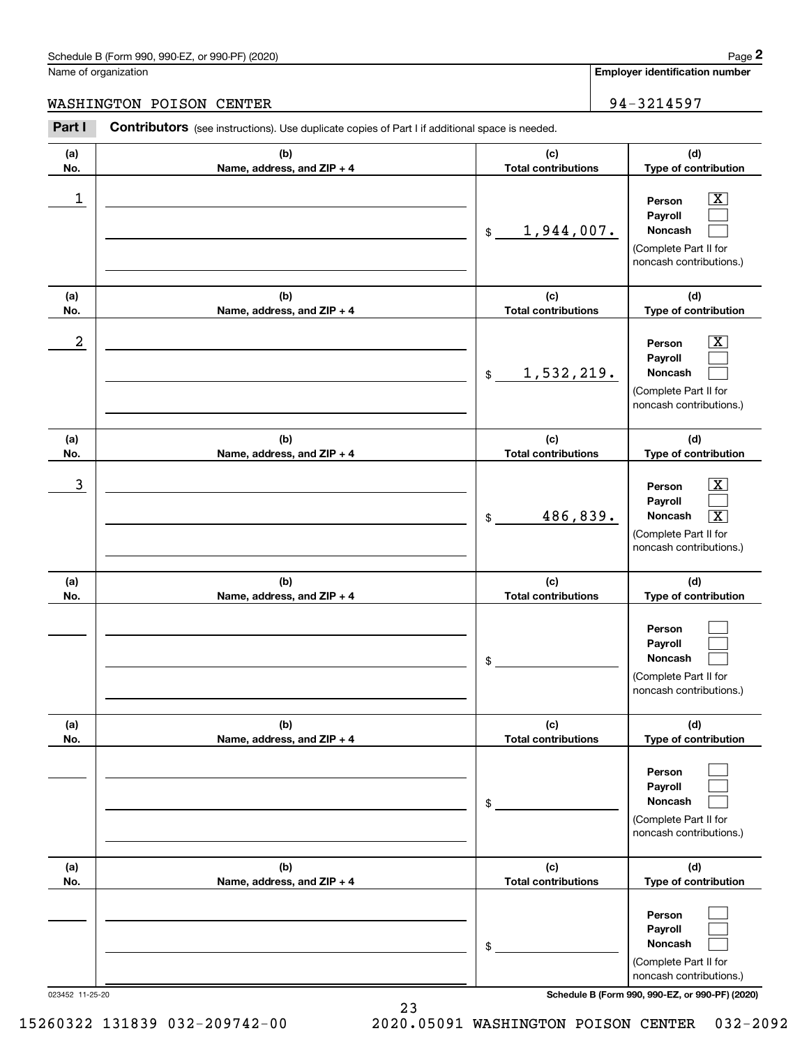Schedule B (Form 990, 990-EZ, or 990-PF) (2020)

Name of organization: WASHINGTON POISON CENTER

Employer identification number: 94-3214597

**Part I** **Contributors** (see instructions). Use duplicate copies of Part I if additional space is needed.

| (a) No. | (b) Name, address, and ZIP + 4 | (c) Total contributions | (d) Type of contribution |
|---|---|---|---|
| 1 | | $ 1,944,007. | Person [X] Payroll [ ] Noncash [ ] (Complete Part II for noncash contributions.) |
| 2 | | $ 1,532,219. | Person [X] Payroll [ ] Noncash [ ] (Complete Part II for noncash contributions.) |
| 3 | | $ 486,839. | Person [X] Payroll [ ] Noncash [X] (Complete Part II for noncash contributions.) |
| | | $ | Person [ ] Payroll [ ] Noncash [ ] (Complete Part II for noncash contributions.) |
| | | $ | Person [ ] Payroll [ ] Noncash [ ] (Complete Part II for noncash contributions.) |
| | | $ | Person [ ] Payroll [ ] Noncash [ ] (Complete Part II for noncash contributions.) |

023452 11-25-20

Schedule B (Form 990, 990-EZ, or 990-PF) (2020)

15260322 131839 032-209742-00 2020.05091 WASHINGTON POISON CENTER 032-2092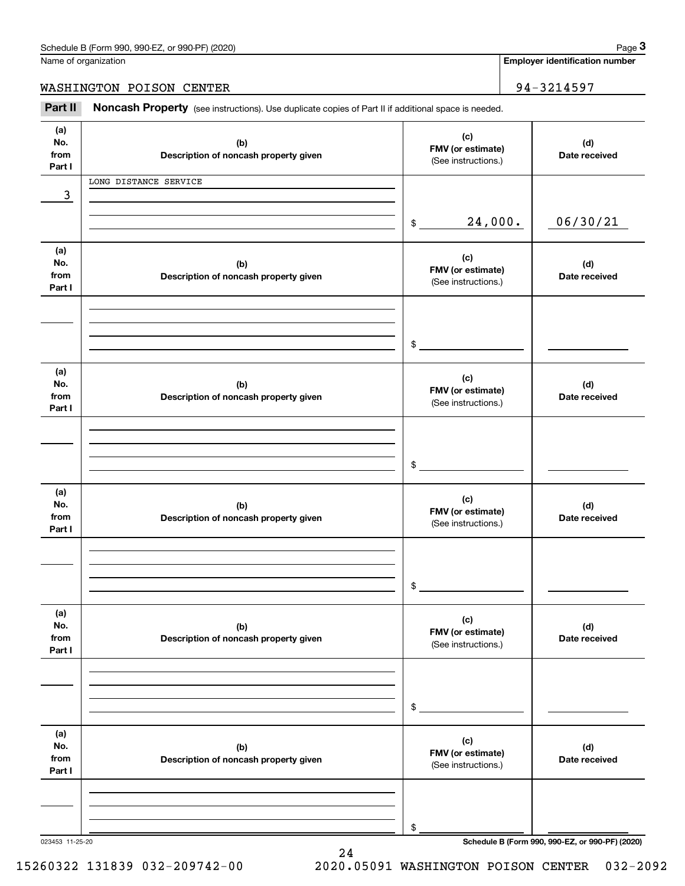Name of organization

WASHINGTON POISON CENTER

**Employer identification number**

94-3214597

## Part II Noncash Property (see instructions). Use duplicate copies of Part II if additional space is needed.

| (a) No. from Part I | (b) Description of noncash property given | (c) FMV (or estimate) (See instructions.) | (d) Date received |
|---|---|---|---|
| 3 | LONG DISTANCE SERVICE | $ 24,000. | 06/30/21 |
| | | $ | |
| | | $ | |
| | | $ | |
| | | $ | |
| | | $ | |

023453 11-25-20

**Schedule B (Form 990, 990-EZ, or 990-PF) (2020)**

15260322 131839 032-209742-00 2020.05091 WASHINGTON POISON CENTER 032-2092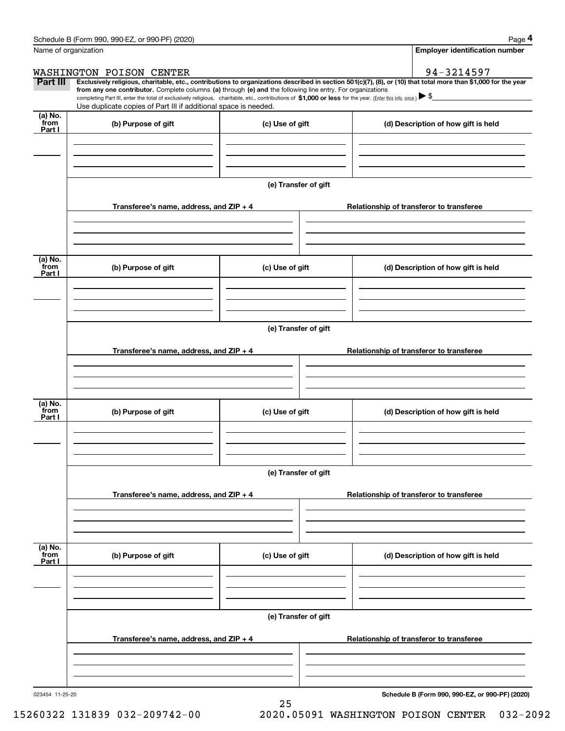Name of organization

WASHINGTON POISON CENTER

**Employer identification number**

94-3214597

**Part III** **Exclusively religious, charitable, etc., contributions to organizations described in section 501(c)(7), (8), or (10) that total more than $1,000 for the year from any one contributor.** Complete columns **(a)** through **(e) and** the following line entry. For organizations completing Part III, enter the total of exclusively religious, charitable, etc., contributions of **$1,000 or less** for the year. (Enter this info. once.) ▶ $

Use duplicate copies of Part III if additional space is needed.

| (a) No. from Part I | (b) Purpose of gift | (c) Use of gift | (d) Description of how gift is held |
|---|---|---|---|
| | | | |

**(e) Transfer of gift**

| Transferee's name, address, and ZIP + 4 | Relationship of transferor to transferee |
|---|---|
| | |

| (a) No. from Part I | (b) Purpose of gift | (c) Use of gift | (d) Description of how gift is held |
|---|---|---|---|
| | | | |

**(e) Transfer of gift**

| Transferee's name, address, and ZIP + 4 | Relationship of transferor to transferee |
|---|---|
| | |

| (a) No. from Part I | (b) Purpose of gift | (c) Use of gift | (d) Description of how gift is held |
|---|---|---|---|
| | | | |

**(e) Transfer of gift**

| Transferee's name, address, and ZIP + 4 | Relationship of transferor to transferee |
|---|---|
| | |

| (a) No. from Part I | (b) Purpose of gift | (c) Use of gift | (d) Description of how gift is held |
|---|---|---|---|
| | | | |

**(e) Transfer of gift**

| Transferee's name, address, and ZIP + 4 | Relationship of transferor to transferee |
|---|---|
| | |

023454 11-25-20

**Schedule B (Form 990, 990-EZ, or 990-PF) (2020)**

15260322 131839 032-209742-00 2020.05091 WASHINGTON POISON CENTER 032-2092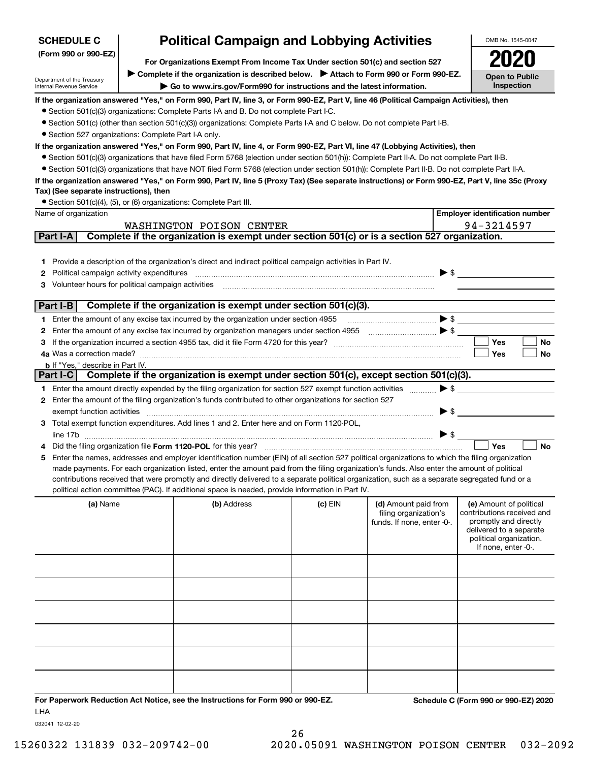**SCHEDULE C**
**(Form 990 or 990-EZ)**

Department of the Treasury
Internal Revenue Service

# Political Campaign and Lobbying Activities

**For Organizations Exempt From Income Tax Under section 501(c) and section 527**

▶ **Complete if the organization is described below.** ▶ **Attach to Form 990 or Form 990-EZ.**

▶ **Go to www.irs.gov/Form990 for instructions and the latest information.**

OMB No. 1545-0047

**2020**

**Open to Public Inspection**

**If the organization answered "Yes," on Form 990, Part IV, line 3, or Form 990-EZ, Part V, line 46 (Political Campaign Activities), then**

- Section 501(c)(3) organizations: Complete Parts I-A and B. Do not complete Part I-C.
- Section 501(c) (other than section 501(c)(3)) organizations: Complete Parts I-A and C below. Do not complete Part I-B.
- Section 527 organizations: Complete Part I-A only.

**If the organization answered "Yes," on Form 990, Part IV, line 4, or Form 990-EZ, Part VI, line 47 (Lobbying Activities), then**

- Section 501(c)(3) organizations that have filed Form 5768 (election under section 501(h)): Complete Part II-A. Do not complete Part II-B.
- Section 501(c)(3) organizations that have NOT filed Form 5768 (election under section 501(h)): Complete Part II-B. Do not complete Part II-A.

**If the organization answered "Yes," on Form 990, Part IV, line 5 (Proxy Tax) (See separate instructions) or Form 990-EZ, Part V, line 35c (Proxy Tax) (See separate instructions), then**

- Section 501(c)(4), (5), or (6) organizations: Complete Part III.

| Name of organization | Employer identification number |
|---|---|
| WASHINGTON POISON CENTER | 94-3214597 |

**Part I-A** **Complete if the organization is exempt under section 501(c) or is a section 527 organization.**

1. Provide a description of the organization's direct and indirect political campaign activities in Part IV.
2. Political campaign activity expenditures ▶ $
3. Volunteer hours for political campaign activities

**Part I-B** **Complete if the organization is exempt under section 501(c)(3).**

1. Enter the amount of any excise tax incurred by the organization under section 4955 ▶ $
2. Enter the amount of any excise tax incurred by organization managers under section 4955 ▶ $
3. If the organization incurred a section 4955 tax, did it file Form 4720 for this year? ☐ Yes ☐ No

4a Was a correction made? ☐ Yes ☐ No

**b** If "Yes," describe in Part IV.

**Part I-C** **Complete if the organization is exempt under section 501(c), except section 501(c)(3).**

1. Enter the amount directly expended by the filing organization for section 527 exempt function activities ▶ $
2. Enter the amount of the filing organization's funds contributed to other organizations for section 527 exempt function activities ▶ $
3. Total exempt function expenditures. Add lines 1 and 2. Enter here and on Form 1120-POL, line 17b ▶ $
4. Did the filing organization file **Form 1120-POL** for this year? ☐ Yes ☐ No
5. Enter the names, addresses and employer identification number (EIN) of all section 527 political organizations to which the filing organization made payments. For each organization listed, enter the amount paid from the filing organization's funds. Also enter the amount of political contributions received that were promptly and directly delivered to a separate political organization, such as a separate segregated fund or a political action committee (PAC). If additional space is needed, provide information in Part IV.

| (a) Name | (b) Address | (c) EIN | (d) Amount paid from filing organization's funds. If none, enter -0-. | (e) Amount of political contributions received and promptly and directly delivered to a separate political organization. If none, enter -0-. |
|---|---|---|---|---|
| | | | | |
| | | | | |
| | | | | |
| | | | | |
| | | | | |
| | | | | |

**For Paperwork Reduction Act Notice, see the Instructions for Form 990 or 990-EZ.** **Schedule C (Form 990 or 990-EZ) 2020**

LHA

032041 12-02-20

15260322 131839 032-209742-00 2020.05091 WASHINGTON POISON CENTER 032-2092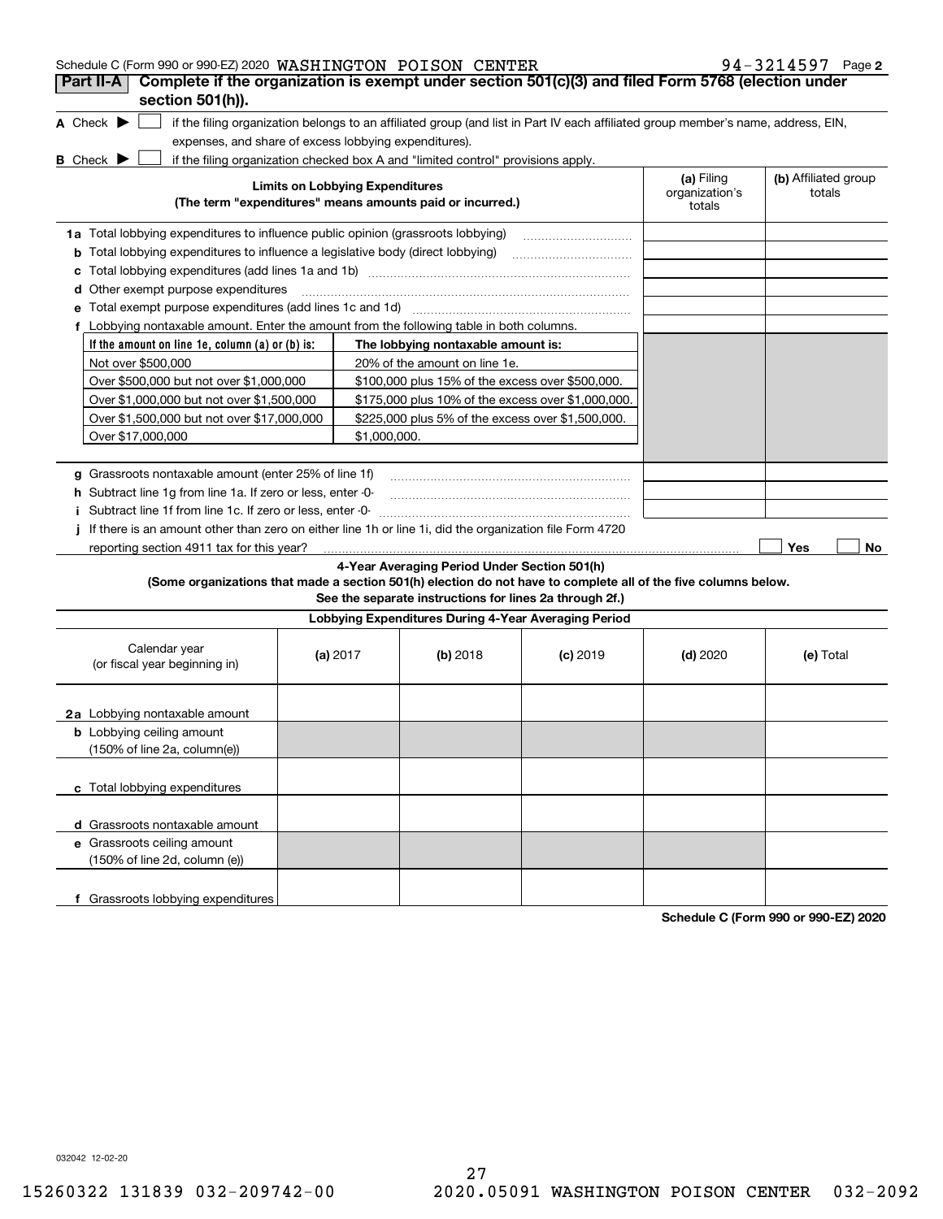Schedule C (Form 990 or 990-EZ) 2020 WASHINGTON POISON CENTER 94-3214597 Page **2**

## Part II-A Complete if the organization is exempt under section 501(c)(3) and filed Form 5768 (election under section 501(h)).

**A** Check ▶ ☐ if the filing organization belongs to an affiliated group (and list in Part IV each affiliated group member's name, address, EIN, expenses, and share of excess lobbying expenditures).

**B** Check ▶ ☐ if the filing organization checked box A and "limited control" provisions apply.

| Limits on Lobbying Expenditures (The term "expenditures" means amounts paid or incurred.) | (a) Filing organization's totals | (b) Affiliated group totals |
|---|---|---|
| **1a** Total lobbying expenditures to influence public opinion (grassroots lobbying) | | |
| **b** Total lobbying expenditures to influence a legislative body (direct lobbying) | | |
| **c** Total lobbying expenditures (add lines 1a and 1b) | | |
| **d** Other exempt purpose expenditures | | |
| **e** Total exempt purpose expenditures (add lines 1c and 1d) | | |
| **f** Lobbying nontaxable amount. Enter the amount from the following table in both columns. | | |

| If the amount on line 1e, column (a) or (b) is: | The lobbying nontaxable amount is: |
|---|---|
| Not over $500,000 | 20% of the amount on line 1e. |
| Over $500,000 but not over $1,000,000 | $100,000 plus 15% of the excess over $500,000. |
| Over $1,000,000 but not over $1,500,000 | $175,000 plus 10% of the excess over $1,000,000. |
| Over $1,500,000 but not over $17,000,000 | $225,000 plus 5% of the excess over $1,500,000. |
| Over $17,000,000 | $1,000,000. |

| | (a) Filing organization's totals | (b) Affiliated group totals |
|---|---|---|
| **g** Grassroots nontaxable amount (enter 25% of line 1f) | | |
| **h** Subtract line 1g from line 1a. If zero or less, enter -0- | | |
| **i** Subtract line 1f from line 1c. If zero or less, enter -0- | | |
| **j** If there is an amount other than zero on either line 1h or line 1i, did the organization file Form 4720 reporting section 4911 tax for this year? | ☐ Yes | ☐ No |

### 4-Year Averaging Period Under Section 501(h)

**(Some organizations that made a section 501(h) election do not have to complete all of the five columns below. See the separate instructions for lines 2a through 2f.)**

**Lobbying Expenditures During 4-Year Averaging Period**

| Calendar year (or fiscal year beginning in) | (a) 2017 | (b) 2018 | (c) 2019 | (d) 2020 | (e) Total |
|---|---|---|---|---|---|
| **2a** Lobbying nontaxable amount | | | | | |
| **b** Lobbying ceiling amount (150% of line 2a, column(e)) | | | | | |
| **c** Total lobbying expenditures | | | | | |
| **d** Grassroots nontaxable amount | | | | | |
| **e** Grassroots ceiling amount (150% of line 2d, column (e)) | | | | | |
| **f** Grassroots lobbying expenditures | | | | | |

**Schedule C (Form 990 or 990-EZ) 2020**

032042 12-02-20

15260322 131839 032-209742-00 2020.05091 WASHINGTON POISON CENTER 032-2092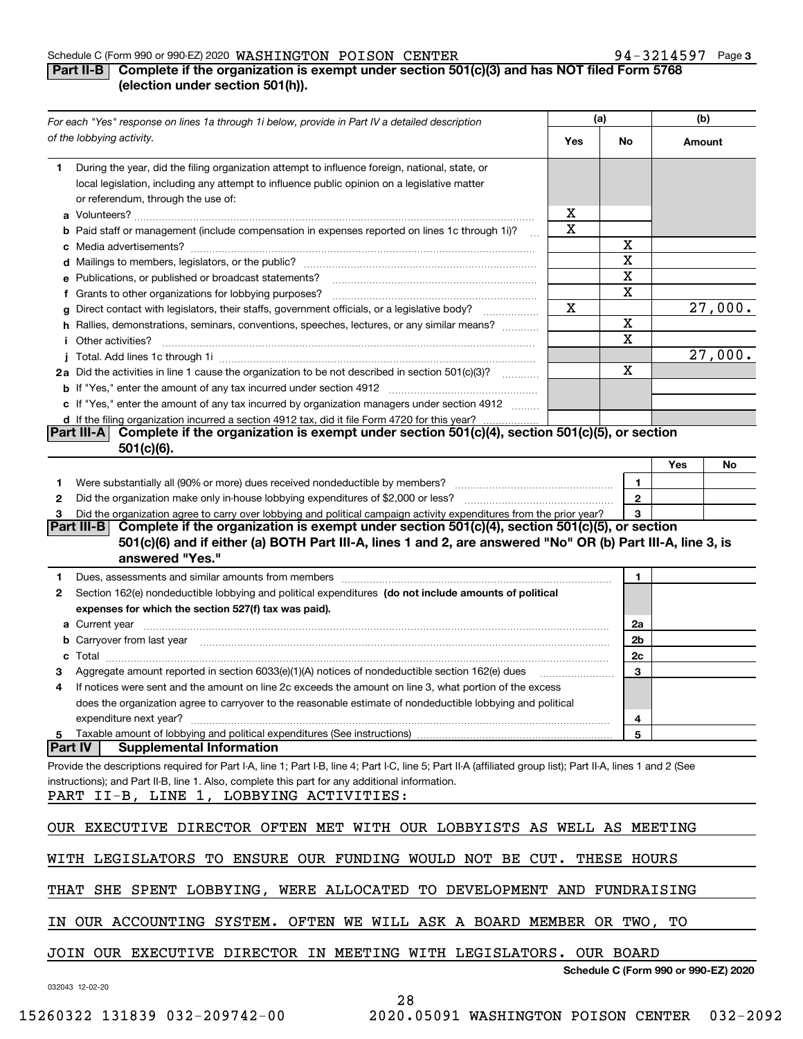Schedule C (Form 990 or 990-EZ) 2020 WASHINGTON POISON CENTER 94-3214597 Page 3

**Part II-B Complete if the organization is exempt under section 501(c)(3) and has NOT filed Form 5768 (election under section 501(h)).**

| For each "Yes" response on lines 1a through 1i below, provide in Part IV a detailed description of the lobbying activity. | (a) Yes | (a) No | (b) Amount |
|---|---|---|---|
| **1** During the year, did the filing organization attempt to influence foreign, national, state, or local legislation, including any attempt to influence public opinion on a legislative matter or referendum, through the use of: | | | |
| **a** Volunteers? | X | | |
| **b** Paid staff or management (include compensation in expenses reported on lines 1c through 1i)? | X | | |
| **c** Media advertisements? | | X | |
| **d** Mailings to members, legislators, or the public? | | X | |
| **e** Publications, or published or broadcast statements? | | X | |
| **f** Grants to other organizations for lobbying purposes? | | X | |
| **g** Direct contact with legislators, their staffs, government officials, or a legislative body? | X | | 27,000. |
| **h** Rallies, demonstrations, seminars, conventions, speeches, lectures, or any similar means? | | X | |
| **i** Other activities? | | X | |
| **j** Total. Add lines 1c through 1i | | | 27,000. |
| **2a** Did the activities in line 1 cause the organization to be not described in section 501(c)(3)? | | X | |
| **b** If "Yes," enter the amount of any tax incurred under section 4912 | | | |
| **c** If "Yes," enter the amount of any tax incurred by organization managers under section 4912 | | | |
| **d** If the filing organization incurred a section 4912 tax, did it file Form 4720 for this year? | | | |

**Part III-A Complete if the organization is exempt under section 501(c)(4), section 501(c)(5), or section 501(c)(6).**

| | | Yes | No |
|---|---|---|---|
| **1** Were substantially all (90% or more) dues received nondeductible by members? | 1 | | |
| **2** Did the organization make only in-house lobbying expenditures of $2,000 or less? | 2 | | |
| **3** Did the organization agree to carry over lobbying and political campaign activity expenditures from the prior year? | 3 | | |

**Part III-B Complete if the organization is exempt under section 501(c)(4), section 501(c)(5), or section 501(c)(6) and if either (a) BOTH Part III-A, lines 1 and 2, are answered "No" OR (b) Part III-A, line 3, is answered "Yes."**

| | | |
|---|---|---|
| **1** Dues, assessments and similar amounts from members | 1 | |
| **2** Section 162(e) nondeductible lobbying and political expenditures **(do not include amounts of political expenses for which the section 527(f) tax was paid).** | | |
| **a** Current year | 2a | |
| **b** Carryover from last year | 2b | |
| **c** Total | 2c | |
| **3** Aggregate amount reported in section 6033(e)(1)(A) notices of nondeductible section 162(e) dues | 3 | |
| **4** If notices were sent and the amount on line 2c exceeds the amount on line 3, what portion of the excess does the organization agree to carryover to the reasonable estimate of nondeductible lobbying and political expenditure next year? | 4 | |
| **5** Taxable amount of lobbying and political expenditures (See instructions) | 5 | |

**Part IV Supplemental Information**

Provide the descriptions required for Part I-A, line 1; Part I-B, line 4; Part I-C, line 5; Part II-A (affiliated group list); Part II-A, lines 1 and 2 (See instructions); and Part II-B, line 1. Also, complete this part for any additional information.

PART II-B, LINE 1, LOBBYING ACTIVITIES:

OUR EXECUTIVE DIRECTOR OFTEN MET WITH OUR LOBBYISTS AS WELL AS MEETING WITH LEGISLATORS TO ENSURE OUR FUNDING WOULD NOT BE CUT. THESE HOURS THAT SHE SPENT LOBBYING, WERE ALLOCATED TO DEVELOPMENT AND FUNDRAISING IN OUR ACCOUNTING SYSTEM. OFTEN WE WILL ASK A BOARD MEMBER OR TWO, TO JOIN OUR EXECUTIVE DIRECTOR IN MEETING WITH LEGISLATORS. OUR BOARD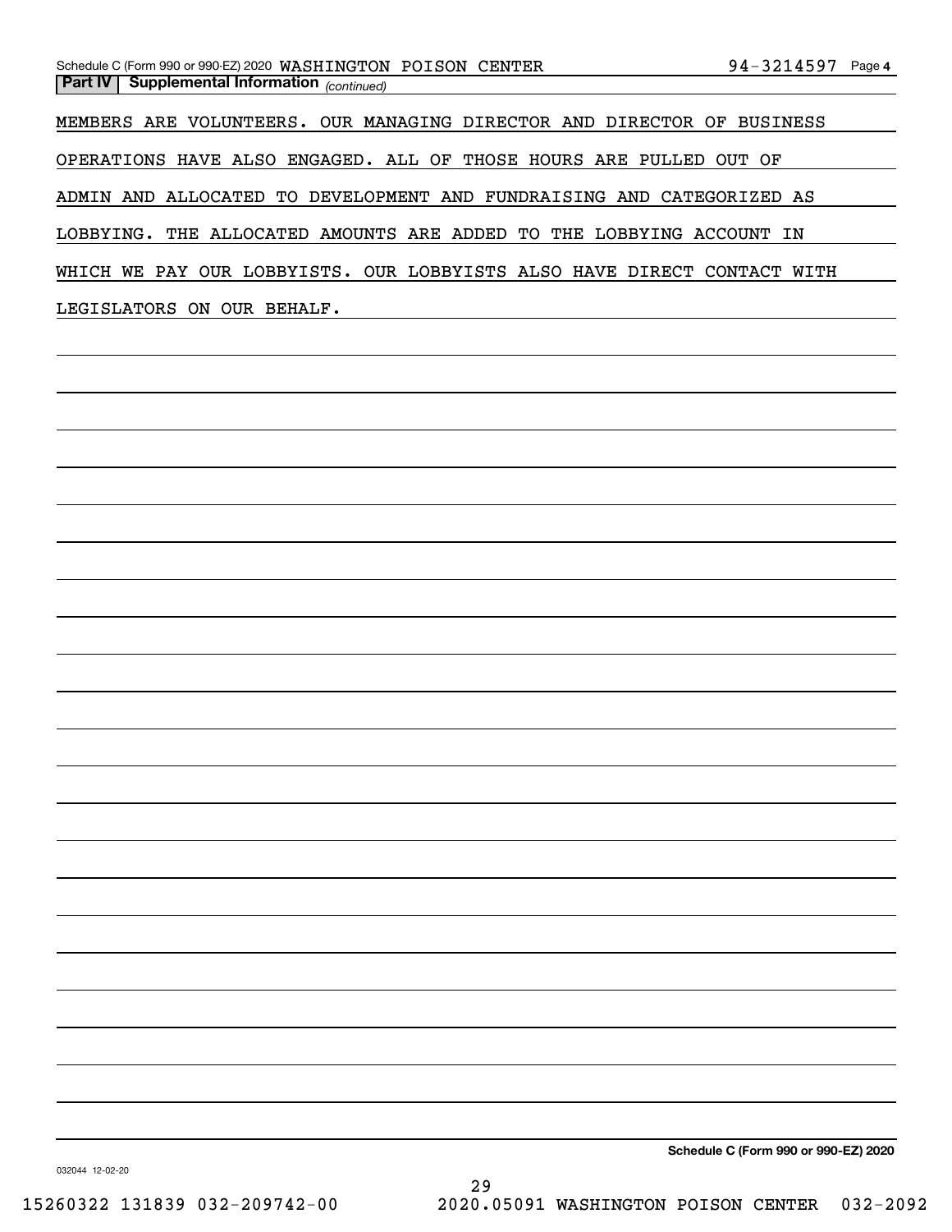**Part IV | Supplemental Information** *(continued)*

MEMBERS ARE VOLUNTEERS. OUR MANAGING DIRECTOR AND DIRECTOR OF BUSINESS OPERATIONS HAVE ALSO ENGAGED. ALL OF THOSE HOURS ARE PULLED OUT OF ADMIN AND ALLOCATED TO DEVELOPMENT AND FUNDRAISING AND CATEGORIZED AS LOBBYING. THE ALLOCATED AMOUNTS ARE ADDED TO THE LOBBYING ACCOUNT IN WHICH WE PAY OUR LOBBYISTS. OUR LOBBYISTS ALSO HAVE DIRECT CONTACT WITH LEGISLATORS ON OUR BEHALF.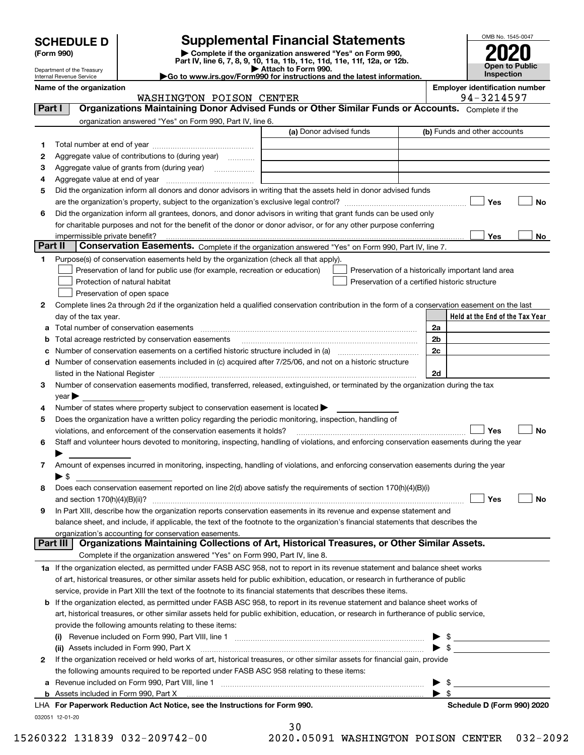# SCHEDULE D (Form 990)

Department of the Treasury
Internal Revenue Service

## Supplemental Financial Statements

▶ Complete if the organization answered "Yes" on Form 990, Part IV, line 6, 7, 8, 9, 10, 11a, 11b, 11c, 11d, 11e, 11f, 12a, or 12b.
▶ Attach to Form 990.
▶ Go to www.irs.gov/Form990 for instructions and the latest information.

OMB No. 1545-0047

**2020**

**Open to Public Inspection**

**Name of the organization:** WASHINGTON POISON CENTER

**Employer identification number:** 94-3214597

### Part I — Organizations Maintaining Donor Advised Funds or Other Similar Funds or Accounts. Complete if the organization answered "Yes" on Form 990, Part IV, line 6.

| | | (a) Donor advised funds | (b) Funds and other accounts |
|---|---|---|---|
| 1 | Total number at end of year | | |
| 2 | Aggregate value of contributions to (during year) | | |
| 3 | Aggregate value of grants from (during year) | | |
| 4 | Aggregate value at end of year | | |

5 Did the organization inform all donors and donor advisors in writing that the assets held in donor advised funds are the organization's property, subject to the organization's exclusive legal control? ☐ Yes ☐ No

6 Did the organization inform all grantees, donors, and donor advisors in writing that grant funds can be used only for charitable purposes and not for the benefit of the donor or donor advisor, or for any other purpose conferring impermissible private benefit? ☐ Yes ☐ No

### Part II — Conservation Easements. Complete if the organization answered "Yes" on Form 990, Part IV, line 7.

1 Purpose(s) of conservation easements held by the organization (check all that apply).

- ☐ Preservation of land for public use (for example, recreation or education)
- ☐ Protection of natural habitat
- ☐ Preservation of open space
- ☐ Preservation of a historically important land area
- ☐ Preservation of a certified historic structure

2 Complete lines 2a through 2d if the organization held a qualified conservation contribution in the form of a conservation easement on the last day of the tax year.

| | | | Held at the End of the Tax Year |
|---|---|---|---|
| a | Total number of conservation easements | 2a | |
| b | Total acreage restricted by conservation easements | 2b | |
| c | Number of conservation easements on a certified historic structure included in (a) | 2c | |
| d | Number of conservation easements included in (c) acquired after 7/25/06, and not on a historic structure listed in the National Register | 2d | |

3 Number of conservation easements modified, transferred, released, extinguished, or terminated by the organization during the tax year ▶

4 Number of states where property subject to conservation easement is located ▶

5 Does the organization have a written policy regarding the periodic monitoring, inspection, handling of violations, and enforcement of the conservation easements it holds? ☐ Yes ☐ No

6 Staff and volunteer hours devoted to monitoring, inspecting, handling of violations, and enforcing conservation easements during the year ▶

7 Amount of expenses incurred in monitoring, inspecting, handling of violations, and enforcing conservation easements during the year ▶ $

8 Does each conservation easement reported on line 2(d) above satisfy the requirements of section 170(h)(4)(B)(i) and section 170(h)(4)(B)(ii)? ☐ Yes ☐ No

9 In Part XIII, describe how the organization reports conservation easements in its revenue and expense statement and balance sheet, and include, if applicable, the text of the footnote to the organization's financial statements that describes the organization's accounting for conservation easements.

### Part III — Organizations Maintaining Collections of Art, Historical Treasures, or Other Similar Assets. Complete if the organization answered "Yes" on Form 990, Part IV, line 8.

1a If the organization elected, as permitted under FASB ASC 958, not to report in its revenue statement and balance sheet works of art, historical treasures, or other similar assets held for public exhibition, education, or research in furtherance of public service, provide in Part XIII the text of the footnote to its financial statements that describes these items.

b If the organization elected, as permitted under FASB ASC 958, to report in its revenue statement and balance sheet works of art, historical treasures, or other similar assets held for public exhibition, education, or research in furtherance of public service, provide the following amounts relating to these items:

(i) Revenue included on Form 990, Part VIII, line 1 ▶ $

(ii) Assets included in Form 990, Part X ▶ $

2 If the organization received or held works of art, historical treasures, or other similar assets for financial gain, provide the following amounts required to be reported under FASB ASC 958 relating to these items:

a Revenue included on Form 990, Part VIII, line 1 ▶ $

b Assets included in Form 990, Part X ▶ $

LHA **For Paperwork Reduction Act Notice, see the Instructions for Form 990.** **Schedule D (Form 990) 2020**

032051 12-01-20

15260322 131839 032-209742-00 2020.05091 WASHINGTON POISON CENTER 032-2092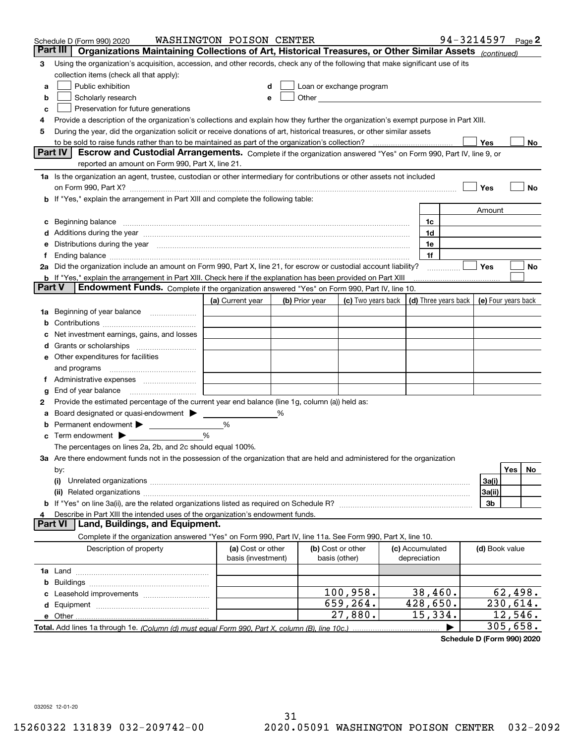Schedule D (Form 990) 2020 WASHINGTON POISON CENTER 94-3214597 Page 2

## Part III Organizations Maintaining Collections of Art, Historical Treasures, or Other Similar Assets *(continued)*

**3** Using the organization's acquisition, accession, and other records, check any of the following that make significant use of its collection items (check all that apply):

- **a** ☐ Public exhibition
- **b** ☐ Scholarly research
- **c** ☐ Preservation for future generations
- **d** ☐ Loan or exchange program
- **e** ☐ Other

**4** Provide a description of the organization's collections and explain how they further the organization's exempt purpose in Part XIII.

**5** During the year, did the organization solicit or receive donations of art, historical treasures, or other similar assets to be sold to raise funds rather than to be maintained as part of the organization's collection? ☐ Yes ☐ No

## Part IV Escrow and Custodial Arrangements.

Complete if the organization answered "Yes" on Form 990, Part IV, line 9, or reported an amount on Form 990, Part X, line 21.

**1a** Is the organization an agent, trustee, custodian or other intermediary for contributions or other assets not included on Form 990, Part X? ☐ Yes ☐ No

**b** If "Yes," explain the arrangement in Part XIII and complete the following table:

| | | Amount |
|---|---|---|
| **c** Beginning balance | 1c | |
| **d** Additions during the year | 1d | |
| **e** Distributions during the year | 1e | |
| **f** Ending balance | 1f | |

**2a** Did the organization include an amount on Form 990, Part X, line 21, for escrow or custodial account liability? ☐ Yes ☐ No

**b** If "Yes," explain the arrangement in Part XIII. Check here if the explanation has been provided on Part XIII ☐

## Part V Endowment Funds.

Complete if the organization answered "Yes" on Form 990, Part IV, line 10.

| | (a) Current year | (b) Prior year | (c) Two years back | (d) Three years back | (e) Four years back |
|---|---|---|---|---|---|
| **1a** Beginning of year balance | | | | | |
| **b** Contributions | | | | | |
| **c** Net investment earnings, gains, and losses | | | | | |
| **d** Grants or scholarships | | | | | |
| **e** Other expenditures for facilities and programs | | | | | |
| **f** Administrative expenses | | | | | |
| **g** End of year balance | | | | | |

**2** Provide the estimated percentage of the current year end balance (line 1g, column (a)) held as:

- **a** Board designated or quasi-endowment ▶ %
- **b** Permanent endowment ▶ %
- **c** Term endowment ▶ %

The percentages on lines 2a, 2b, and 2c should equal 100%.

**3a** Are there endowment funds not in the possession of the organization that are held and administered for the organization by:

| | | Yes | No |
|---|---|---|---|
| **(i)** Unrelated organizations | 3a(i) | | |
| **(ii)** Related organizations | 3a(ii) | | |
| **b** If "Yes" on line 3a(ii), are the related organizations listed as required on Schedule R? | 3b | | |

**4** Describe in Part XIII the intended uses of the organization's endowment funds.

## Part VI Land, Buildings, and Equipment.

Complete if the organization answered "Yes" on Form 990, Part IV, line 11a. See Form 990, Part X, line 10.

| Description of property | (a) Cost or other basis (investment) | (b) Cost or other basis (other) | (c) Accumulated depreciation | (d) Book value |
|---|---|---|---|---|
| **1a** Land | | | | |
| **b** Buildings | | | | |
| **c** Leasehold improvements | | 100,958. | 38,460. | 62,498. |
| **d** Equipment | | 659,264. | 428,650. | 230,614. |
| **e** Other | | 27,880. | 15,334. | 12,546. |
| **Total.** Add lines 1a through 1e. *(Column (d) must equal Form 990, Part X, column (B), line 10c.)* | | | ▶ | 305,658. |

**Schedule D (Form 990) 2020**

032052 12-01-20

15260322 131839 032-209742-00 2020.05091 WASHINGTON POISON CENTER 032-2092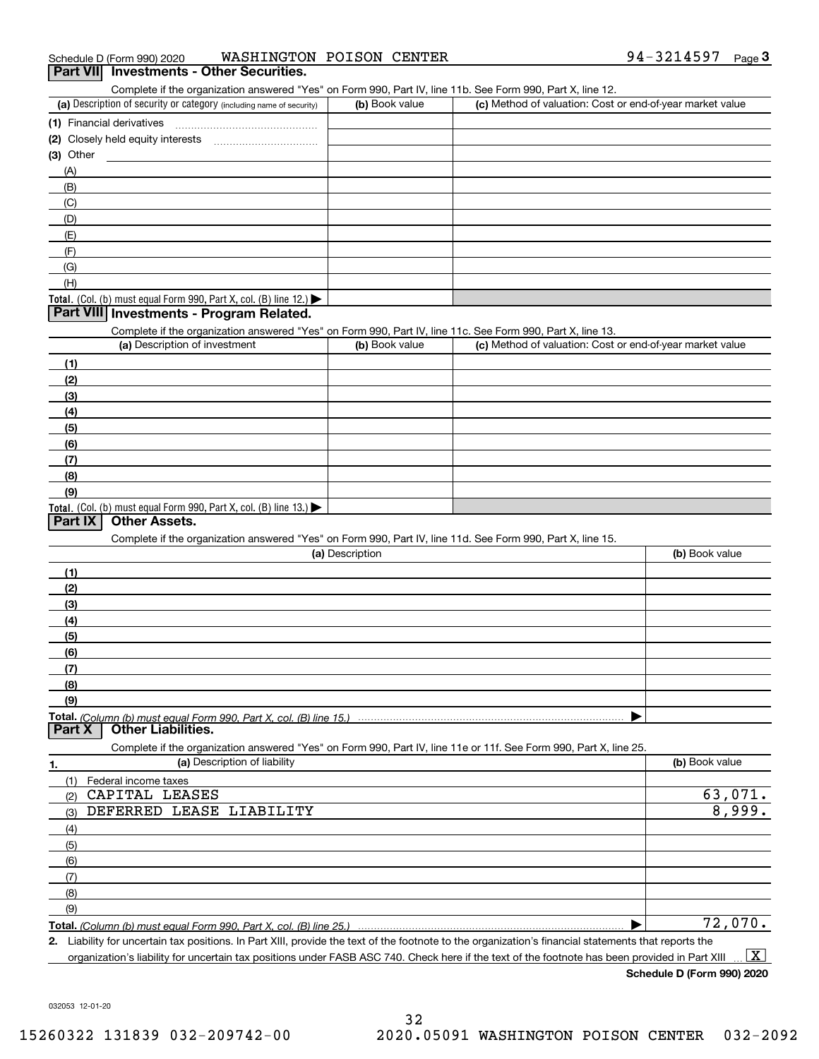Schedule D (Form 990) 2020 WASHINGTON POISON CENTER 94-3214597 Page 3

## Part VII Investments - Other Securities.

Complete if the organization answered "Yes" on Form 990, Part IV, line 11b. See Form 990, Part X, line 12.

| (a) Description of security or category (including name of security) | (b) Book value | (c) Method of valuation: Cost or end-of-year market value |
|---|---|---|
| (1) Financial derivatives | | |
| (2) Closely held equity interests | | |
| (3) Other | | |
| (A) | | |
| (B) | | |
| (C) | | |
| (D) | | |
| (E) | | |
| (F) | | |
| (G) | | |
| (H) | | |
| **Total.** (Col. (b) must equal Form 990, Part X, col. (B) line 12.) ▶ | | |

## Part VIII Investments - Program Related.

Complete if the organization answered "Yes" on Form 990, Part IV, line 11c. See Form 990, Part X, line 13.

| (a) Description of investment | (b) Book value | (c) Method of valuation: Cost or end-of-year market value |
|---|---|---|
| (1) | | |
| (2) | | |
| (3) | | |
| (4) | | |
| (5) | | |
| (6) | | |
| (7) | | |
| (8) | | |
| (9) | | |
| **Total.** (Col. (b) must equal Form 990, Part X, col. (B) line 13.) ▶ | | |

## Part IX Other Assets.

Complete if the organization answered "Yes" on Form 990, Part IV, line 11d. See Form 990, Part X, line 15.

| (a) Description | (b) Book value |
|---|---|
| (1) | |
| (2) | |
| (3) | |
| (4) | |
| (5) | |
| (6) | |
| (7) | |
| (8) | |
| (9) | |
| **Total.** *(Column (b) must equal Form 990, Part X, col. (B) line 15.)* ▶ | |

## Part X Other Liabilities.

Complete if the organization answered "Yes" on Form 990, Part IV, line 11e or 11f. See Form 990, Part X, line 25.

| 1. (a) Description of liability | (b) Book value |
|---|---|
| (1) Federal income taxes | |
| (2) CAPITAL LEASES | 63,071. |
| (3) DEFERRED LEASE LIABILITY | 8,999. |
| (4) | |
| (5) | |
| (6) | |
| (7) | |
| (8) | |
| (9) | |
| **Total.** *(Column (b) must equal Form 990, Part X, col. (B) line 25.)* ▶ | 72,070. |

2. Liability for uncertain tax positions. In Part XIII, provide the text of the footnote to the organization's financial statements that reports the organization's liability for uncertain tax positions under FASB ASC 740. Check here if the text of the footnote has been provided in Part XIII ... [X]

**Schedule D (Form 990) 2020**

032053 12-01-20

15260322 131839 032-209742-00 2020.05091 WASHINGTON POISON CENTER 032-2092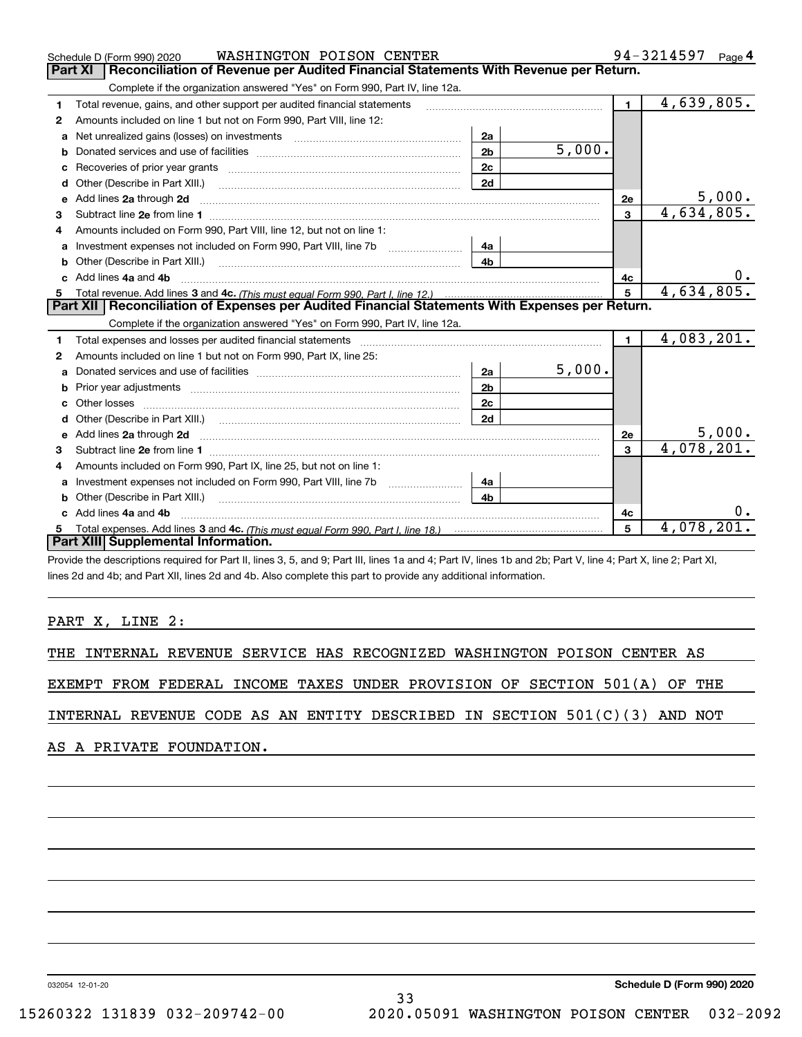Schedule D (Form 990) 2020 WASHINGTON POISON CENTER 94-3214597 Page 4

## Part XI Reconciliation of Revenue per Audited Financial Statements With Revenue per Return.

Complete if the organization answered "Yes" on Form 990, Part IV, line 12a.

| Line | Description | | Amount | Line | Total |
|---|---|---|---|---|---|
| 1 | Total revenue, gains, and other support per audited financial statements | | | 1 | 4,639,805. |
| 2 | Amounts included on line 1 but not on Form 990, Part VIII, line 12: | | | | |
| a | Net unrealized gains (losses) on investments | 2a | | | |
| b | Donated services and use of facilities | 2b | 5,000. | | |
| c | Recoveries of prior year grants | 2c | | | |
| d | Other (Describe in Part XIII.) | 2d | | | |
| e | Add lines 2a through 2d | | | 2e | 5,000. |
| 3 | Subtract line 2e from line 1 | | | 3 | 4,634,805. |
| 4 | Amounts included on Form 990, Part VIII, line 12, but not on line 1: | | | | |
| a | Investment expenses not included on Form 990, Part VIII, line 7b | 4a | | | |
| b | Other (Describe in Part XIII.) | 4b | | | |
| c | Add lines 4a and 4b | | | 4c | 0. |
| 5 | Total revenue. Add lines 3 and 4c. *(This must equal Form 990, Part I, line 12.)* | | | 5 | 4,634,805. |

## Part XII Reconciliation of Expenses per Audited Financial Statements With Expenses per Return.

Complete if the organization answered "Yes" on Form 990, Part IV, line 12a.

| Line | Description | | Amount | Line | Total |
|---|---|---|---|---|---|
| 1 | Total expenses and losses per audited financial statements | | | 1 | 4,083,201. |
| 2 | Amounts included on line 1 but not on Form 990, Part IX, line 25: | | | | |
| a | Donated services and use of facilities | 2a | 5,000. | | |
| b | Prior year adjustments | 2b | | | |
| c | Other losses | 2c | | | |
| d | Other (Describe in Part XIII.) | 2d | | | |
| e | Add lines 2a through 2d | | | 2e | 5,000. |
| 3 | Subtract line 2e from line 1 | | | 3 | 4,078,201. |
| 4 | Amounts included on Form 990, Part IX, line 25, but not on line 1: | | | | |
| a | Investment expenses not included on Form 990, Part VIII, line 7b | 4a | | | |
| b | Other (Describe in Part XIII.) | 4b | | | |
| c | Add lines 4a and 4b | | | 4c | 0. |
| 5 | Total expenses. Add lines 3 and 4c. *(This must equal Form 990, Part I, line 18.)* | | | 5 | 4,078,201. |

## Part XIII Supplemental Information.

Provide the descriptions required for Part II, lines 3, 5, and 9; Part III, lines 1a and 4; Part IV, lines 1b and 2b; Part V, line 4; Part X, line 2; Part XI, lines 2d and 4b; and Part XII, lines 2d and 4b. Also complete this part to provide any additional information.

PART X, LINE 2:

THE INTERNAL REVENUE SERVICE HAS RECOGNIZED WASHINGTON POISON CENTER AS EXEMPT FROM FEDERAL INCOME TAXES UNDER PROVISION OF SECTION 501(A) OF THE INTERNAL REVENUE CODE AS AN ENTITY DESCRIBED IN SECTION 501(C)(3) AND NOT AS A PRIVATE FOUNDATION.

032054 12-01-20 **Schedule D (Form 990) 2020**

15260322 131839 032-209742-00 2020.05091 WASHINGTON POISON CENTER 032-2092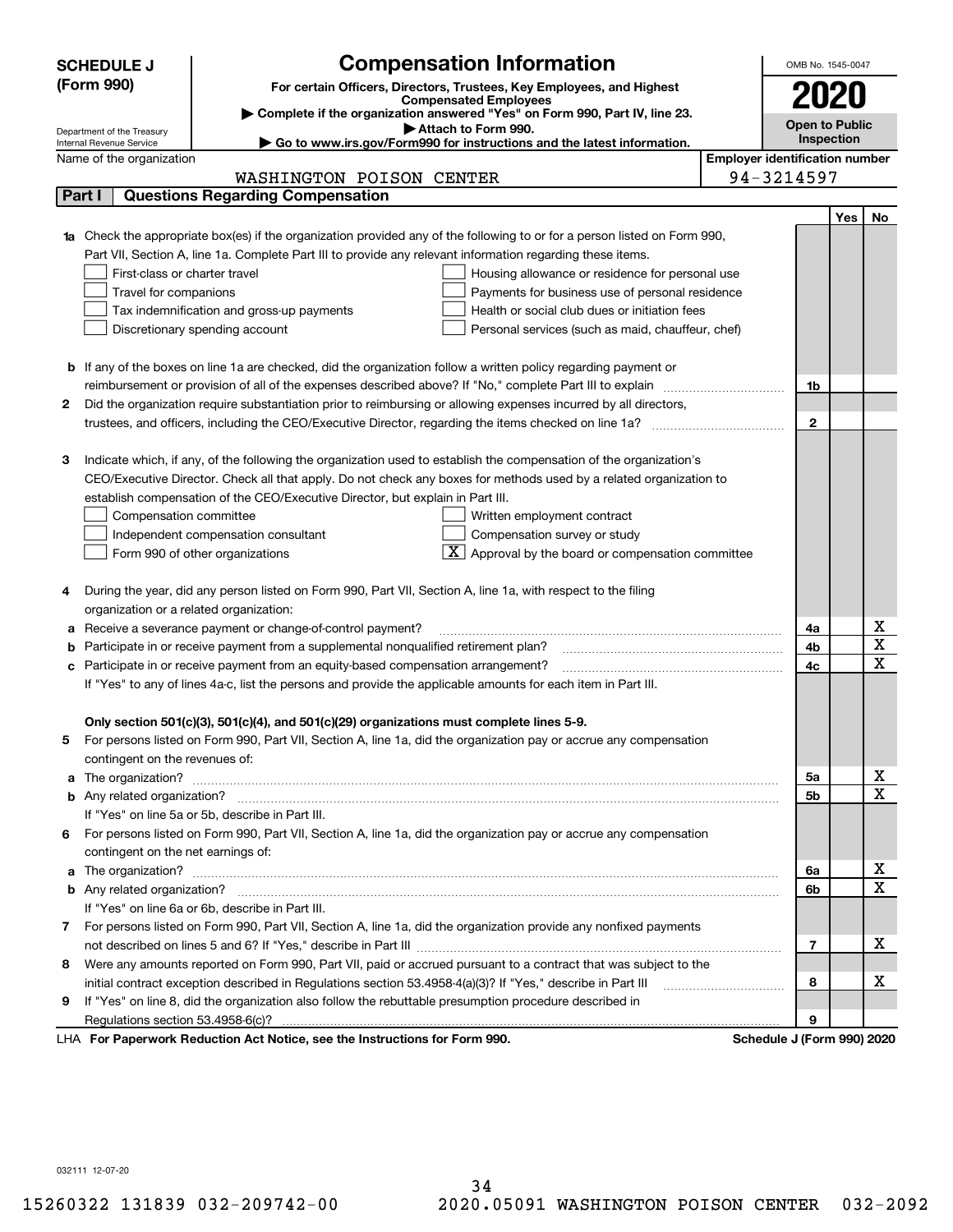**SCHEDULE J (Form 990)**

Department of the Treasury
Internal Revenue Service

# Compensation Information

**For certain Officers, Directors, Trustees, Key Employees, and Highest Compensated Employees**

▶ **Complete if the organization answered "Yes" on Form 990, Part IV, line 23.**

▶ **Attach to Form 990.**

▶ **Go to www.irs.gov/Form990 for instructions and the latest information.**

OMB No. 1545-0047

**2020**

**Open to Public Inspection**

Name of the organization: WASHINGTON POISON CENTER

**Employer identification number:** 94-3214597

## Part I Questions Regarding Compensation

| | | | Yes | No |
|---|---|---|---|---|
| **1a** | Check the appropriate box(es) if the organization provided any of the following to or for a person listed on Form 990, Part VII, Section A, line 1a. Complete Part III to provide any relevant information regarding these items.<br>☐ First-class or charter travel ☐ Housing allowance or residence for personal use<br>☐ Travel for companions ☐ Payments for business use of personal residence<br>☐ Tax indemnification and gross-up payments ☐ Health or social club dues or initiation fees<br>☐ Discretionary spending account ☐ Personal services (such as maid, chauffeur, chef) | | | |
| **b** | If any of the boxes on line 1a are checked, did the organization follow a written policy regarding payment or reimbursement or provision of all of the expenses described above? If "No," complete Part III to explain | 1b | | |
| **2** | Did the organization require substantiation prior to reimbursing or allowing expenses incurred by all directors, trustees, and officers, including the CEO/Executive Director, regarding the items checked on line 1a? | 2 | | |
| **3** | Indicate which, if any, of the following the organization used to establish the compensation of the organization's CEO/Executive Director. Check all that apply. Do not check any boxes for methods used by a related organization to establish compensation of the CEO/Executive Director, but explain in Part III.<br>☐ Compensation committee ☐ Written employment contract<br>☐ Independent compensation consultant ☐ Compensation survey or study<br>☐ Form 990 of other organizations ☒ Approval by the board or compensation committee | | | |
| **4** | During the year, did any person listed on Form 990, Part VII, Section A, line 1a, with respect to the filing organization or a related organization: | | | |
| **a** | Receive a severance payment or change-of-control payment? | 4a | | X |
| **b** | Participate in or receive payment from a supplemental nonqualified retirement plan? | 4b | | X |
| **c** | Participate in or receive payment from an equity-based compensation arrangement? | 4c | | X |
| | If "Yes" to any of lines 4a-c, list the persons and provide the applicable amounts for each item in Part III. | | | |
| | **Only section 501(c)(3), 501(c)(4), and 501(c)(29) organizations must complete lines 5-9.** | | | |
| **5** | For persons listed on Form 990, Part VII, Section A, line 1a, did the organization pay or accrue any compensation contingent on the revenues of: | | | |
| **a** | The organization? | 5a | | X |
| **b** | Any related organization? | 5b | | X |
| | If "Yes" on line 5a or 5b, describe in Part III. | | | |
| **6** | For persons listed on Form 990, Part VII, Section A, line 1a, did the organization pay or accrue any compensation contingent on the net earnings of: | | | |
| **a** | The organization? | 6a | | X |
| **b** | Any related organization? | 6b | | X |
| | If "Yes" on line 6a or 6b, describe in Part III. | | | |
| **7** | For persons listed on Form 990, Part VII, Section A, line 1a, did the organization provide any nonfixed payments not described on lines 5 and 6? If "Yes," describe in Part III | 7 | | X |
| **8** | Were any amounts reported on Form 990, Part VII, paid or accrued pursuant to a contract that was subject to the initial contract exception described in Regulations section 53.4958-4(a)(3)? If "Yes," describe in Part III | 8 | | X |
| **9** | If "Yes" on line 8, did the organization also follow the rebuttable presumption procedure described in Regulations section 53.4958-6(c)? | 9 | | |

LHA **For Paperwork Reduction Act Notice, see the Instructions for Form 990.** **Schedule J (Form 990) 2020**

032111 12-07-20

15260322 131839 032-209742-00 2020.05091 WASHINGTON POISON CENTER 032-2092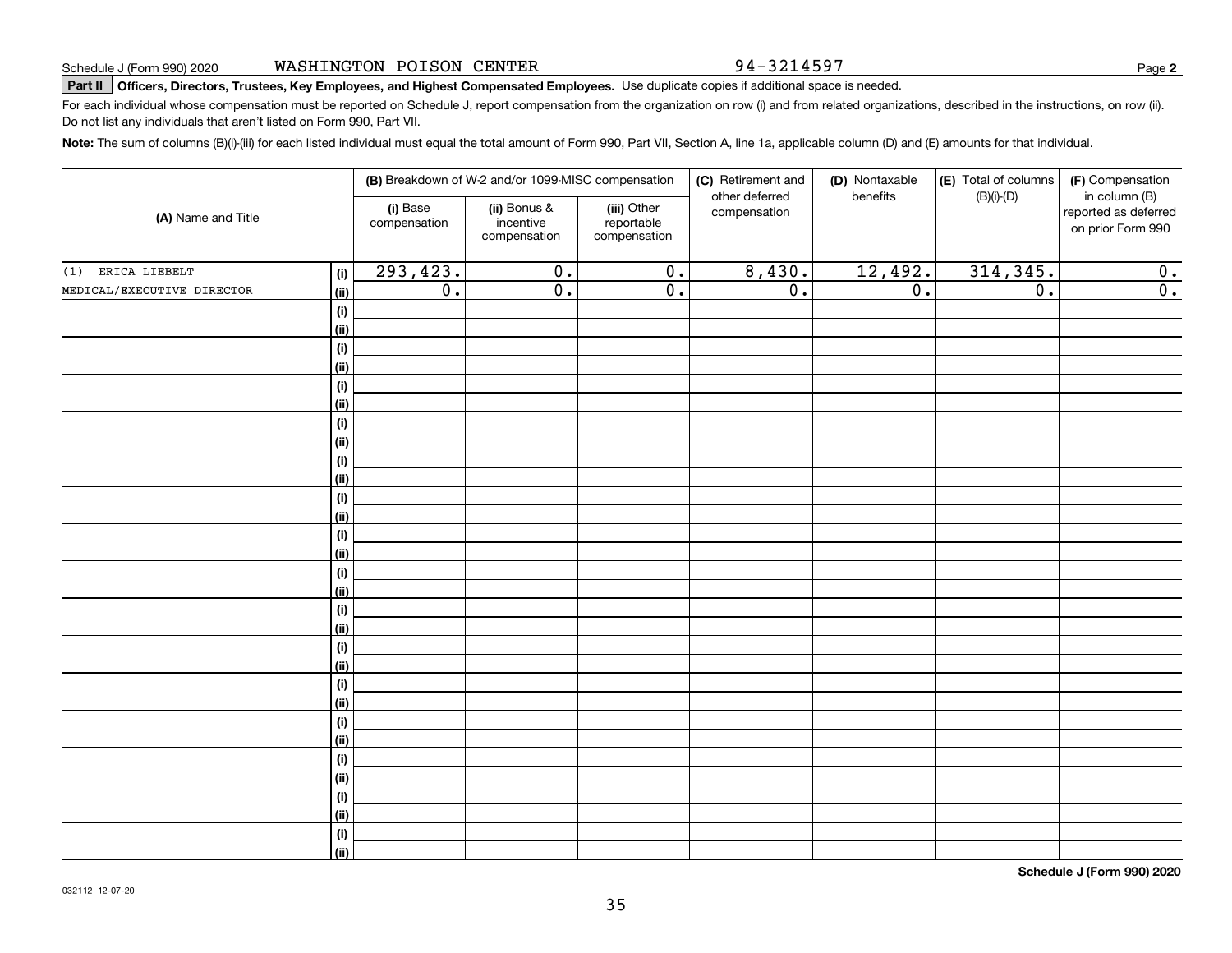Schedule J (Form 990) 2020 WASHINGTON POISON CENTER 94-3214597

**Part II** **Officers, Directors, Trustees, Key Employees, and Highest Compensated Employees.** Use duplicate copies if additional space is needed.

For each individual whose compensation must be reported on Schedule J, report compensation from the organization on row (i) and from related organizations, described in the instructions, on row (ii). Do not list any individuals that aren't listed on Form 990, Part VII.

**Note:** The sum of columns (B)(i)-(iii) for each listed individual must equal the total amount of Form 990, Part VII, Section A, line 1a, applicable column (D) and (E) amounts for that individual.

| (A) Name and Title | | (B) Breakdown of W-2 and/or 1099-MISC compensation | | | (C) Retirement and other deferred compensation | (D) Nontaxable benefits | (E) Total of columns (B)(i)-(D) | (F) Compensation in column (B) reported as deferred on prior Form 990 |
|---|---|---|---|---|---|---|---|---|
| | | (i) Base compensation | (ii) Bonus & incentive compensation | (iii) Other reportable compensation | | | | |
| (1) ERICA LIEBELT | (i) | 293,423. | 0. | 0. | 8,430. | 12,492. | 314,345. | 0. |
| MEDICAL/EXECUTIVE DIRECTOR | (ii) | 0. | 0. | 0. | 0. | 0. | 0. | 0. |
| | (i) | | | | | | | |
| | (ii) | | | | | | | |
| | (i) | | | | | | | |
| | (ii) | | | | | | | |
| | (i) | | | | | | | |
| | (ii) | | | | | | | |
| | (i) | | | | | | | |
| | (ii) | | | | | | | |
| | (i) | | | | | | | |
| | (ii) | | | | | | | |
| | (i) | | | | | | | |
| | (ii) | | | | | | | |
| | (i) | | | | | | | |
| | (ii) | | | | | | | |
| | (i) | | | | | | | |
| | (ii) | | | | | | | |
| | (i) | | | | | | | |
| | (ii) | | | | | | | |
| | (i) | | | | | | | |
| | (ii) | | | | | | | |
| | (i) | | | | | | | |
| | (ii) | | | | | | | |
| | (i) | | | | | | | |
| | (ii) | | | | | | | |
| | (i) | | | | | | | |
| | (ii) | | | | | | | |
| | (i) | | | | | | | |
| | (ii) | | | | | | | |
| | (i) | | | | | | | |
| | (ii) | | | | | | | |

**Schedule J (Form 990) 2020**

032112 12-07-20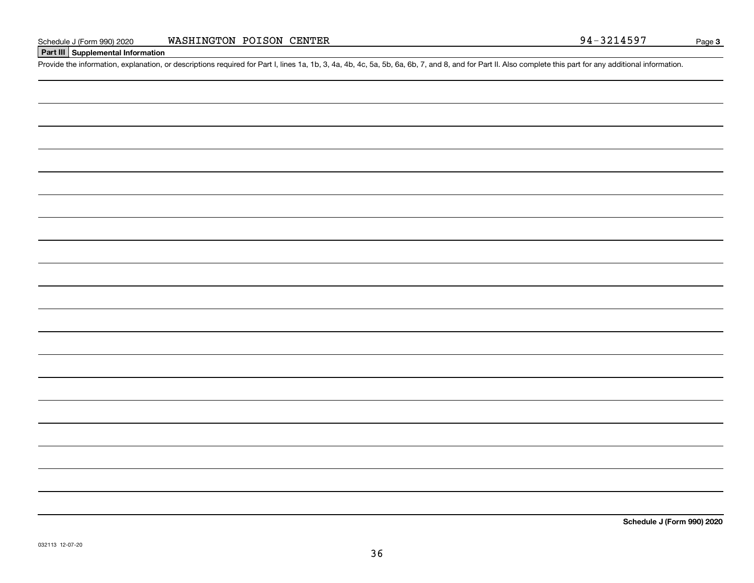Schedule J (Form 990) 2020 WASHINGTON POISON CENTER 94-3214597 Page 3

**Part III Supplemental Information**

Provide the information, explanation, or descriptions required for Part I, lines 1a, 1b, 3, 4a, 4b, 4c, 5a, 5b, 6a, 6b, 7, and 8, and for Part II. Also complete this part for any additional information.

**Schedule J (Form 990) 2020**

032113 12-07-20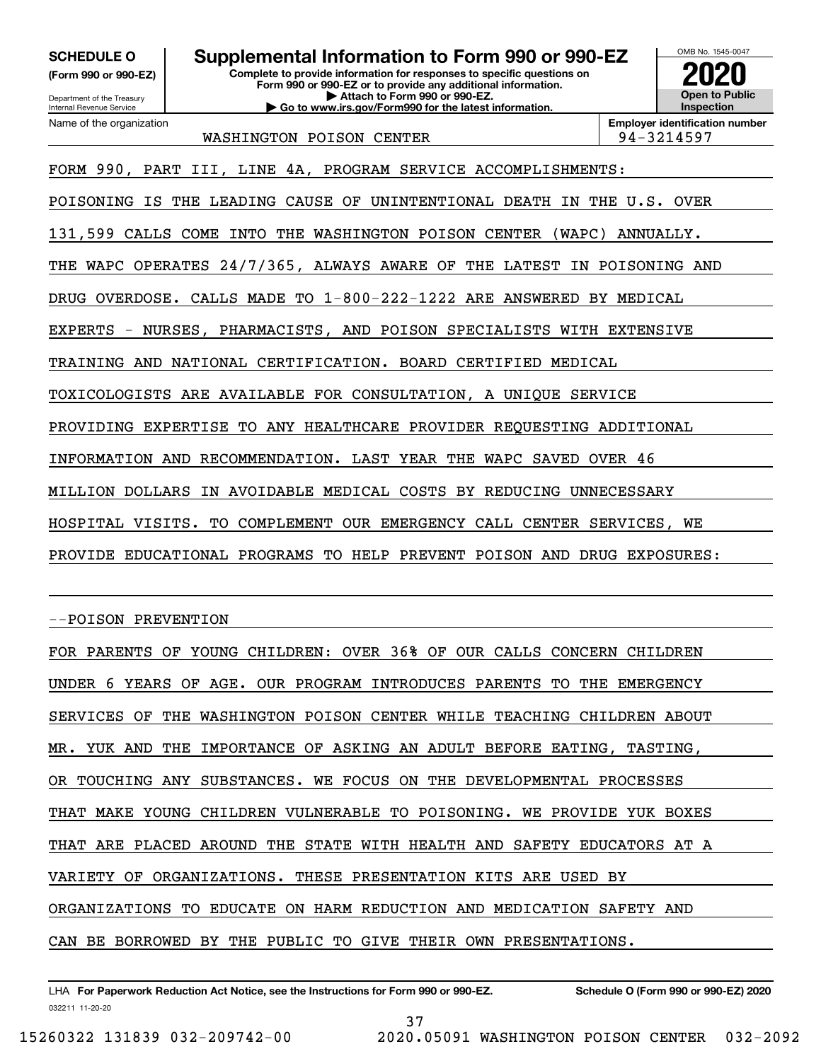**SCHEDULE O** **(Form 990 or 990-EZ)**

Department of the Treasury
Internal Revenue Service

# Supplemental Information to Form 990 or 990-EZ

**Complete to provide information for responses to specific questions on Form 990 or 990-EZ or to provide any additional information.**
**▶ Attach to Form 990 or 990-EZ.**
**▶ Go to www.irs.gov/Form990 for the latest information.**

OMB No. 1545-0047

**2020**

**Open to Public Inspection**

| Name of the organization | Employer identification number |
|---|---|
| WASHINGTON POISON CENTER | 94-3214597 |

FORM 990, PART III, LINE 4A, PROGRAM SERVICE ACCOMPLISHMENTS:

POISONING IS THE LEADING CAUSE OF UNINTENTIONAL DEATH IN THE U.S. OVER 131,599 CALLS COME INTO THE WASHINGTON POISON CENTER (WAPC) ANNUALLY. THE WAPC OPERATES 24/7/365, ALWAYS AWARE OF THE LATEST IN POISONING AND DRUG OVERDOSE. CALLS MADE TO 1-800-222-1222 ARE ANSWERED BY MEDICAL EXPERTS - NURSES, PHARMACISTS, AND POISON SPECIALISTS WITH EXTENSIVE TRAINING AND NATIONAL CERTIFICATION. BOARD CERTIFIED MEDICAL TOXICOLOGISTS ARE AVAILABLE FOR CONSULTATION, A UNIQUE SERVICE PROVIDING EXPERTISE TO ANY HEALTHCARE PROVIDER REQUESTING ADDITIONAL INFORMATION AND RECOMMENDATION. LAST YEAR THE WAPC SAVED OVER 46 MILLION DOLLARS IN AVOIDABLE MEDICAL COSTS BY REDUCING UNNECESSARY HOSPITAL VISITS. TO COMPLEMENT OUR EMERGENCY CALL CENTER SERVICES, WE PROVIDE EDUCATIONAL PROGRAMS TO HELP PREVENT POISON AND DRUG EXPOSURES:

--POISON PREVENTION

FOR PARENTS OF YOUNG CHILDREN: OVER 36% OF OUR CALLS CONCERN CHILDREN UNDER 6 YEARS OF AGE. OUR PROGRAM INTRODUCES PARENTS TO THE EMERGENCY SERVICES OF THE WASHINGTON POISON CENTER WHILE TEACHING CHILDREN ABOUT MR. YUK AND THE IMPORTANCE OF ASKING AN ADULT BEFORE EATING, TASTING, OR TOUCHING ANY SUBSTANCES. WE FOCUS ON THE DEVELOPMENTAL PROCESSES THAT MAKE YOUNG CHILDREN VULNERABLE TO POISONING. WE PROVIDE YUK BOXES THAT ARE PLACED AROUND THE STATE WITH HEALTH AND SAFETY EDUCATORS AT A VARIETY OF ORGANIZATIONS. THESE PRESENTATION KITS ARE USED BY ORGANIZATIONS TO EDUCATE ON HARM REDUCTION AND MEDICATION SAFETY AND CAN BE BORROWED BY THE PUBLIC TO GIVE THEIR OWN PRESENTATIONS.

LHA **For Paperwork Reduction Act Notice, see the Instructions for Form 990 or 990-EZ.** **Schedule O (Form 990 or 990-EZ) 2020**
032211 11-20-20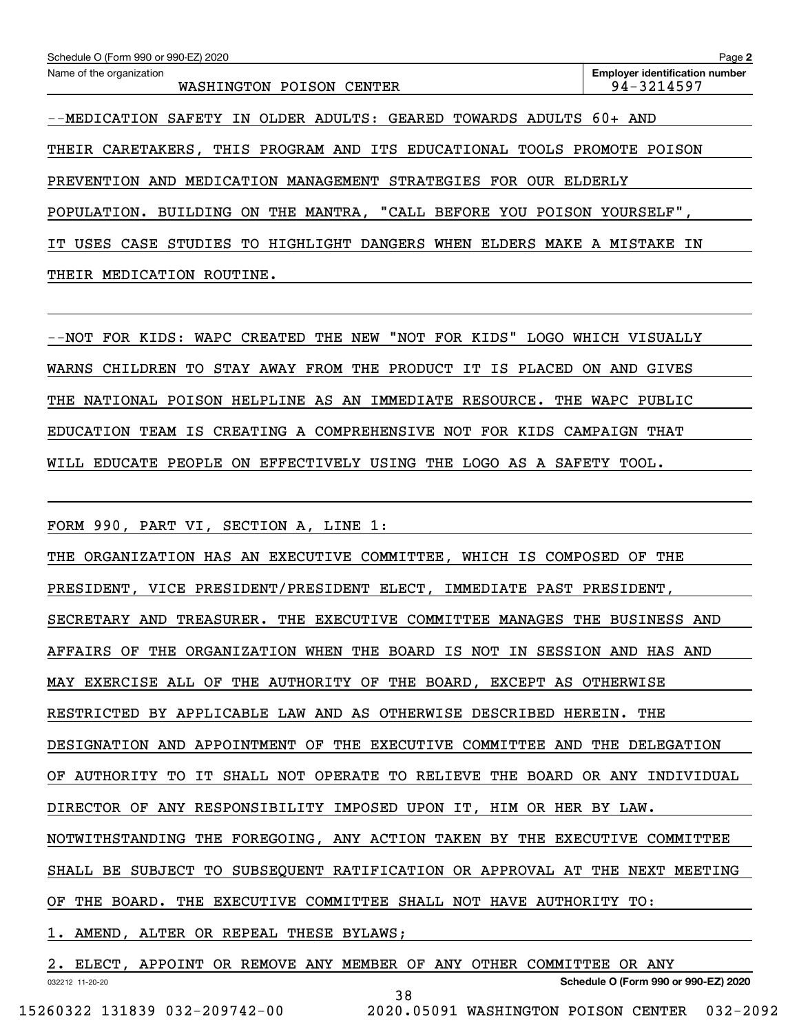Schedule O (Form 990 or 990-EZ) 2020

Name of the organization: WASHINGTON POISON CENTER

Employer identification number: 94-3214597

--MEDICATION SAFETY IN OLDER ADULTS: GEARED TOWARDS ADULTS 60+ AND THEIR CARETAKERS, THIS PROGRAM AND ITS EDUCATIONAL TOOLS PROMOTE POISON PREVENTION AND MEDICATION MANAGEMENT STRATEGIES FOR OUR ELDERLY POPULATION. BUILDING ON THE MANTRA, "CALL BEFORE YOU POISON YOURSELF", IT USES CASE STUDIES TO HIGHLIGHT DANGERS WHEN ELDERS MAKE A MISTAKE IN THEIR MEDICATION ROUTINE.

--NOT FOR KIDS: WAPC CREATED THE NEW "NOT FOR KIDS" LOGO WHICH VISUALLY WARNS CHILDREN TO STAY AWAY FROM THE PRODUCT IT IS PLACED ON AND GIVES THE NATIONAL POISON HELPLINE AS AN IMMEDIATE RESOURCE. THE WAPC PUBLIC EDUCATION TEAM IS CREATING A COMPREHENSIVE NOT FOR KIDS CAMPAIGN THAT WILL EDUCATE PEOPLE ON EFFECTIVELY USING THE LOGO AS A SAFETY TOOL.

FORM 990, PART VI, SECTION A, LINE 1:

THE ORGANIZATION HAS AN EXECUTIVE COMMITTEE, WHICH IS COMPOSED OF THE PRESIDENT, VICE PRESIDENT/PRESIDENT ELECT, IMMEDIATE PAST PRESIDENT, SECRETARY AND TREASURER. THE EXECUTIVE COMMITTEE MANAGES THE BUSINESS AND AFFAIRS OF THE ORGANIZATION WHEN THE BOARD IS NOT IN SESSION AND HAS AND MAY EXERCISE ALL OF THE AUTHORITY OF THE BOARD, EXCEPT AS OTHERWISE RESTRICTED BY APPLICABLE LAW AND AS OTHERWISE DESCRIBED HEREIN. THE DESIGNATION AND APPOINTMENT OF THE EXECUTIVE COMMITTEE AND THE DELEGATION OF AUTHORITY TO IT SHALL NOT OPERATE TO RELIEVE THE BOARD OR ANY INDIVIDUAL DIRECTOR OF ANY RESPONSIBILITY IMPOSED UPON IT, HIM OR HER BY LAW. NOTWITHSTANDING THE FOREGOING, ANY ACTION TAKEN BY THE EXECUTIVE COMMITTEE SHALL BE SUBJECT TO SUBSEQUENT RATIFICATION OR APPROVAL AT THE NEXT MEETING OF THE BOARD. THE EXECUTIVE COMMITTEE SHALL NOT HAVE AUTHORITY TO:

1. AMEND, ALTER OR REPEAL THESE BYLAWS;

2. ELECT, APPOINT OR REMOVE ANY MEMBER OF ANY OTHER COMMITTEE OR ANY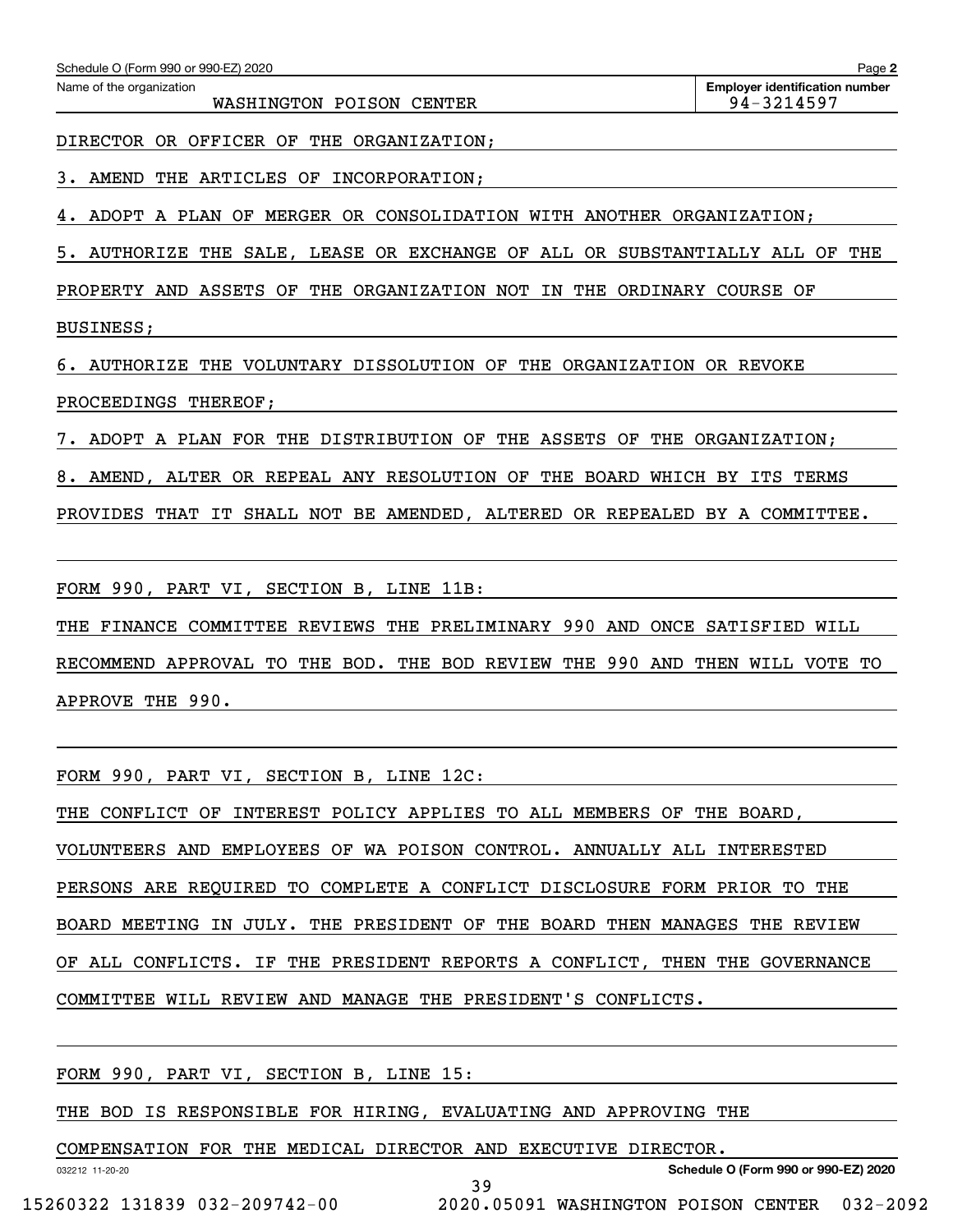Name of the organization: WASHINGTON POISON CENTER

Employer identification number: 94-3214597

DIRECTOR OR OFFICER OF THE ORGANIZATION;

3. AMEND THE ARTICLES OF INCORPORATION;

4. ADOPT A PLAN OF MERGER OR CONSOLIDATION WITH ANOTHER ORGANIZATION;

5. AUTHORIZE THE SALE, LEASE OR EXCHANGE OF ALL OR SUBSTANTIALLY ALL OF THE PROPERTY AND ASSETS OF THE ORGANIZATION NOT IN THE ORDINARY COURSE OF BUSINESS;

6. AUTHORIZE THE VOLUNTARY DISSOLUTION OF THE ORGANIZATION OR REVOKE PROCEEDINGS THEREOF;

7. ADOPT A PLAN FOR THE DISTRIBUTION OF THE ASSETS OF THE ORGANIZATION;

8. AMEND, ALTER OR REPEAL ANY RESOLUTION OF THE BOARD WHICH BY ITS TERMS PROVIDES THAT IT SHALL NOT BE AMENDED, ALTERED OR REPEALED BY A COMMITTEE.

FORM 990, PART VI, SECTION B, LINE 11B:

THE FINANCE COMMITTEE REVIEWS THE PRELIMINARY 990 AND ONCE SATISFIED WILL RECOMMEND APPROVAL TO THE BOD. THE BOD REVIEW THE 990 AND THEN WILL VOTE TO APPROVE THE 990.

FORM 990, PART VI, SECTION B, LINE 12C:

THE CONFLICT OF INTEREST POLICY APPLIES TO ALL MEMBERS OF THE BOARD, VOLUNTEERS AND EMPLOYEES OF WA POISON CONTROL. ANNUALLY ALL INTERESTED PERSONS ARE REQUIRED TO COMPLETE A CONFLICT DISCLOSURE FORM PRIOR TO THE BOARD MEETING IN JULY. THE PRESIDENT OF THE BOARD THEN MANAGES THE REVIEW OF ALL CONFLICTS. IF THE PRESIDENT REPORTS A CONFLICT, THEN THE GOVERNANCE COMMITTEE WILL REVIEW AND MANAGE THE PRESIDENT'S CONFLICTS.

FORM 990, PART VI, SECTION B, LINE 15:

THE BOD IS RESPONSIBLE FOR HIRING, EVALUATING AND APPROVING THE COMPENSATION FOR THE MEDICAL DIRECTOR AND EXECUTIVE DIRECTOR.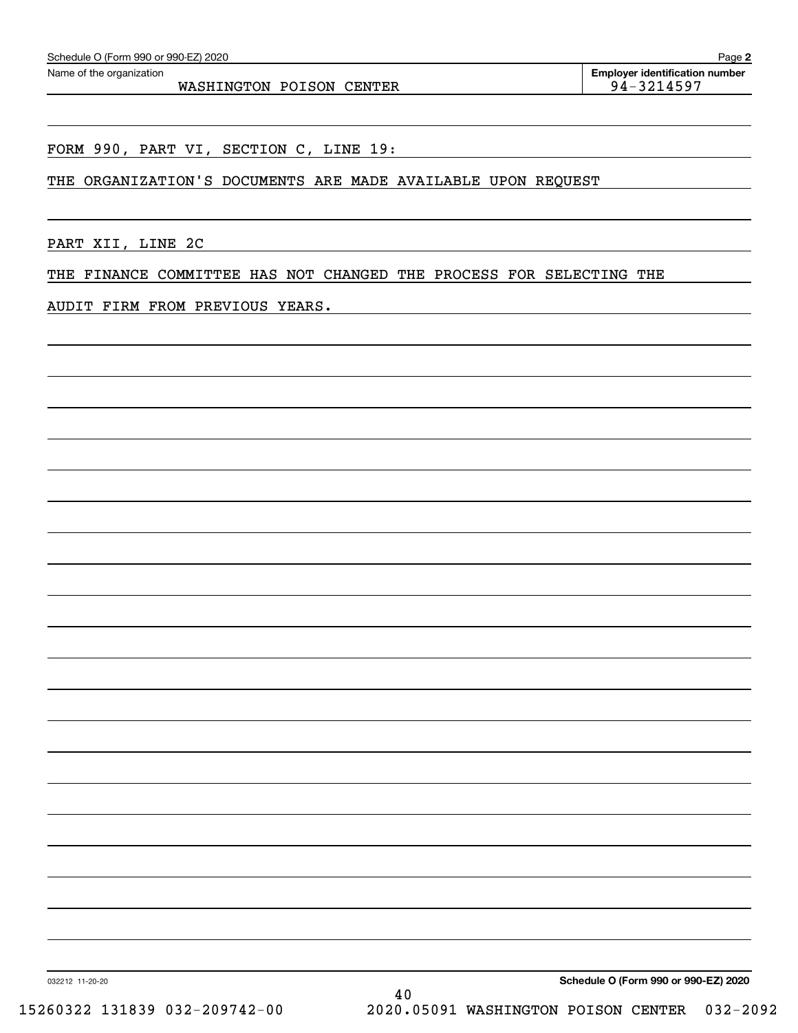Schedule O (Form 990 or 990-EZ) 2020

Name of the organization: WASHINGTON POISON CENTER

Employer identification number: 94-3214597

FORM 990, PART VI, SECTION C, LINE 19:

THE ORGANIZATION'S DOCUMENTS ARE MADE AVAILABLE UPON REQUEST

PART XII, LINE 2C

THE FINANCE COMMITTEE HAS NOT CHANGED THE PROCESS FOR SELECTING THE AUDIT FIRM FROM PREVIOUS YEARS.